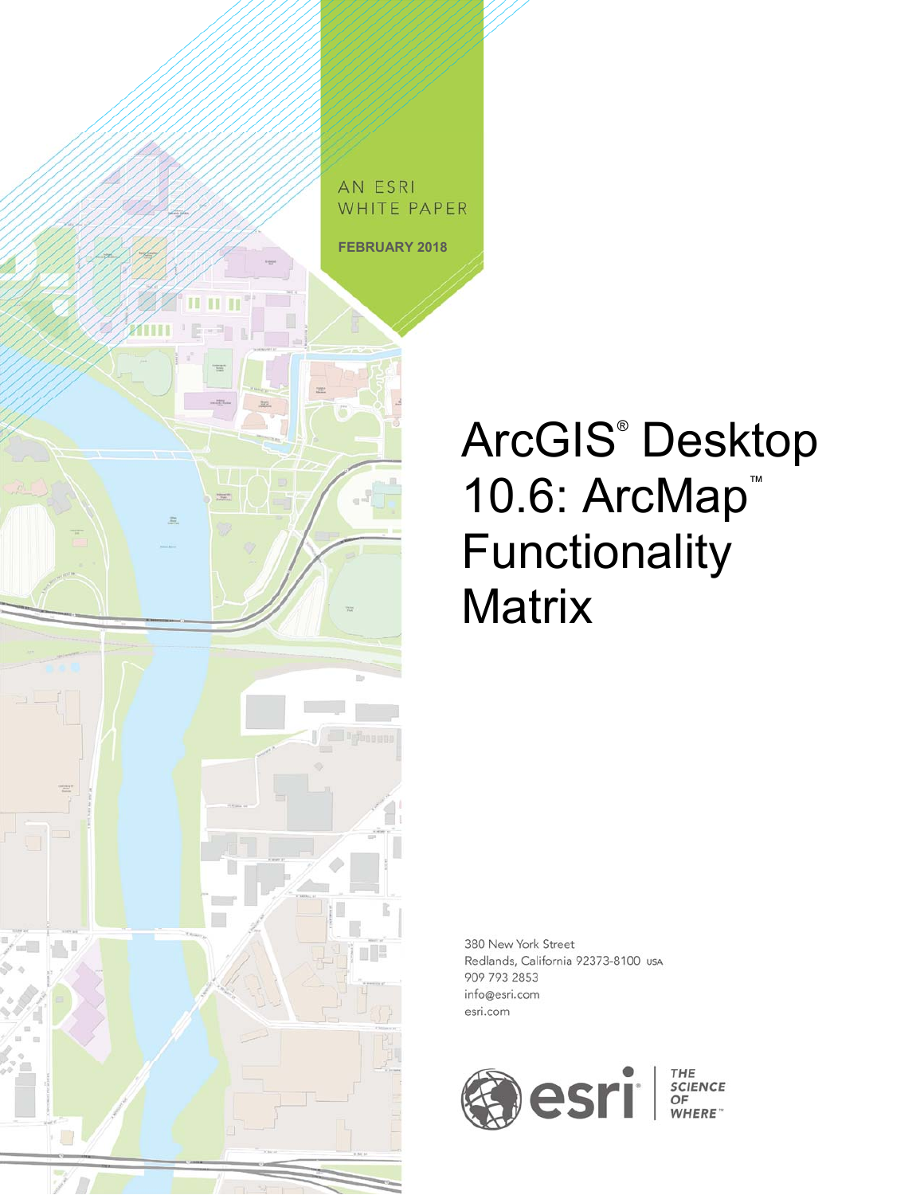AN ESRI WHITE PAPER

**FEBRUARY 2018**

# ArcGIS® Desktop 10.6: ArcMap™ Functionality Matrix

380 New York Street
Redlands, California 92373-8100 USA
909 793 2853
info@esri.com
esri.com

esri® THE SCIENCE OF WHERE™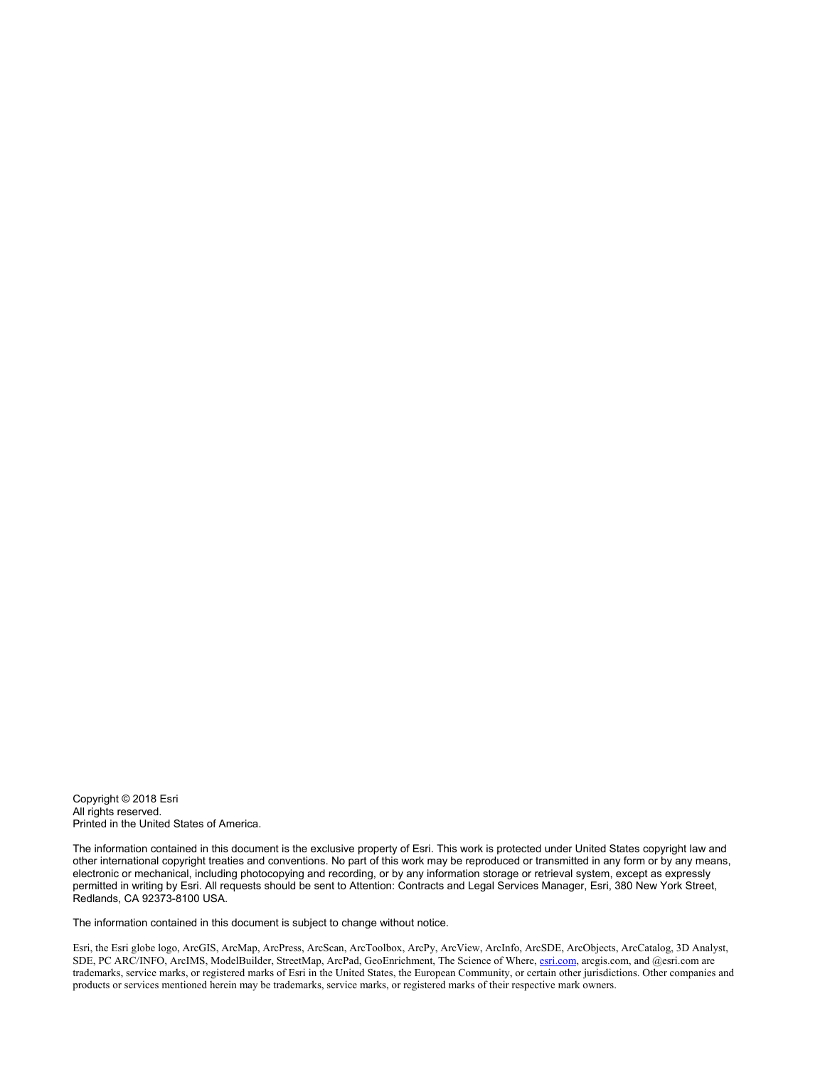Copyright © 2018 Esri
All rights reserved.
Printed in the United States of America.

The information contained in this document is the exclusive property of Esri. This work is protected under United States copyright law and other international copyright treaties and conventions. No part of this work may be reproduced or transmitted in any form or by any means, electronic or mechanical, including photocopying and recording, or by any information storage or retrieval system, except as expressly permitted in writing by Esri. All requests should be sent to Attention: Contracts and Legal Services Manager, Esri, 380 New York Street, Redlands, CA 92373-8100 USA.

The information contained in this document is subject to change without notice.

Esri, the Esri globe logo, ArcGIS, ArcMap, ArcPress, ArcScan, ArcToolbox, ArcPy, ArcView, ArcInfo, ArcSDE, ArcObjects, ArcCatalog, 3D Analyst, SDE, PC ARC/INFO, ArcIMS, ModelBuilder, StreetMap, ArcPad, GeoEnrichment, The Science of Where, esri.com, arcgis.com, and @esri.com are trademarks, service marks, or registered marks of Esri in the United States, the European Community, or certain other jurisdictions. Other companies and products or services mentioned herein may be trademarks, service marks, or registered marks of their respective mark owners.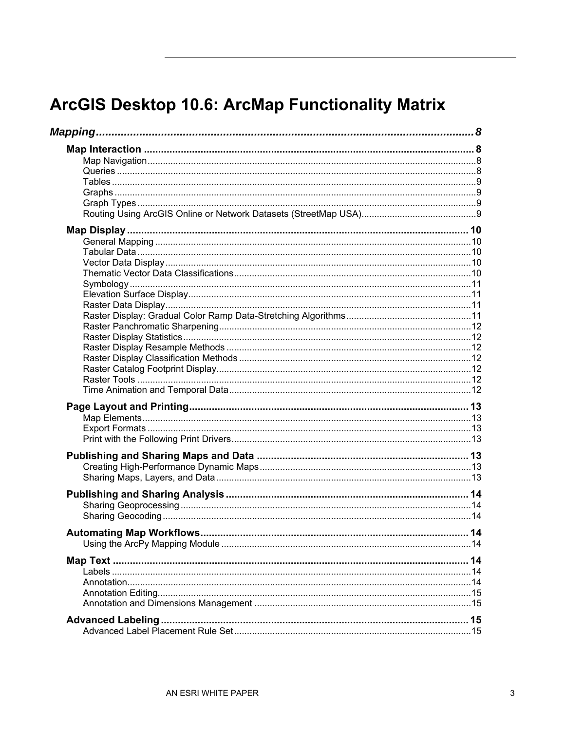# ArcGIS Desktop 10.6: ArcMap Functionality Matrix

*Mapping* ........ 8

**Map Interaction** ........ 8
- Map Navigation ........ 8
- Queries ........ 8
- Tables ........ 9
- Graphs ........ 9
- Graph Types ........ 9
- Routing Using ArcGIS Online or Network Datasets (StreetMap USA) ........ 9

**Map Display** ........ 10
- General Mapping ........ 10
- Tabular Data ........ 10
- Vector Data Display ........ 10
- Thematic Vector Data Classifications ........ 10
- Symbology ........ 11
- Elevation Surface Display ........ 11
- Raster Data Display ........ 11
- Raster Display: Gradual Color Ramp Data-Stretching Algorithms ........ 11
- Raster Panchromatic Sharpening ........ 12
- Raster Display Statistics ........ 12
- Raster Display Resample Methods ........ 12
- Raster Display Classification Methods ........ 12
- Raster Catalog Footprint Display ........ 12
- Raster Tools ........ 12
- Time Animation and Temporal Data ........ 12

**Page Layout and Printing** ........ 13
- Map Elements ........ 13
- Export Formats ........ 13
- Print with the Following Print Drivers ........ 13

**Publishing and Sharing Maps and Data** ........ 13
- Creating High-Performance Dynamic Maps ........ 13
- Sharing Maps, Layers, and Data ........ 13

**Publishing and Sharing Analysis** ........ 14
- Sharing Geoprocessing ........ 14
- Sharing Geocoding ........ 14

**Automating Map Workflows** ........ 14
- Using the ArcPy Mapping Module ........ 14

**Map Text** ........ 14
- Labels ........ 14
- Annotation ........ 14
- Annotation Editing ........ 15
- Annotation and Dimensions Management ........ 15

**Advanced Labeling** ........ 15
- Advanced Label Placement Rule Set ........ 15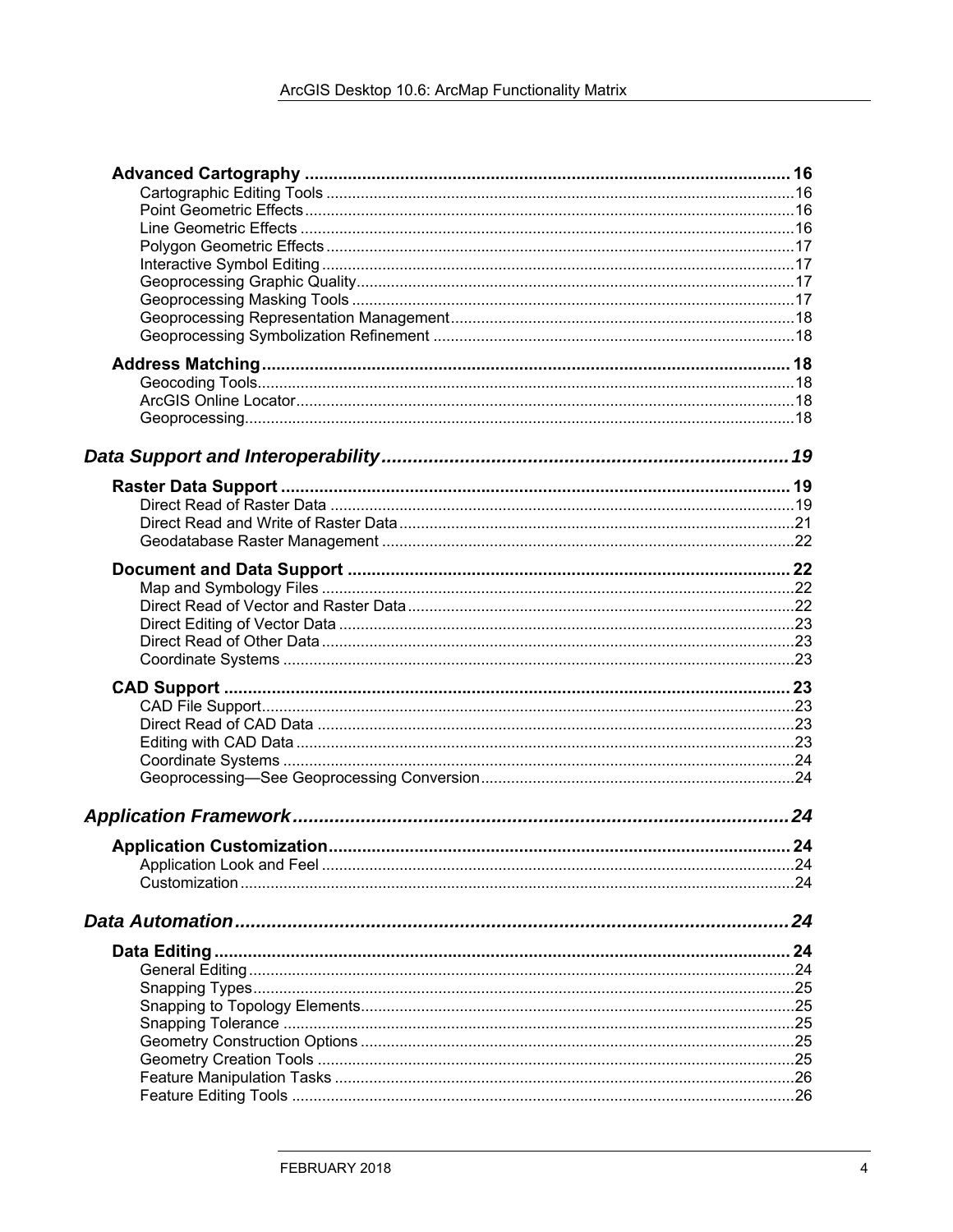**Advanced Cartography** .................................................................................................. 16

Cartographic Editing Tools ..........................................................................................16

Point Geometric Effects...............................................................................................16

Line Geometric Effects ................................................................................................16

Polygon Geometric Effects ..........................................................................................17

Interactive Symbol Editing ...........................................................................................17

Geoprocessing Graphic Quality...................................................................................17

Geoprocessing Masking Tools ....................................................................................17

Geoprocessing Representation Management.............................................................18

Geoprocessing Symbolization Refinement .................................................................18

**Address Matching**............................................................................................................ 18

Geocoding Tools..........................................................................................................18

ArcGIS Online Locator.................................................................................................18

Geoprocessing.............................................................................................................18

***Data Support and Interoperability***........................................................................... 19

**Raster Data Support** ....................................................................................................... 19

Direct Read of Raster Data .........................................................................................19

Direct Read and Write of Raster Data.........................................................................21

Geodatabase Raster Management .............................................................................22

**Document and Data Support** .......................................................................................... 22

Map and Symbology Files ...........................................................................................22

Direct Read of Vector and Raster Data.......................................................................22

Direct Editing of Vector Data .......................................................................................23

Direct Read of Other Data ...........................................................................................23

Coordinate Systems ....................................................................................................23

**CAD Support** .................................................................................................................... 23

CAD File Support.........................................................................................................23

Direct Read of CAD Data ............................................................................................23

Editing with CAD Data .................................................................................................23

Coordinate Systems ....................................................................................................24

Geoprocessing—See Geoprocessing Conversion.......................................................24

***Application Framework***............................................................................................ 24

**Application Customization**.............................................................................................. 24

Application Look and Feel ...........................................................................................24

Customization..............................................................................................................24

***Data Automation***........................................................................................................ 24

**Data Editing**...................................................................................................................... 24

General Editing............................................................................................................24

Snapping Types...........................................................................................................25

Snapping to Topology Elements..................................................................................25

Snapping Tolerance ....................................................................................................25

Geometry Construction Options .................................................................................25

Geometry Creation Tools ............................................................................................25

Feature Manipulation Tasks ........................................................................................26

Feature Editing Tools ..................................................................................................26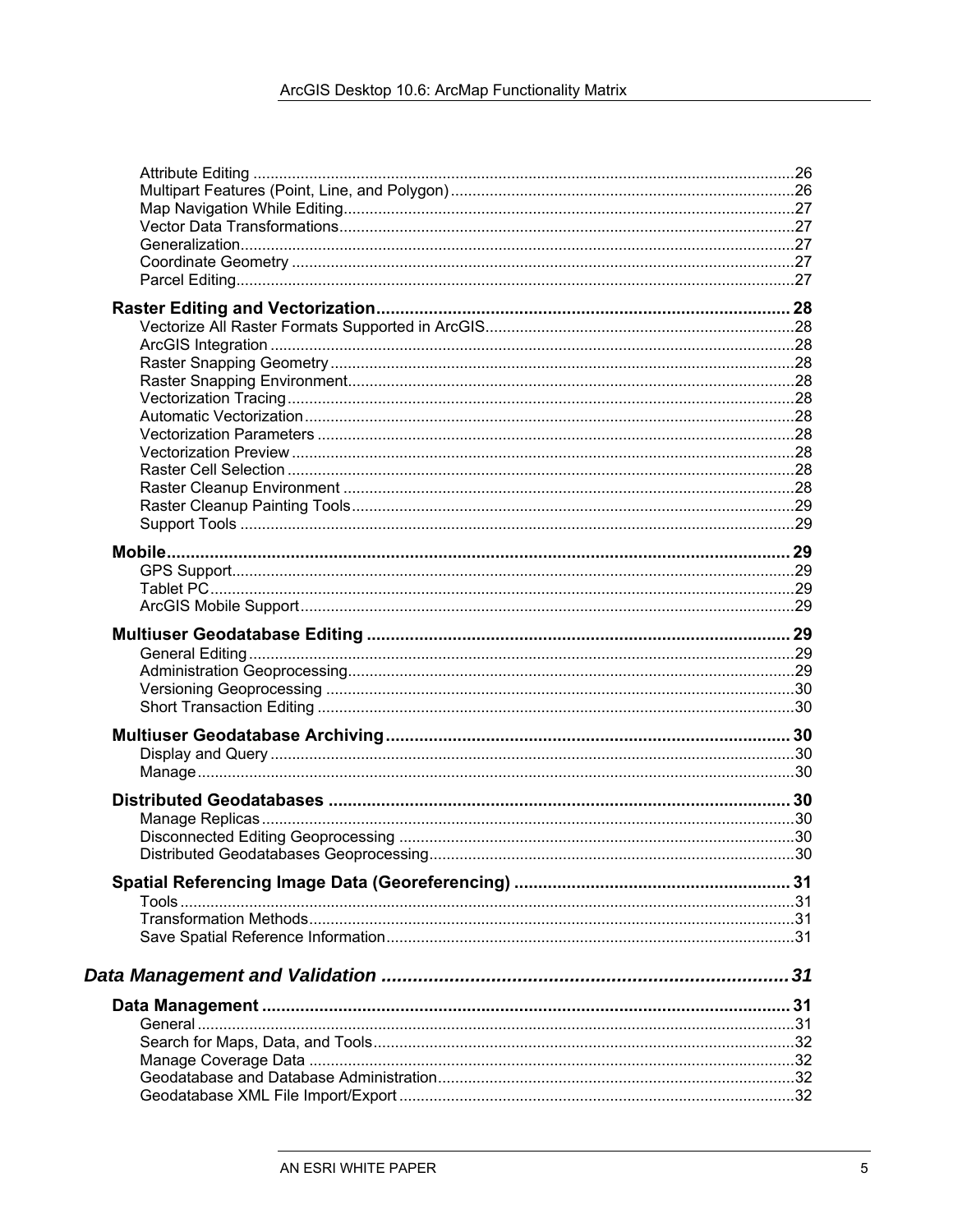Attribute Editing ............................................................................................................26
Multipart Features (Point, Line, and Polygon) ..............................................................26
Map Navigation While Editing.......................................................................................27
Vector Data Transformations.........................................................................................27
Generalization................................................................................................................27
Coordinate Geometry ....................................................................................................27
Parcel Editing.................................................................................................................27

**Raster Editing and Vectorization...................................................................... 28**
Vectorize All Raster Formats Supported in ArcGIS.......................................................28
ArcGIS Integration .........................................................................................................28
Raster Snapping Geometry ...........................................................................................28
Raster Snapping Environment.......................................................................................28
Vectorization Tracing.....................................................................................................28
Automatic Vectorization.................................................................................................28
Vectorization Parameters ..............................................................................................28
Vectorization Preview ....................................................................................................28
Raster Cell Selection .....................................................................................................28
Raster Cleanup Environment ........................................................................................28
Raster Cleanup Painting Tools......................................................................................29
Support Tools ................................................................................................................29

**Mobile............................................................................................................... 29**
GPS Support..................................................................................................................29
Tablet PC.......................................................................................................................29
ArcGIS Mobile Support..................................................................................................29

**Multiuser Geodatabase Editing ....................................................................... 29**
General Editing..............................................................................................................29
Administration Geoprocessing.......................................................................................29
Versioning Geoprocessing ............................................................................................30
Short Transaction Editing ..............................................................................................30

**Multiuser Geodatabase Archiving.................................................................... 30**
Display and Query .........................................................................................................30
Manage..........................................................................................................................30

**Distributed Geodatabases ................................................................................ 30**
Manage Replicas...........................................................................................................30
Disconnected Editing Geoprocessing ...........................................................................30
Distributed Geodatabases Geoprocessing....................................................................30

**Spatial Referencing Image Data (Georeferencing) .......................................... 31**
Tools ..............................................................................................................................31
Transformation Methods................................................................................................31
Save Spatial Reference Information..............................................................................31

***Data Management and Validation ..............................................................................31***

**Data Management .............................................................................................. 31**
General ..........................................................................................................................31
Search for Maps, Data, and Tools.................................................................................32
Manage Coverage Data ................................................................................................32
Geodatabase and Database Administration..................................................................32
Geodatabase XML File Import/Export ...........................................................................32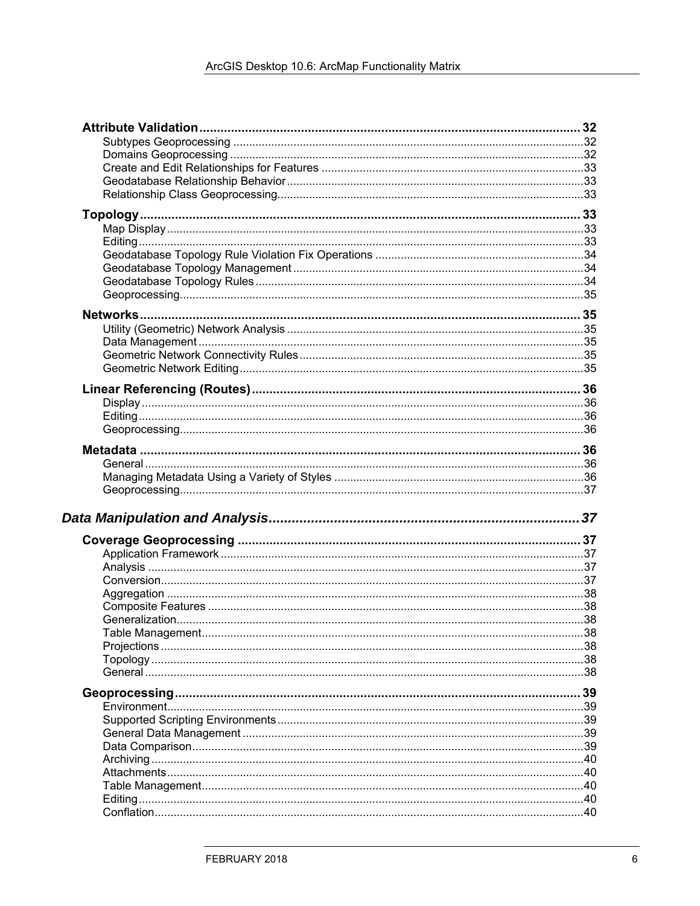**Attribute Validation** ............................................................ 32

Subtypes Geoprocessing ............................................................ 32

Domains Geoprocessing ............................................................ 32

Create and Edit Relationships for Features ............................................................ 33

Geodatabase Relationship Behavior ............................................................ 33

Relationship Class Geoprocessing ............................................................ 33

**Topology** ............................................................ 33

Map Display ............................................................ 33

Editing ............................................................ 33

Geodatabase Topology Rule Violation Fix Operations ............................................................ 34

Geodatabase Topology Management ............................................................ 34

Geodatabase Topology Rules ............................................................ 34

Geoprocessing ............................................................ 35

**Networks** ............................................................ 35

Utility (Geometric) Network Analysis ............................................................ 35

Data Management ............................................................ 35

Geometric Network Connectivity Rules ............................................................ 35

Geometric Network Editing ............................................................ 35

**Linear Referencing (Routes)** ............................................................ 36

Display ............................................................ 36

Editing ............................................................ 36

Geoprocessing ............................................................ 36

**Metadata** ............................................................ 36

General ............................................................ 36

Managing Metadata Using a Variety of Styles ............................................................ 36

Geoprocessing ............................................................ 37

***Data Manipulation and Analysis*** ............................................................ 37

**Coverage Geoprocessing** ............................................................ 37

Application Framework ............................................................ 37

Analysis ............................................................ 37

Conversion ............................................................ 37

Aggregation ............................................................ 38

Composite Features ............................................................ 38

Generalization ............................................................ 38

Table Management ............................................................ 38

Projections ............................................................ 38

Topology ............................................................ 38

General ............................................................ 38

**Geoprocessing** ............................................................ 39

Environment ............................................................ 39

Supported Scripting Environments ............................................................ 39

General Data Management ............................................................ 39

Data Comparison ............................................................ 39

Archiving ............................................................ 40

Attachments ............................................................ 40

Table Management ............................................................ 40

Editing ............................................................ 40

Conflation ............................................................ 40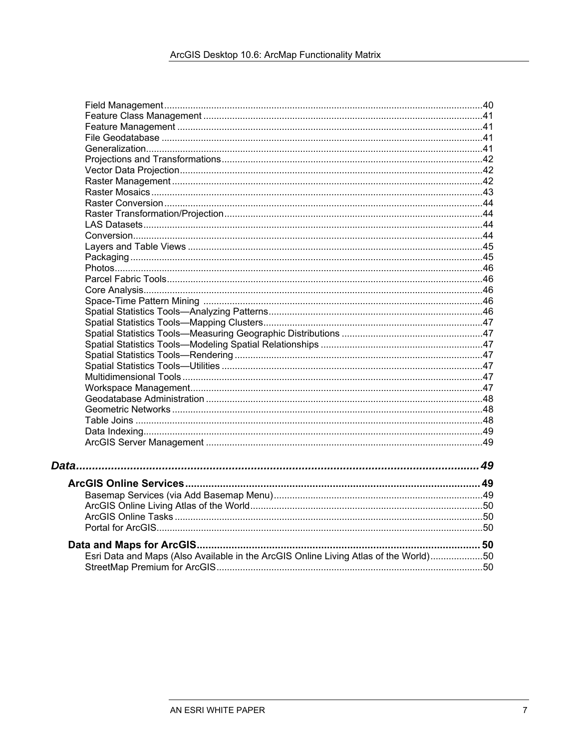Field Management ........................................................................................................................40
Feature Class Management ..........................................................................................................41
Feature Management ...................................................................................................................41
File Geodatabase .........................................................................................................................41
Generalization...............................................................................................................................41
Projections and Transformations..................................................................................................42
Vector Data Projection..................................................................................................................42
Raster Management .....................................................................................................................42
Raster Mosaics .............................................................................................................................43
Raster Conversion ........................................................................................................................44
Raster Transformation/Projection..................................................................................................44
LAS Datasets................................................................................................................................44
Conversion....................................................................................................................................44
Layers and Table Views ...............................................................................................................45
Packaging .....................................................................................................................................45
Photos...........................................................................................................................................46
Parcel Fabric Tools.......................................................................................................................46
Core Analysis................................................................................................................................46
Space-Time Pattern Mining .........................................................................................................46
Spatial Statistics Tools—Analyzing Patterns.................................................................................46
Spatial Statistics Tools—Mapping Clusters...................................................................................47
Spatial Statistics Tools—Measuring Geographic Distributions .....................................................47
Spatial Statistics Tools—Modeling Spatial Relationships .............................................................47
Spatial Statistics Tools—Rendering .............................................................................................47
Spatial Statistics Tools—Utilities ..................................................................................................47
Multidimensional Tools .................................................................................................................47
Workspace Management..............................................................................................................47
Geodatabase Administration ........................................................................................................48
Geometric Networks .....................................................................................................................48
Table Joins ...................................................................................................................................48
Data Indexing................................................................................................................................49
ArcGIS Server Management ........................................................................................................49

***Data...............................................................................................................................49***

**ArcGIS Online Services....................................................................................................49**

Basemap Services (via Add Basemap Menu)...............................................................................49
ArcGIS Online Living Atlas of the World........................................................................................50
ArcGIS Online Tasks ....................................................................................................................50
Portal for ArcGIS...........................................................................................................................50

**Data and Maps for ArcGIS...............................................................................................50**

Esri Data and Maps (Also Available in the ArcGIS Online Living Atlas of the World)....................50
StreetMap Premium for ArcGIS....................................................................................................50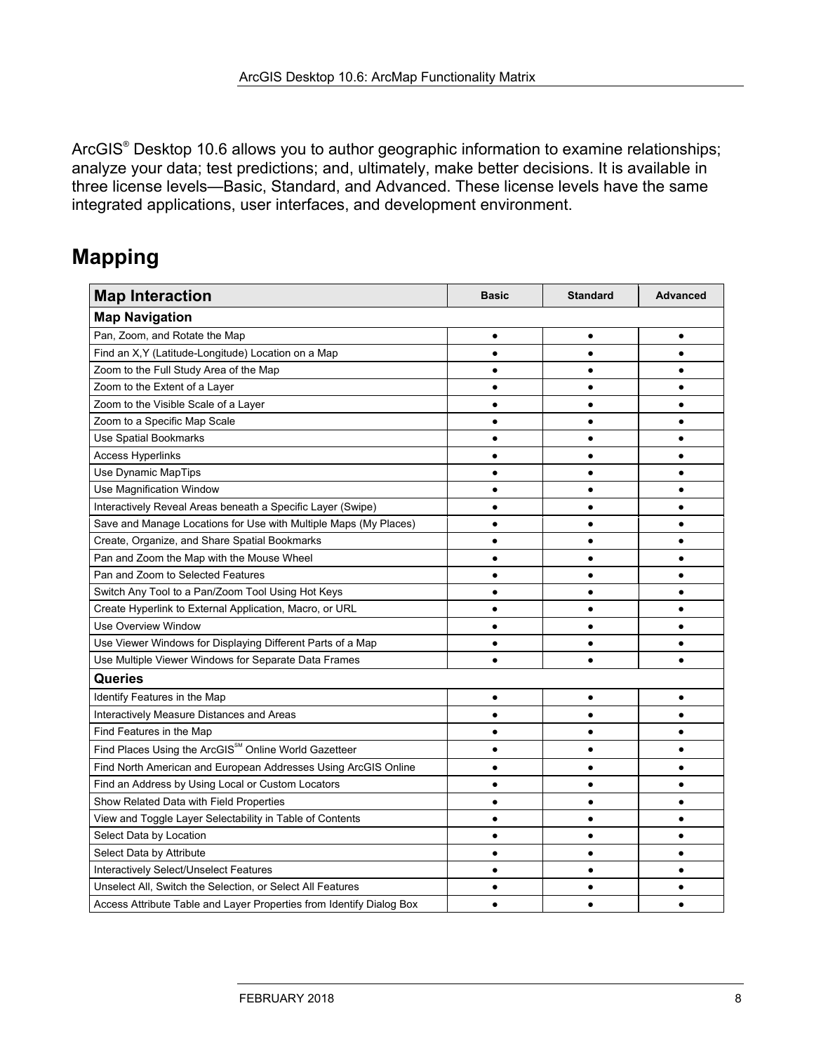ArcGIS® Desktop 10.6 allows you to author geographic information to examine relationships; analyze your data; test predictions; and, ultimately, make better decisions. It is available in three license levels—Basic, Standard, and Advanced. These license levels have the same integrated applications, user interfaces, and development environment.

# Mapping

| Map Interaction | Basic | Standard | Advanced |
|---|---|---|---|
| **Map Navigation** | | | |
| Pan, Zoom, and Rotate the Map | ● | ● | ● |
| Find an X,Y (Latitude-Longitude) Location on a Map | ● | ● | ● |
| Zoom to the Full Study Area of the Map | ● | ● | ● |
| Zoom to the Extent of a Layer | ● | ● | ● |
| Zoom to the Visible Scale of a Layer | ● | ● | ● |
| Zoom to a Specific Map Scale | ● | ● | ● |
| Use Spatial Bookmarks | ● | ● | ● |
| Access Hyperlinks | ● | ● | ● |
| Use Dynamic MapTips | ● | ● | ● |
| Use Magnification Window | ● | ● | ● |
| Interactively Reveal Areas beneath a Specific Layer (Swipe) | ● | ● | ● |
| Save and Manage Locations for Use with Multiple Maps (My Places) | ● | ● | ● |
| Create, Organize, and Share Spatial Bookmarks | ● | ● | ● |
| Pan and Zoom the Map with the Mouse Wheel | ● | ● | ● |
| Pan and Zoom to Selected Features | ● | ● | ● |
| Switch Any Tool to a Pan/Zoom Tool Using Hot Keys | ● | ● | ● |
| Create Hyperlink to External Application, Macro, or URL | ● | ● | ● |
| Use Overview Window | ● | ● | ● |
| Use Viewer Windows for Displaying Different Parts of a Map | ● | ● | ● |
| Use Multiple Viewer Windows for Separate Data Frames | ● | ● | ● |
| **Queries** | | | |
| Identify Features in the Map | ● | ● | ● |
| Interactively Measure Distances and Areas | ● | ● | ● |
| Find Features in the Map | ● | ● | ● |
| Find Places Using the ArcGIS℠ Online World Gazetteer | ● | ● | ● |
| Find North American and European Addresses Using ArcGIS Online | ● | ● | ● |
| Find an Address by Using Local or Custom Locators | ● | ● | ● |
| Show Related Data with Field Properties | ● | ● | ● |
| View and Toggle Layer Selectability in Table of Contents | ● | ● | ● |
| Select Data by Location | ● | ● | ● |
| Select Data by Attribute | ● | ● | ● |
| Interactively Select/Unselect Features | ● | ● | ● |
| Unselect All, Switch the Selection, or Select All Features | ● | ● | ● |
| Access Attribute Table and Layer Properties from Identify Dialog Box | ● | ● | ● |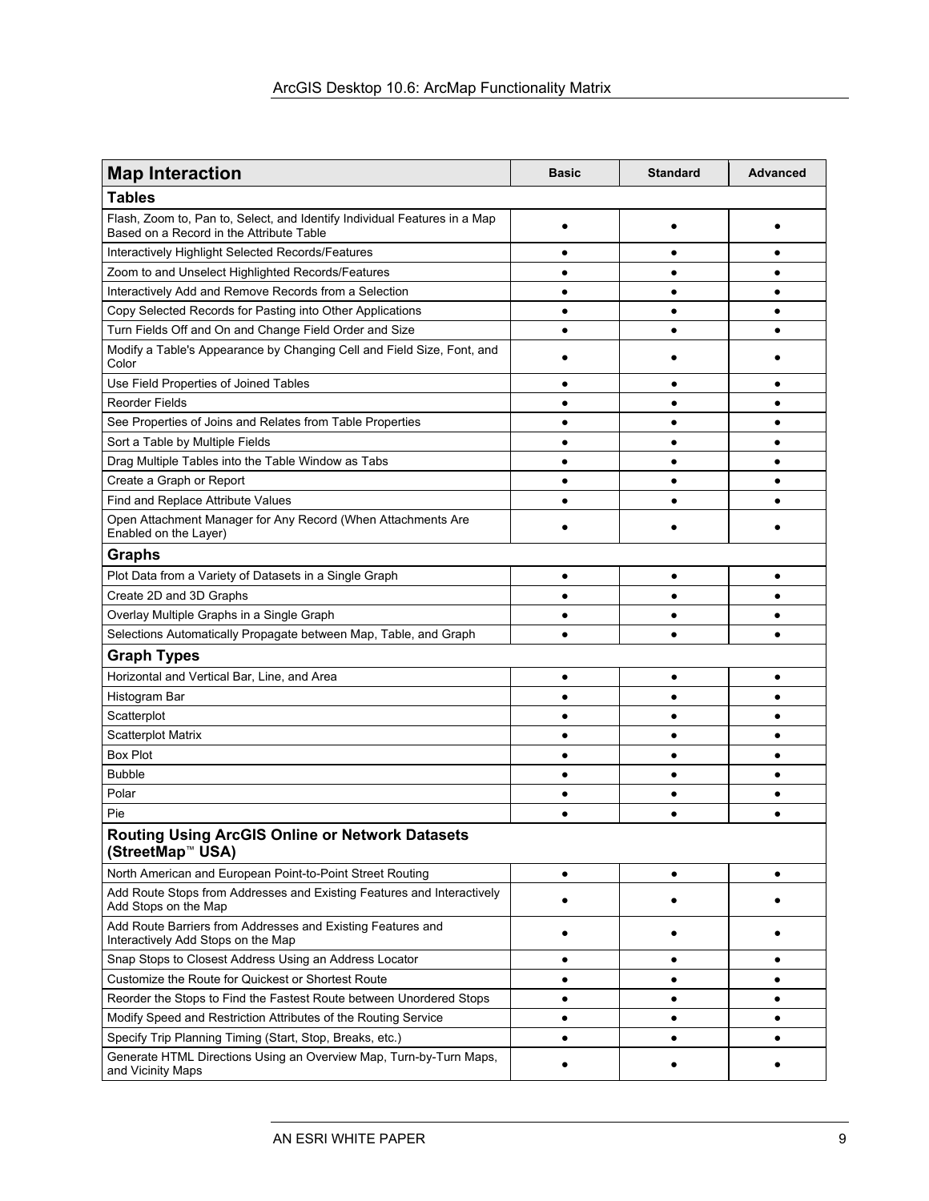| Map Interaction | Basic | Standard | Advanced |
|---|---|---|---|
| **Tables** | | | |
| Flash, Zoom to, Pan to, Select, and Identify Individual Features in a Map Based on a Record in the Attribute Table | ● | ● | ● |
| Interactively Highlight Selected Records/Features | ● | ● | ● |
| Zoom to and Unselect Highlighted Records/Features | ● | ● | ● |
| Interactively Add and Remove Records from a Selection | ● | ● | ● |
| Copy Selected Records for Pasting into Other Applications | ● | ● | ● |
| Turn Fields Off and On and Change Field Order and Size | ● | ● | ● |
| Modify a Table's Appearance by Changing Cell and Field Size, Font, and Color | ● | ● | ● |
| Use Field Properties of Joined Tables | ● | ● | ● |
| Reorder Fields | ● | ● | ● |
| See Properties of Joins and Relates from Table Properties | ● | ● | ● |
| Sort a Table by Multiple Fields | ● | ● | ● |
| Drag Multiple Tables into the Table Window as Tabs | ● | ● | ● |
| Create a Graph or Report | ● | ● | ● |
| Find and Replace Attribute Values | ● | ● | ● |
| Open Attachment Manager for Any Record (When Attachments Are Enabled on the Layer) | ● | ● | ● |
| **Graphs** | | | |
| Plot Data from a Variety of Datasets in a Single Graph | ● | ● | ● |
| Create 2D and 3D Graphs | ● | ● | ● |
| Overlay Multiple Graphs in a Single Graph | ● | ● | ● |
| Selections Automatically Propagate between Map, Table, and Graph | ● | ● | ● |
| **Graph Types** | | | |
| Horizontal and Vertical Bar, Line, and Area | ● | ● | ● |
| Histogram Bar | ● | ● | ● |
| Scatterplot | ● | ● | ● |
| Scatterplot Matrix | ● | ● | ● |
| Box Plot | ● | ● | ● |
| Bubble | ● | ● | ● |
| Polar | ● | ● | ● |
| Pie | ● | ● | ● |
| **Routing Using ArcGIS Online or Network Datasets (StreetMap™ USA)** | | | |
| North American and European Point-to-Point Street Routing | ● | ● | ● |
| Add Route Stops from Addresses and Existing Features and Interactively Add Stops on the Map | ● | ● | ● |
| Add Route Barriers from Addresses and Existing Features and Interactively Add Stops on the Map | ● | ● | ● |
| Snap Stops to Closest Address Using an Address Locator | ● | ● | ● |
| Customize the Route for Quickest or Shortest Route | ● | ● | ● |
| Reorder the Stops to Find the Fastest Route between Unordered Stops | ● | ● | ● |
| Modify Speed and Restriction Attributes of the Routing Service | ● | ● | ● |
| Specify Trip Planning Timing (Start, Stop, Breaks, etc.) | ● | ● | ● |
| Generate HTML Directions Using an Overview Map, Turn-by-Turn Maps, and Vicinity Maps | ● | ● | ● |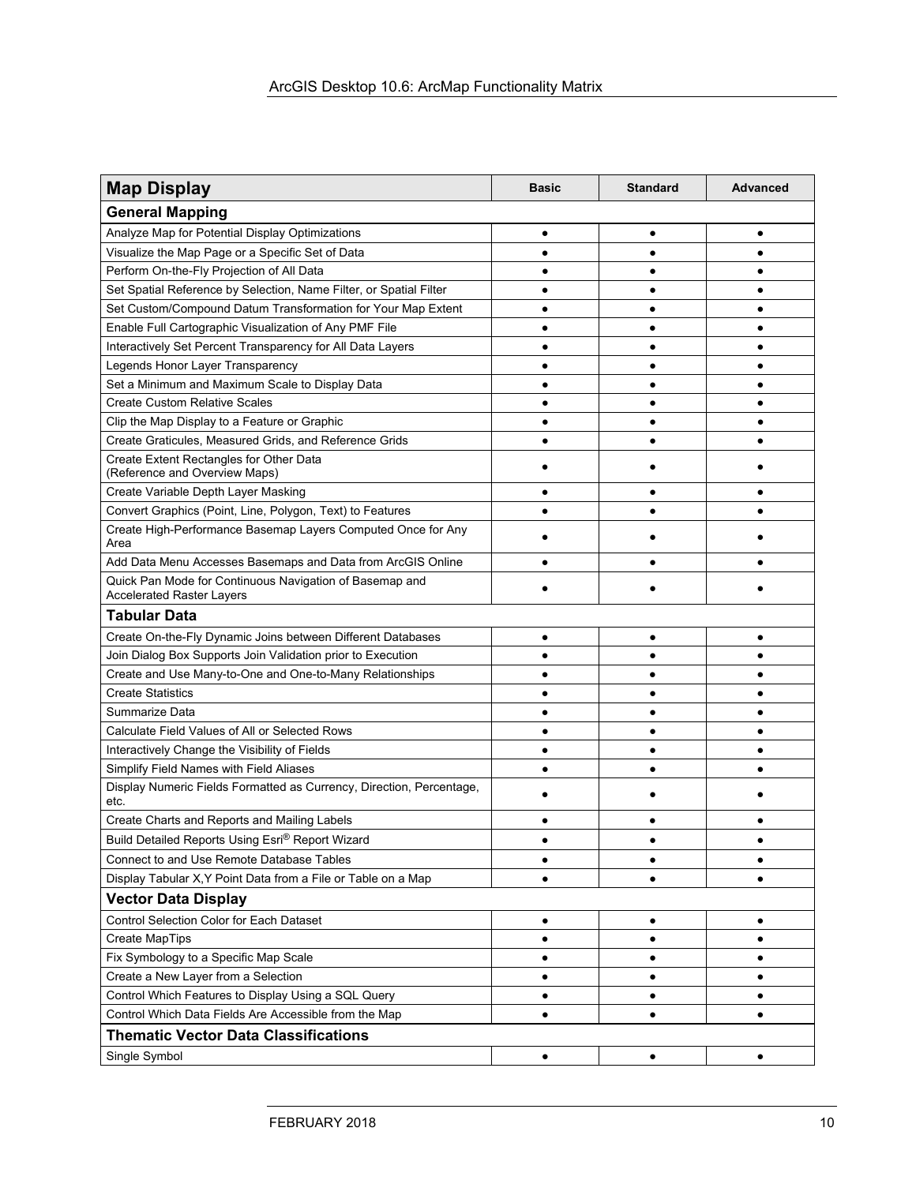| Map Display | Basic | Standard | Advanced |
|---|---|---|---|
| **General Mapping** | | | |
| Analyze Map for Potential Display Optimizations | ● | ● | ● |
| Visualize the Map Page or a Specific Set of Data | ● | ● | ● |
| Perform On-the-Fly Projection of All Data | ● | ● | ● |
| Set Spatial Reference by Selection, Name Filter, or Spatial Filter | ● | ● | ● |
| Set Custom/Compound Datum Transformation for Your Map Extent | ● | ● | ● |
| Enable Full Cartographic Visualization of Any PMF File | ● | ● | ● |
| Interactively Set Percent Transparency for All Data Layers | ● | ● | ● |
| Legends Honor Layer Transparency | ● | ● | ● |
| Set a Minimum and Maximum Scale to Display Data | ● | ● | ● |
| Create Custom Relative Scales | ● | ● | ● |
| Clip the Map Display to a Feature or Graphic | ● | ● | ● |
| Create Graticules, Measured Grids, and Reference Grids | ● | ● | ● |
| Create Extent Rectangles for Other Data (Reference and Overview Maps) | ● | ● | ● |
| Create Variable Depth Layer Masking | ● | ● | ● |
| Convert Graphics (Point, Line, Polygon, Text) to Features | ● | ● | ● |
| Create High-Performance Basemap Layers Computed Once for Any Area | ● | ● | ● |
| Add Data Menu Accesses Basemaps and Data from ArcGIS Online | ● | ● | ● |
| Quick Pan Mode for Continuous Navigation of Basemap and Accelerated Raster Layers | ● | ● | ● |
| **Tabular Data** | | | |
| Create On-the-Fly Dynamic Joins between Different Databases | ● | ● | ● |
| Join Dialog Box Supports Join Validation prior to Execution | ● | ● | ● |
| Create and Use Many-to-One and One-to-Many Relationships | ● | ● | ● |
| Create Statistics | ● | ● | ● |
| Summarize Data | ● | ● | ● |
| Calculate Field Values of All or Selected Rows | ● | ● | ● |
| Interactively Change the Visibility of Fields | ● | ● | ● |
| Simplify Field Names with Field Aliases | ● | ● | ● |
| Display Numeric Fields Formatted as Currency, Direction, Percentage, etc. | ● | ● | ● |
| Create Charts and Reports and Mailing Labels | ● | ● | ● |
| Build Detailed Reports Using Esri® Report Wizard | ● | ● | ● |
| Connect to and Use Remote Database Tables | ● | ● | ● |
| Display Tabular X,Y Point Data from a File or Table on a Map | ● | ● | ● |
| **Vector Data Display** | | | |
| Control Selection Color for Each Dataset | ● | ● | ● |
| Create MapTips | ● | ● | ● |
| Fix Symbology to a Specific Map Scale | ● | ● | ● |
| Create a New Layer from a Selection | ● | ● | ● |
| Control Which Features to Display Using a SQL Query | ● | ● | ● |
| Control Which Data Fields Are Accessible from the Map | ● | ● | ● |
| **Thematic Vector Data Classifications** | | | |
| Single Symbol | ● | ● | ● |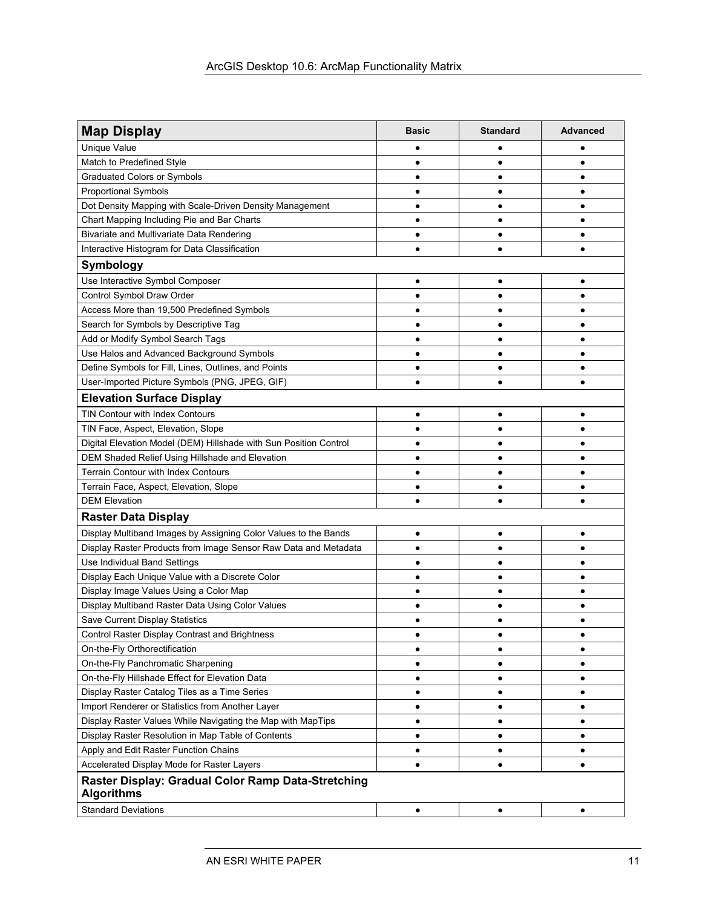| Map Display | Basic | Standard | Advanced |
|---|---|---|---|
| Unique Value | ● | ● | ● |
| Match to Predefined Style | ● | ● | ● |
| Graduated Colors or Symbols | ● | ● | ● |
| Proportional Symbols | ● | ● | ● |
| Dot Density Mapping with Scale-Driven Density Management | ● | ● | ● |
| Chart Mapping Including Pie and Bar Charts | ● | ● | ● |
| Bivariate and Multivariate Data Rendering | ● | ● | ● |
| Interactive Histogram for Data Classification | ● | ● | ● |
| **Symbology** | | | |
| Use Interactive Symbol Composer | ● | ● | ● |
| Control Symbol Draw Order | ● | ● | ● |
| Access More than 19,500 Predefined Symbols | ● | ● | ● |
| Search for Symbols by Descriptive Tag | ● | ● | ● |
| Add or Modify Symbol Search Tags | ● | ● | ● |
| Use Halos and Advanced Background Symbols | ● | ● | ● |
| Define Symbols for Fill, Lines, Outlines, and Points | ● | ● | ● |
| User-Imported Picture Symbols (PNG, JPEG, GIF) | ● | ● | ● |
| **Elevation Surface Display** | | | |
| TIN Contour with Index Contours | ● | ● | ● |
| TIN Face, Aspect, Elevation, Slope | ● | ● | ● |
| Digital Elevation Model (DEM) Hillshade with Sun Position Control | ● | ● | ● |
| DEM Shaded Relief Using Hillshade and Elevation | ● | ● | ● |
| Terrain Contour with Index Contours | ● | ● | ● |
| Terrain Face, Aspect, Elevation, Slope | ● | ● | ● |
| DEM Elevation | ● | ● | ● |
| **Raster Data Display** | | | |
| Display Multiband Images by Assigning Color Values to the Bands | ● | ● | ● |
| Display Raster Products from Image Sensor Raw Data and Metadata | ● | ● | ● |
| Use Individual Band Settings | ● | ● | ● |
| Display Each Unique Value with a Discrete Color | ● | ● | ● |
| Display Image Values Using a Color Map | ● | ● | ● |
| Display Multiband Raster Data Using Color Values | ● | ● | ● |
| Save Current Display Statistics | ● | ● | ● |
| Control Raster Display Contrast and Brightness | ● | ● | ● |
| On-the-Fly Orthorectification | ● | ● | ● |
| On-the-Fly Panchromatic Sharpening | ● | ● | ● |
| On-the-Fly Hillshade Effect for Elevation Data | ● | ● | ● |
| Display Raster Catalog Tiles as a Time Series | ● | ● | ● |
| Import Renderer or Statistics from Another Layer | ● | ● | ● |
| Display Raster Values While Navigating the Map with MapTips | ● | ● | ● |
| Display Raster Resolution in Map Table of Contents | ● | ● | ● |
| Apply and Edit Raster Function Chains | ● | ● | ● |
| Accelerated Display Mode for Raster Layers | ● | ● | ● |
| **Raster Display: Gradual Color Ramp Data-Stretching Algorithms** | | | |
| Standard Deviations | ● | ● | ● |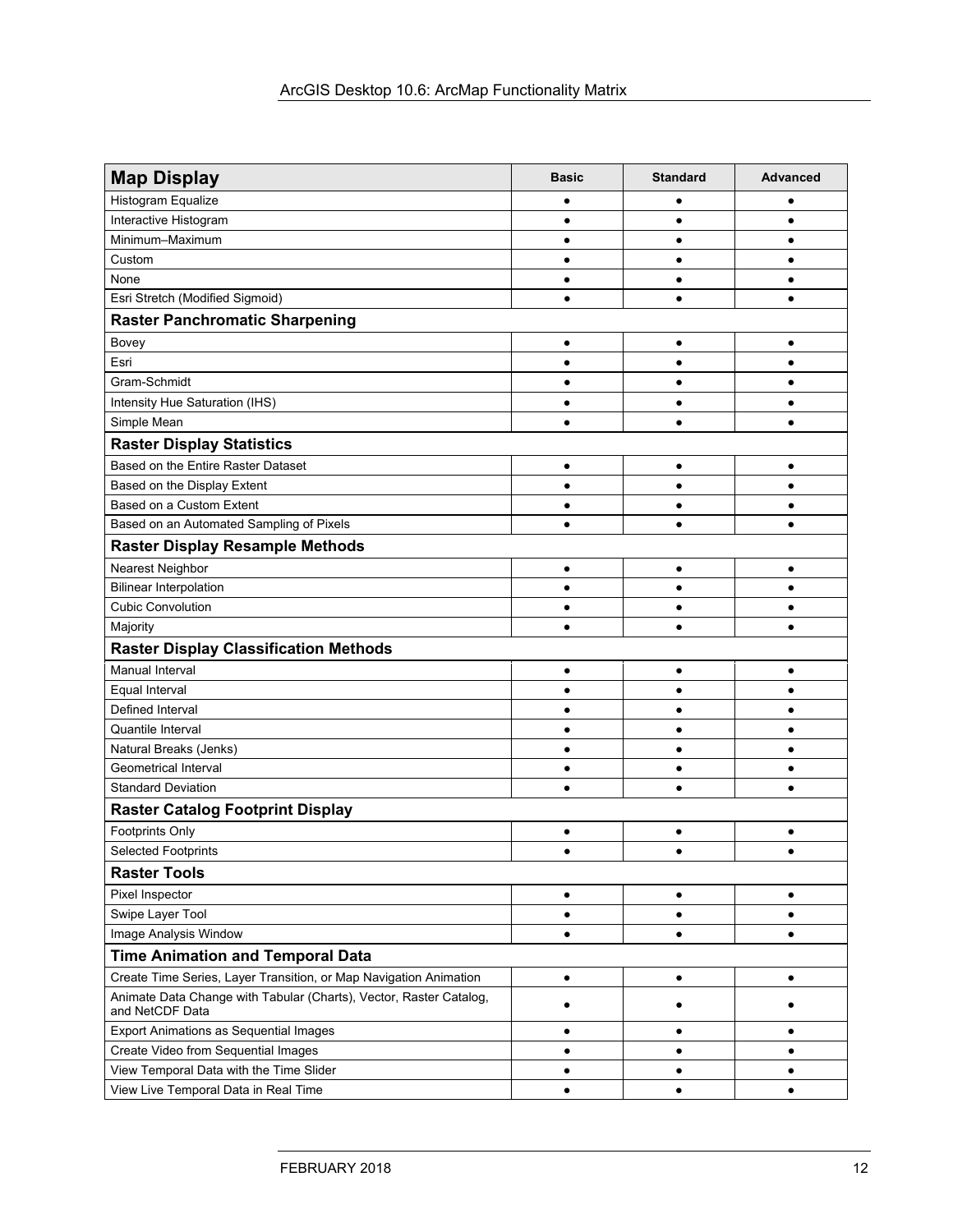| Map Display | Basic | Standard | Advanced |
| --- | --- | --- | --- |
| Histogram Equalize | ● | ● | ● |
| Interactive Histogram | ● | ● | ● |
| Minimum–Maximum | ● | ● | ● |
| Custom | ● | ● | ● |
| None | ● | ● | ● |
| Esri Stretch (Modified Sigmoid) | ● | ● | ● |
| **Raster Panchromatic Sharpening** | | | |
| Bovey | ● | ● | ● |
| Esri | ● | ● | ● |
| Gram-Schmidt | ● | ● | ● |
| Intensity Hue Saturation (IHS) | ● | ● | ● |
| Simple Mean | ● | ● | ● |
| **Raster Display Statistics** | | | |
| Based on the Entire Raster Dataset | ● | ● | ● |
| Based on the Display Extent | ● | ● | ● |
| Based on a Custom Extent | ● | ● | ● |
| Based on an Automated Sampling of Pixels | ● | ● | ● |
| **Raster Display Resample Methods** | | | |
| Nearest Neighbor | ● | ● | ● |
| Bilinear Interpolation | ● | ● | ● |
| Cubic Convolution | ● | ● | ● |
| Majority | ● | ● | ● |
| **Raster Display Classification Methods** | | | |
| Manual Interval | ● | ● | ● |
| Equal Interval | ● | ● | ● |
| Defined Interval | ● | ● | ● |
| Quantile Interval | ● | ● | ● |
| Natural Breaks (Jenks) | ● | ● | ● |
| Geometrical Interval | ● | ● | ● |
| Standard Deviation | ● | ● | ● |
| **Raster Catalog Footprint Display** | | | |
| Footprints Only | ● | ● | ● |
| Selected Footprints | ● | ● | ● |
| **Raster Tools** | | | |
| Pixel Inspector | ● | ● | ● |
| Swipe Layer Tool | ● | ● | ● |
| Image Analysis Window | ● | ● | ● |
| **Time Animation and Temporal Data** | | | |
| Create Time Series, Layer Transition, or Map Navigation Animation | ● | ● | ● |
| Animate Data Change with Tabular (Charts), Vector, Raster Catalog, and NetCDF Data | ● | ● | ● |
| Export Animations as Sequential Images | ● | ● | ● |
| Create Video from Sequential Images | ● | ● | ● |
| View Temporal Data with the Time Slider | ● | ● | ● |
| View Live Temporal Data in Real Time | ● | ● | ● |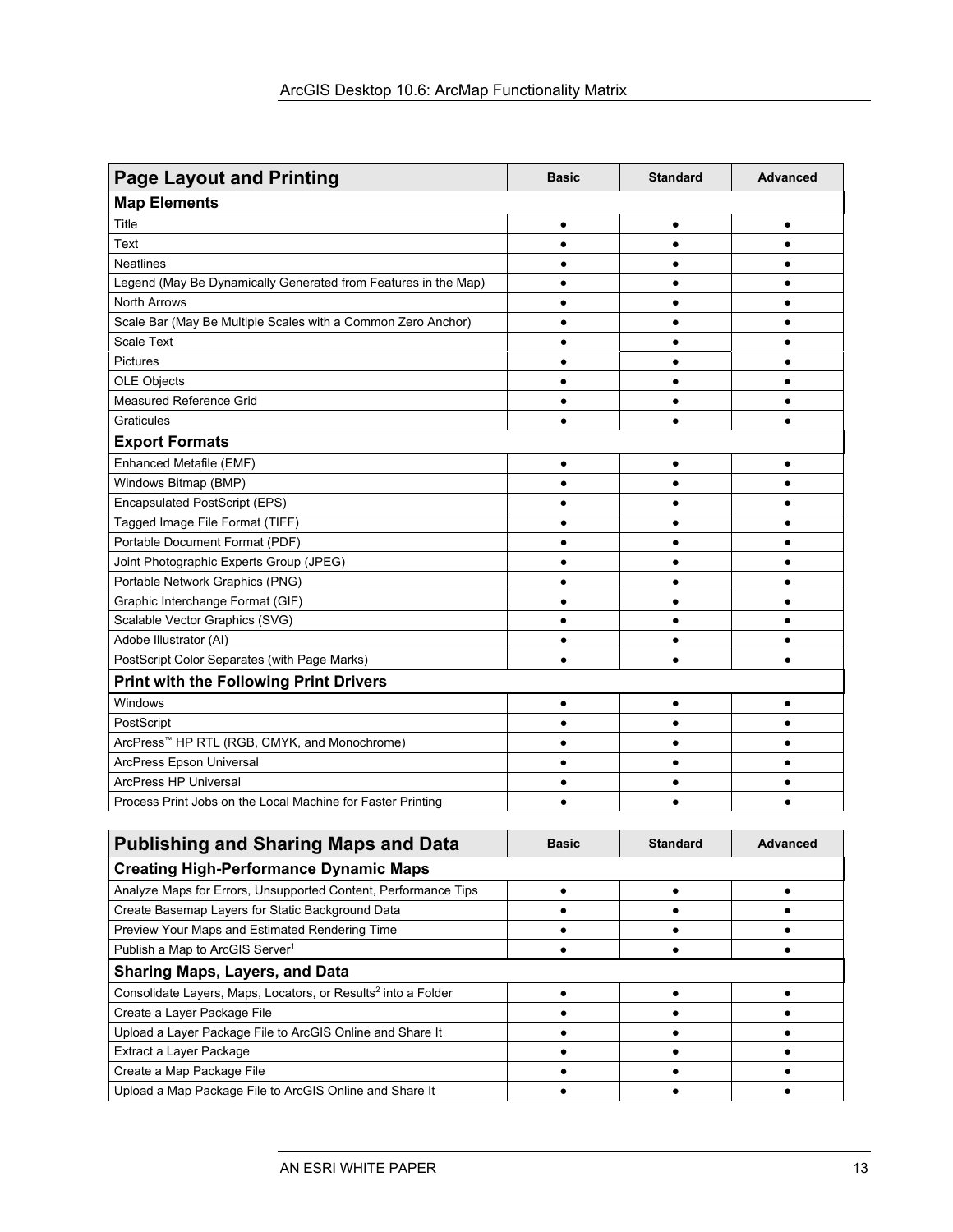| Page Layout and Printing | Basic | Standard | Advanced |
|---|---|---|---|
| **Map Elements** | | | |
| Title | ● | ● | ● |
| Text | ● | ● | ● |
| Neatlines | ● | ● | ● |
| Legend (May Be Dynamically Generated from Features in the Map) | ● | ● | ● |
| North Arrows | ● | ● | ● |
| Scale Bar (May Be Multiple Scales with a Common Zero Anchor) | ● | ● | ● |
| Scale Text | ● | ● | ● |
| Pictures | ● | ● | ● |
| OLE Objects | ● | ● | ● |
| Measured Reference Grid | ● | ● | ● |
| Graticules | ● | ● | ● |
| **Export Formats** | | | |
| Enhanced Metafile (EMF) | ● | ● | ● |
| Windows Bitmap (BMP) | ● | ● | ● |
| Encapsulated PostScript (EPS) | ● | ● | ● |
| Tagged Image File Format (TIFF) | ● | ● | ● |
| Portable Document Format (PDF) | ● | ● | ● |
| Joint Photographic Experts Group (JPEG) | ● | ● | ● |
| Portable Network Graphics (PNG) | ● | ● | ● |
| Graphic Interchange Format (GIF) | ● | ● | ● |
| Scalable Vector Graphics (SVG) | ● | ● | ● |
| Adobe Illustrator (AI) | ● | ● | ● |
| PostScript Color Separates (with Page Marks) | ● | ● | ● |
| **Print with the Following Print Drivers** | | | |
| Windows | ● | ● | ● |
| PostScript | ● | ● | ● |
| ArcPress™ HP RTL (RGB, CMYK, and Monochrome) | ● | ● | ● |
| ArcPress Epson Universal | ● | ● | ● |
| ArcPress HP Universal | ● | ● | ● |
| Process Print Jobs on the Local Machine for Faster Printing | ● | ● | ● |

| Publishing and Sharing Maps and Data | Basic | Standard | Advanced |
|---|---|---|---|
| **Creating High-Performance Dynamic Maps** | | | |
| Analyze Maps for Errors, Unsupported Content, Performance Tips | ● | ● | ● |
| Create Basemap Layers for Static Background Data | ● | ● | ● |
| Preview Your Maps and Estimated Rendering Time | ● | ● | ● |
| Publish a Map to ArcGIS Server[1] | ● | ● | ● |
| **Sharing Maps, Layers, and Data** | | | |
| Consolidate Layers, Maps, Locators, or Results[2] into a Folder | ● | ● | ● |
| Create a Layer Package File | ● | ● | ● |
| Upload a Layer Package File to ArcGIS Online and Share It | ● | ● | ● |
| Extract a Layer Package | ● | ● | ● |
| Create a Map Package File | ● | ● | ● |
| Upload a Map Package File to ArcGIS Online and Share It | ● | ● | ● |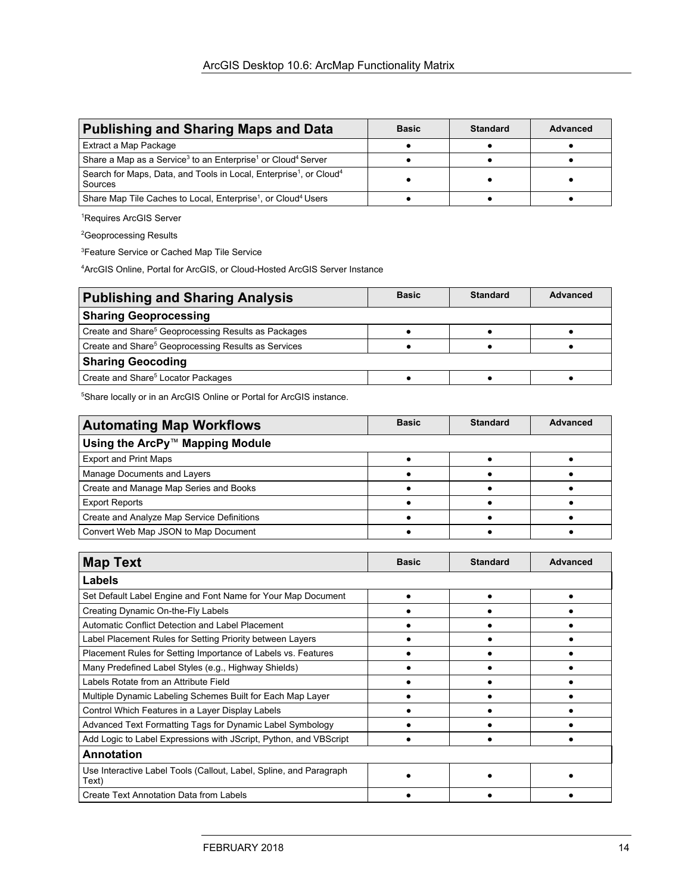| Publishing and Sharing Maps and Data | Basic | Standard | Advanced |
|---|---|---|---|
| Extract a Map Package | ● | ● | ● |
| Share a Map as a Service[3] to an Enterprise[1] or Cloud[4] Server | ● | ● | ● |
| Search for Maps, Data, and Tools in Local, Enterprise[1], or Cloud[4] Sources | ● | ● | ● |
| Share Map Tile Caches to Local, Enterprise[1], or Cloud[4] Users | ● | ● | ● |

[1]Requires ArcGIS Server

[2]Geoprocessing Results

[3]Feature Service or Cached Map Tile Service

[4]ArcGIS Online, Portal for ArcGIS, or Cloud-Hosted ArcGIS Server Instance

| Publishing and Sharing Analysis | Basic | Standard | Advanced |
|---|---|---|---|
| **Sharing Geoprocessing** | | | |
| Create and Share[5] Geoprocessing Results as Packages | ● | ● | ● |
| Create and Share[5] Geoprocessing Results as Services | ● | ● | ● |
| **Sharing Geocoding** | | | |
| Create and Share[5] Locator Packages | ● | ● | ● |

[5]Share locally or in an ArcGIS Online or Portal for ArcGIS instance.

| Automating Map Workflows | Basic | Standard | Advanced |
|---|---|---|---|
| **Using the ArcPy™ Mapping Module** | | | |
| Export and Print Maps | ● | ● | ● |
| Manage Documents and Layers | ● | ● | ● |
| Create and Manage Map Series and Books | ● | ● | ● |
| Export Reports | ● | ● | ● |
| Create and Analyze Map Service Definitions | ● | ● | ● |
| Convert Web Map JSON to Map Document | ● | ● | ● |

| Map Text | Basic | Standard | Advanced |
|---|---|---|---|
| **Labels** | | | |
| Set Default Label Engine and Font Name for Your Map Document | ● | ● | ● |
| Creating Dynamic On-the-Fly Labels | ● | ● | ● |
| Automatic Conflict Detection and Label Placement | ● | ● | ● |
| Label Placement Rules for Setting Priority between Layers | ● | ● | ● |
| Placement Rules for Setting Importance of Labels vs. Features | ● | ● | ● |
| Many Predefined Label Styles (e.g., Highway Shields) | ● | ● | ● |
| Labels Rotate from an Attribute Field | ● | ● | ● |
| Multiple Dynamic Labeling Schemes Built for Each Map Layer | ● | ● | ● |
| Control Which Features in a Layer Display Labels | ● | ● | ● |
| Advanced Text Formatting Tags for Dynamic Label Symbology | ● | ● | ● |
| Add Logic to Label Expressions with JScript, Python, and VBScript | ● | ● | ● |
| **Annotation** | | | |
| Use Interactive Label Tools (Callout, Label, Spline, and Paragraph Text) | ● | ● | ● |
| Create Text Annotation Data from Labels | ● | ● | ● |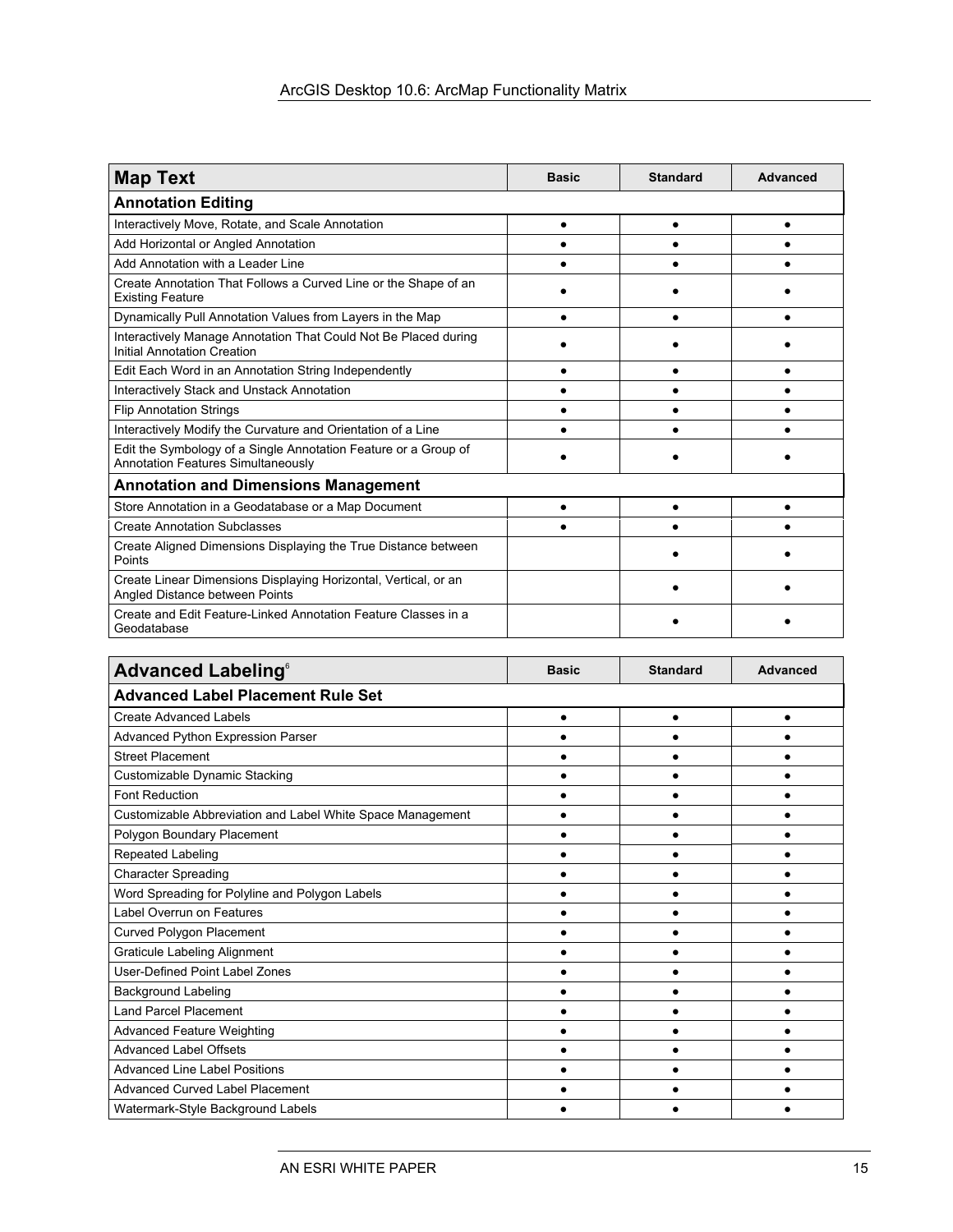| Map Text | Basic | Standard | Advanced |
|---|---|---|---|
| **Annotation Editing** | | | |
| Interactively Move, Rotate, and Scale Annotation | ● | ● | ● |
| Add Horizontal or Angled Annotation | ● | ● | ● |
| Add Annotation with a Leader Line | ● | ● | ● |
| Create Annotation That Follows a Curved Line or the Shape of an Existing Feature | ● | ● | ● |
| Dynamically Pull Annotation Values from Layers in the Map | ● | ● | ● |
| Interactively Manage Annotation That Could Not Be Placed during Initial Annotation Creation | ● | ● | ● |
| Edit Each Word in an Annotation String Independently | ● | ● | ● |
| Interactively Stack and Unstack Annotation | ● | ● | ● |
| Flip Annotation Strings | ● | ● | ● |
| Interactively Modify the Curvature and Orientation of a Line | ● | ● | ● |
| Edit the Symbology of a Single Annotation Feature or a Group of Annotation Features Simultaneously | ● | ● | ● |
| **Annotation and Dimensions Management** | | | |
| Store Annotation in a Geodatabase or a Map Document | ● | ● | ● |
| Create Annotation Subclasses | ● | ● | ● |
| Create Aligned Dimensions Displaying the True Distance between Points | | ● | ● |
| Create Linear Dimensions Displaying Horizontal, Vertical, or an Angled Distance between Points | | ● | ● |
| Create and Edit Feature-Linked Annotation Feature Classes in a Geodatabase | | ● | ● |

| Advanced Labeling[6] | Basic | Standard | Advanced |
|---|---|---|---|
| **Advanced Label Placement Rule Set** | | | |
| Create Advanced Labels | ● | ● | ● |
| Advanced Python Expression Parser | ● | ● | ● |
| Street Placement | ● | ● | ● |
| Customizable Dynamic Stacking | ● | ● | ● |
| Font Reduction | ● | ● | ● |
| Customizable Abbreviation and Label White Space Management | ● | ● | ● |
| Polygon Boundary Placement | ● | ● | ● |
| Repeated Labeling | ● | ● | ● |
| Character Spreading | ● | ● | ● |
| Word Spreading for Polyline and Polygon Labels | ● | ● | ● |
| Label Overrun on Features | ● | ● | ● |
| Curved Polygon Placement | ● | ● | ● |
| Graticule Labeling Alignment | ● | ● | ● |
| User-Defined Point Label Zones | ● | ● | ● |
| Background Labeling | ● | ● | ● |
| Land Parcel Placement | ● | ● | ● |
| Advanced Feature Weighting | ● | ● | ● |
| Advanced Label Offsets | ● | ● | ● |
| Advanced Line Label Positions | ● | ● | ● |
| Advanced Curved Label Placement | ● | ● | ● |
| Watermark-Style Background Labels | ● | ● | ● |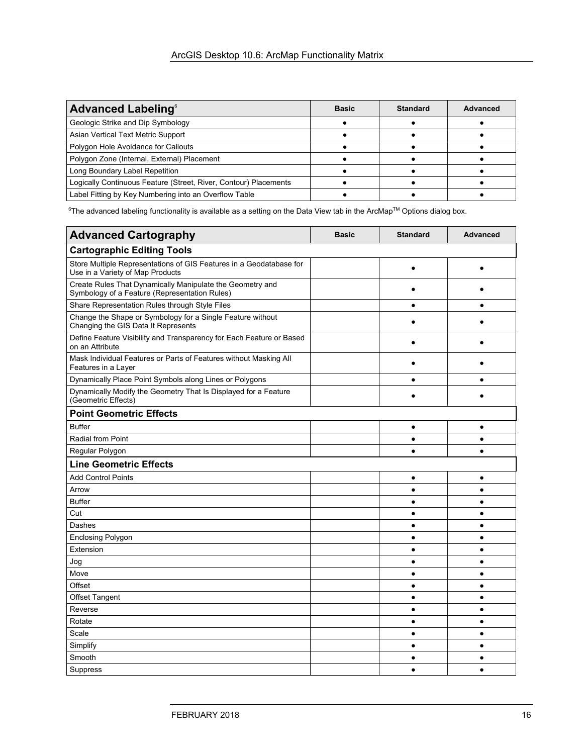| Advanced Labeling[6] | Basic | Standard | Advanced |
|---|---|---|---|
| Geologic Strike and Dip Symbology | ● | ● | ● |
| Asian Vertical Text Metric Support | ● | ● | ● |
| Polygon Hole Avoidance for Callouts | ● | ● | ● |
| Polygon Zone (Internal, External) Placement | ● | ● | ● |
| Long Boundary Label Repetition | ● | ● | ● |
| Logically Continuous Feature (Street, River, Contour) Placements | ● | ● | ● |
| Label Fitting by Key Numbering into an Overflow Table | ● | ● | ● |

[6]The advanced labeling functionality is available as a setting on the Data View tab in the ArcMap™ Options dialog box.

| Advanced Cartography | Basic | Standard | Advanced |
|---|---|---|---|
| **Cartographic Editing Tools** | | | |
| Store Multiple Representations of GIS Features in a Geodatabase for Use in a Variety of Map Products | | ● | ● |
| Create Rules That Dynamically Manipulate the Geometry and Symbology of a Feature (Representation Rules) | | ● | ● |
| Share Representation Rules through Style Files | | ● | ● |
| Change the Shape or Symbology for a Single Feature without Changing the GIS Data It Represents | | ● | ● |
| Define Feature Visibility and Transparency for Each Feature or Based on an Attribute | | ● | ● |
| Mask Individual Features or Parts of Features without Masking All Features in a Layer | | ● | ● |
| Dynamically Place Point Symbols along Lines or Polygons | | ● | ● |
| Dynamically Modify the Geometry That Is Displayed for a Feature (Geometric Effects) | | ● | ● |
| **Point Geometric Effects** | | | |
| Buffer | | ● | ● |
| Radial from Point | | ● | ● |
| Regular Polygon | | ● | ● |
| **Line Geometric Effects** | | | |
| Add Control Points | | ● | ● |
| Arrow | | ● | ● |
| Buffer | | ● | ● |
| Cut | | ● | ● |
| Dashes | | ● | ● |
| Enclosing Polygon | | ● | ● |
| Extension | | ● | ● |
| Jog | | ● | ● |
| Move | | ● | ● |
| Offset | | ● | ● |
| Offset Tangent | | ● | ● |
| Reverse | | ● | ● |
| Rotate | | ● | ● |
| Scale | | ● | ● |
| Simplify | | ● | ● |
| Smooth | | ● | ● |
| Suppress | | ● | ● |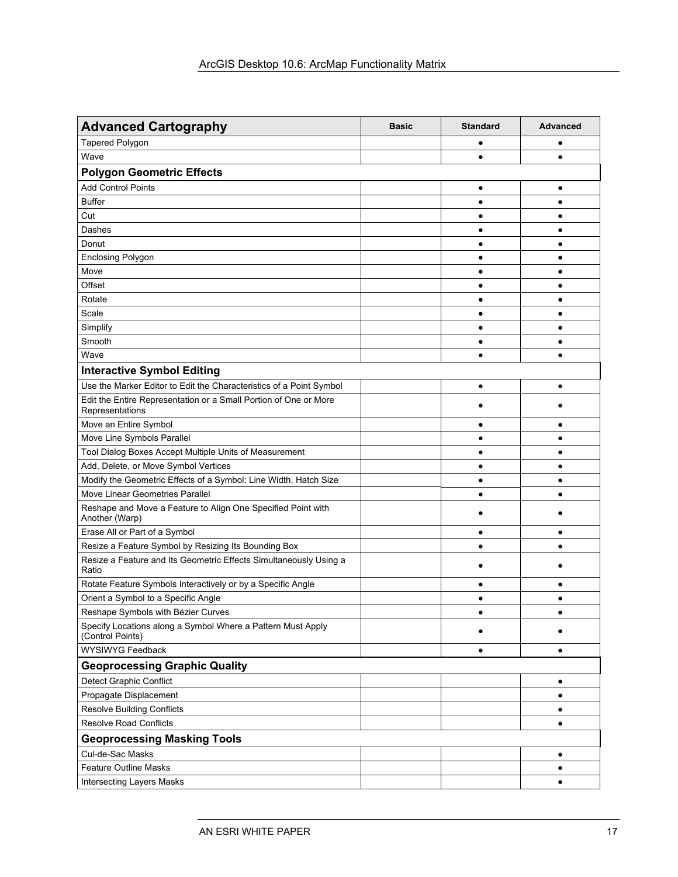| Advanced Cartography | Basic | Standard | Advanced |
| --- | --- | --- | --- |
| Tapered Polygon | | ● | ● |
| Wave | | ● | ● |
| **Polygon Geometric Effects** | | | |
| Add Control Points | | ● | ● |
| Buffer | | ● | ● |
| Cut | | ● | ● |
| Dashes | | ● | ● |
| Donut | | ● | ● |
| Enclosing Polygon | | ● | ● |
| Move | | ● | ● |
| Offset | | ● | ● |
| Rotate | | ● | ● |
| Scale | | ● | ● |
| Simplify | | ● | ● |
| Smooth | | ● | ● |
| Wave | | ● | ● |
| **Interactive Symbol Editing** | | | |
| Use the Marker Editor to Edit the Characteristics of a Point Symbol | | ● | ● |
| Edit the Entire Representation or a Small Portion of One or More Representations | | ● | ● |
| Move an Entire Symbol | | ● | ● |
| Move Line Symbols Parallel | | ● | ● |
| Tool Dialog Boxes Accept Multiple Units of Measurement | | ● | ● |
| Add, Delete, or Move Symbol Vertices | | ● | ● |
| Modify the Geometric Effects of a Symbol: Line Width, Hatch Size | | ● | ● |
| Move Linear Geometries Parallel | | ● | ● |
| Reshape and Move a Feature to Align One Specified Point with Another (Warp) | | ● | ● |
| Erase All or Part of a Symbol | | ● | ● |
| Resize a Feature Symbol by Resizing Its Bounding Box | | ● | ● |
| Resize a Feature and Its Geometric Effects Simultaneously Using a Ratio | | ● | ● |
| Rotate Feature Symbols Interactively or by a Specific Angle | | ● | ● |
| Orient a Symbol to a Specific Angle | | ● | ● |
| Reshape Symbols with Bézier Curves | | ● | ● |
| Specify Locations along a Symbol Where a Pattern Must Apply (Control Points) | | ● | ● |
| WYSIWYG Feedback | | ● | ● |
| **Geoprocessing Graphic Quality** | | | |
| Detect Graphic Conflict | | | ● |
| Propagate Displacement | | | ● |
| Resolve Building Conflicts | | | ● |
| Resolve Road Conflicts | | | ● |
| **Geoprocessing Masking Tools** | | | |
| Cul-de-Sac Masks | | | ● |
| Feature Outline Masks | | | ● |
| Intersecting Layers Masks | | | ● |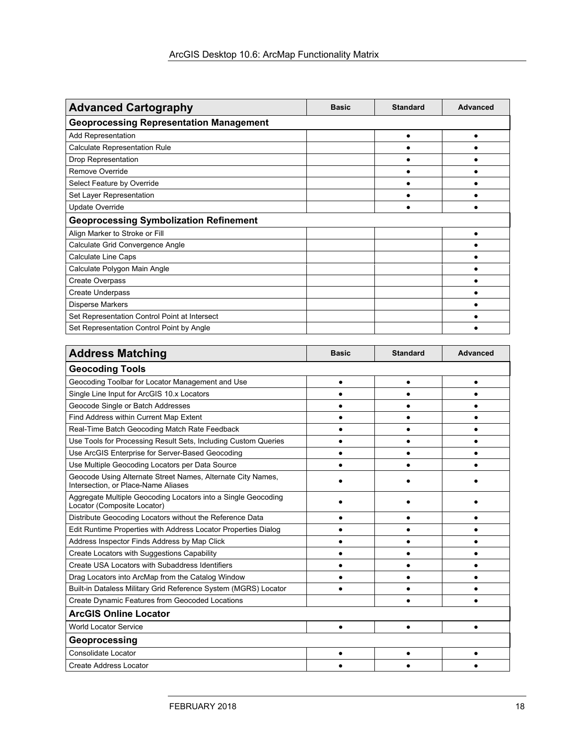| Advanced Cartography | Basic | Standard | Advanced |
|---|---|---|---|
| **Geoprocessing Representation Management** | | | |
| Add Representation | | ● | ● |
| Calculate Representation Rule | | ● | ● |
| Drop Representation | | ● | ● |
| Remove Override | | ● | ● |
| Select Feature by Override | | ● | ● |
| Set Layer Representation | | ● | ● |
| Update Override | | ● | ● |
| **Geoprocessing Symbolization Refinement** | | | |
| Align Marker to Stroke or Fill | | | ● |
| Calculate Grid Convergence Angle | | | ● |
| Calculate Line Caps | | | ● |
| Calculate Polygon Main Angle | | | ● |
| Create Overpass | | | ● |
| Create Underpass | | | ● |
| Disperse Markers | | | ● |
| Set Representation Control Point at Intersect | | | ● |
| Set Representation Control Point by Angle | | | ● |

| Address Matching | Basic | Standard | Advanced |
|---|---|---|---|
| **Geocoding Tools** | | | |
| Geocoding Toolbar for Locator Management and Use | ● | ● | ● |
| Single Line Input for ArcGIS 10.x Locators | ● | ● | ● |
| Geocode Single or Batch Addresses | ● | ● | ● |
| Find Address within Current Map Extent | ● | ● | ● |
| Real-Time Batch Geocoding Match Rate Feedback | ● | ● | ● |
| Use Tools for Processing Result Sets, Including Custom Queries | ● | ● | ● |
| Use ArcGIS Enterprise for Server-Based Geocoding | ● | ● | ● |
| Use Multiple Geocoding Locators per Data Source | ● | ● | ● |
| Geocode Using Alternate Street Names, Alternate City Names, Intersection, or Place-Name Aliases | ● | ● | ● |
| Aggregate Multiple Geocoding Locators into a Single Geocoding Locator (Composite Locator) | ● | ● | ● |
| Distribute Geocoding Locators without the Reference Data | ● | ● | ● |
| Edit Runtime Properties with Address Locator Properties Dialog | ● | ● | ● |
| Address Inspector Finds Address by Map Click | ● | ● | ● |
| Create Locators with Suggestions Capability | ● | ● | ● |
| Create USA Locators with Subaddress Identifiers | ● | ● | ● |
| Drag Locators into ArcMap from the Catalog Window | ● | ● | ● |
| Built-in Dataless Military Grid Reference System (MGRS) Locator | ● | ● | ● |
| Create Dynamic Features from Geocoded Locations | | ● | ● |
| **ArcGIS Online Locator** | | | |
| World Locator Service | ● | ● | ● |
| **Geoprocessing** | | | |
| Consolidate Locator | ● | ● | ● |
| Create Address Locator | ● | ● | ● |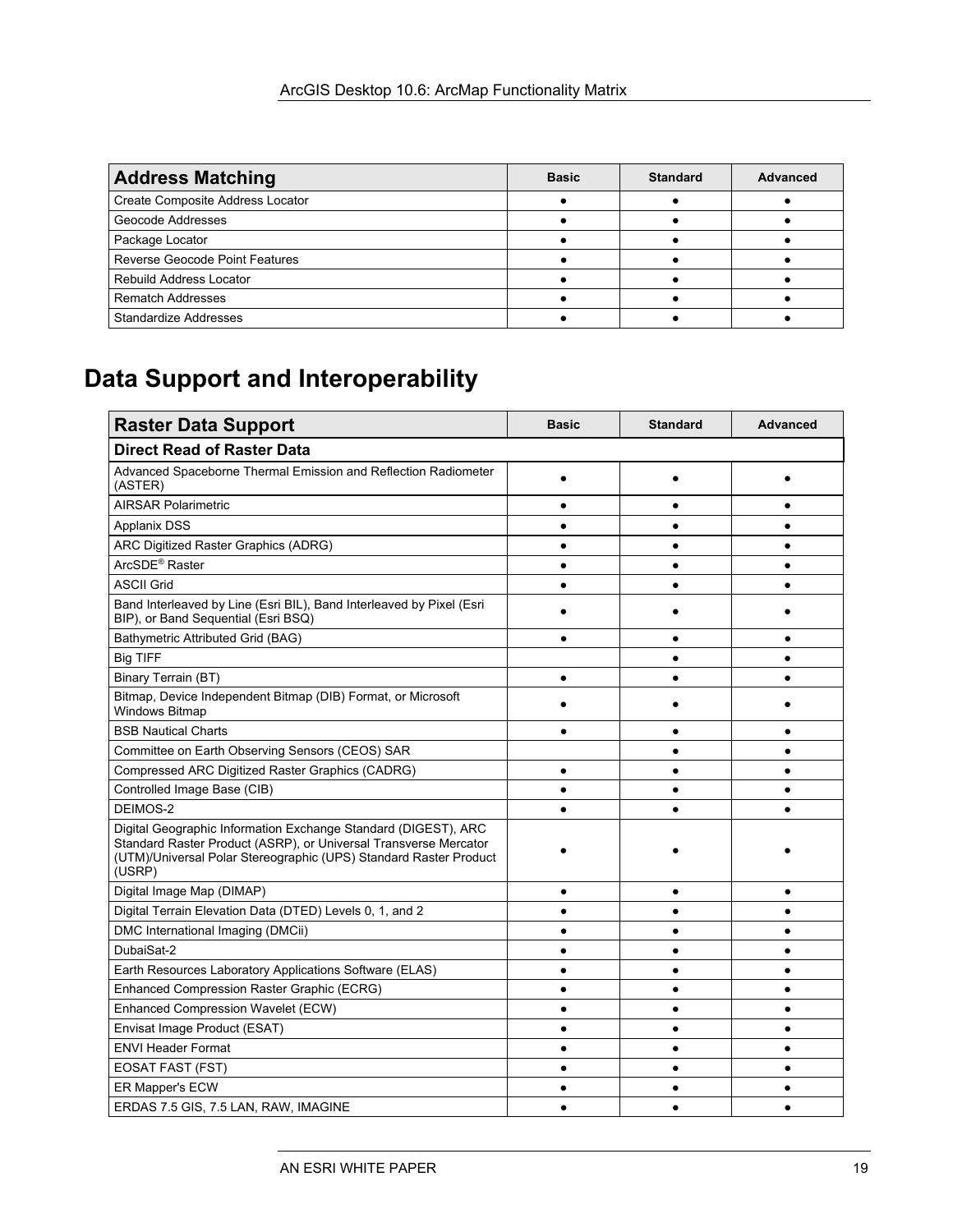| Address Matching | Basic | Standard | Advanced |
|---|---|---|---|
| Create Composite Address Locator | ● | ● | ● |
| Geocode Addresses | ● | ● | ● |
| Package Locator | ● | ● | ● |
| Reverse Geocode Point Features | ● | ● | ● |
| Rebuild Address Locator | ● | ● | ● |
| Rematch Addresses | ● | ● | ● |
| Standardize Addresses | ● | ● | ● |

# Data Support and Interoperability

| Raster Data Support | Basic | Standard | Advanced |
|---|---|---|---|
| **Direct Read of Raster Data** | | | |
| Advanced Spaceborne Thermal Emission and Reflection Radiometer (ASTER) | ● | ● | ● |
| AIRSAR Polarimetric | ● | ● | ● |
| Applanix DSS | ● | ● | ● |
| ARC Digitized Raster Graphics (ADRG) | ● | ● | ● |
| ArcSDE® Raster | ● | ● | ● |
| ASCII Grid | ● | ● | ● |
| Band Interleaved by Line (Esri BIL), Band Interleaved by Pixel (Esri BIP), or Band Sequential (Esri BSQ) | ● | ● | ● |
| Bathymetric Attributed Grid (BAG) | ● | ● | ● |
| Big TIFF | | ● | ● |
| Binary Terrain (BT) | ● | ● | ● |
| Bitmap, Device Independent Bitmap (DIB) Format, or Microsoft Windows Bitmap | ● | ● | ● |
| BSB Nautical Charts | ● | ● | ● |
| Committee on Earth Observing Sensors (CEOS) SAR | | ● | ● |
| Compressed ARC Digitized Raster Graphics (CADRG) | ● | ● | ● |
| Controlled Image Base (CIB) | ● | ● | ● |
| DEIMOS-2 | ● | ● | ● |
| Digital Geographic Information Exchange Standard (DIGEST), ARC Standard Raster Product (ASRP), or Universal Transverse Mercator (UTM)/Universal Polar Stereographic (UPS) Standard Raster Product (USRP) | ● | ● | ● |
| Digital Image Map (DIMAP) | ● | ● | ● |
| Digital Terrain Elevation Data (DTED) Levels 0, 1, and 2 | ● | ● | ● |
| DMC International Imaging (DMCii) | ● | ● | ● |
| DubaiSat-2 | ● | ● | ● |
| Earth Resources Laboratory Applications Software (ELAS) | ● | ● | ● |
| Enhanced Compression Raster Graphic (ECRG) | ● | ● | ● |
| Enhanced Compression Wavelet (ECW) | ● | ● | ● |
| Envisat Image Product (ESAT) | ● | ● | ● |
| ENVI Header Format | ● | ● | ● |
| EOSAT FAST (FST) | ● | ● | ● |
| ER Mapper's ECW | ● | ● | ● |
| ERDAS 7.5 GIS, 7.5 LAN, RAW, IMAGINE | ● | ● | ● |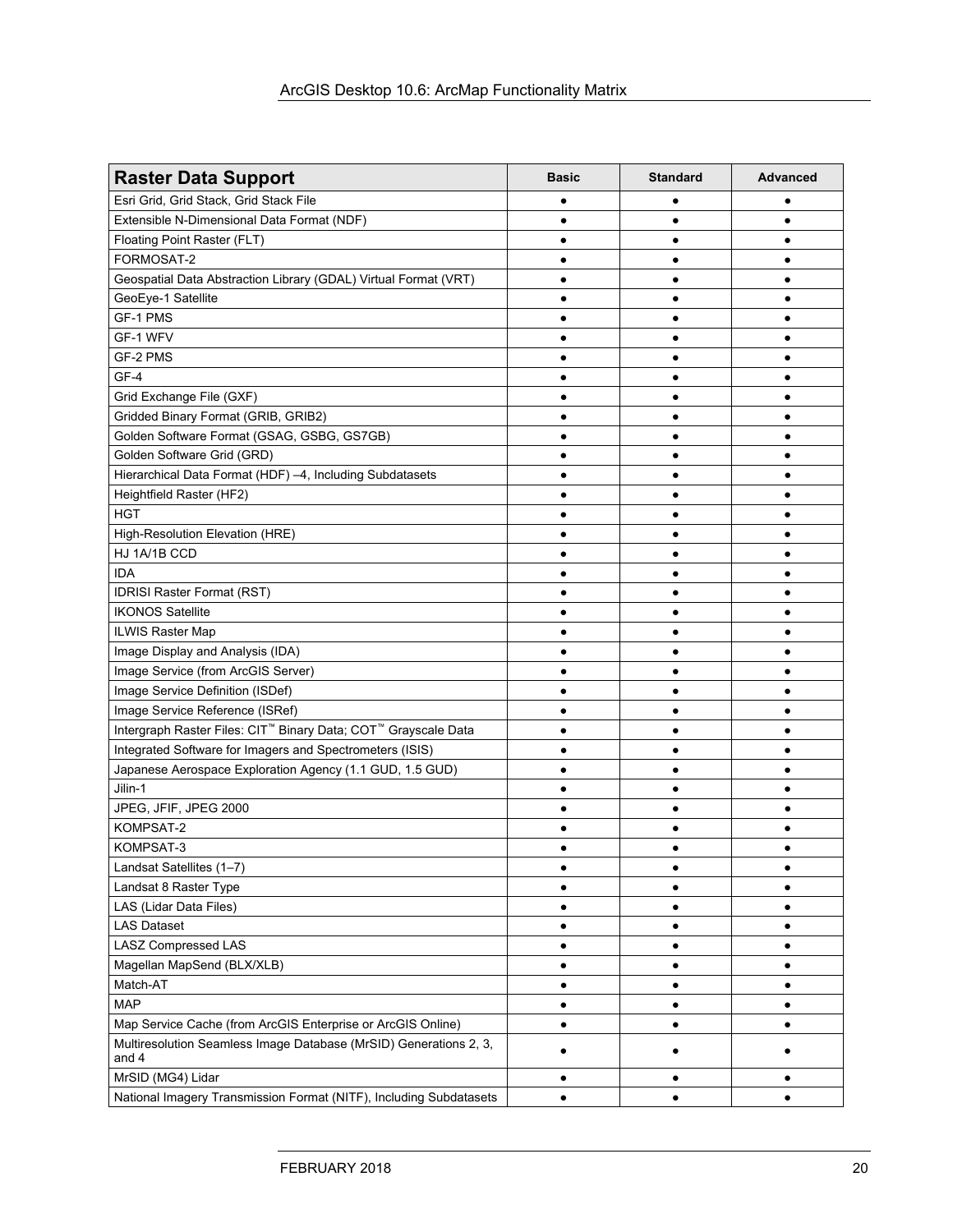| Raster Data Support | Basic | Standard | Advanced |
|---|---|---|---|
| Esri Grid, Grid Stack, Grid Stack File | ● | ● | ● |
| Extensible N-Dimensional Data Format (NDF) | ● | ● | ● |
| Floating Point Raster (FLT) | ● | ● | ● |
| FORMOSAT-2 | ● | ● | ● |
| Geospatial Data Abstraction Library (GDAL) Virtual Format (VRT) | ● | ● | ● |
| GeoEye-1 Satellite | ● | ● | ● |
| GF-1 PMS | ● | ● | ● |
| GF-1 WFV | ● | ● | ● |
| GF-2 PMS | ● | ● | ● |
| GF-4 | ● | ● | ● |
| Grid Exchange File (GXF) | ● | ● | ● |
| Gridded Binary Format (GRIB, GRIB2) | ● | ● | ● |
| Golden Software Format (GSAG, GSBG, GS7GB) | ● | ● | ● |
| Golden Software Grid (GRD) | ● | ● | ● |
| Hierarchical Data Format (HDF) –4, Including Subdatasets | ● | ● | ● |
| Heightfield Raster (HF2) | ● | ● | ● |
| HGT | ● | ● | ● |
| High-Resolution Elevation (HRE) | ● | ● | ● |
| HJ 1A/1B CCD | ● | ● | ● |
| IDA | ● | ● | ● |
| IDRISI Raster Format (RST) | ● | ● | ● |
| IKONOS Satellite | ● | ● | ● |
| ILWIS Raster Map | ● | ● | ● |
| Image Display and Analysis (IDA) | ● | ● | ● |
| Image Service (from ArcGIS Server) | ● | ● | ● |
| Image Service Definition (ISDef) | ● | ● | ● |
| Image Service Reference (ISRef) | ● | ● | ● |
| Intergraph Raster Files: CIT™ Binary Data; COT™ Grayscale Data | ● | ● | ● |
| Integrated Software for Imagers and Spectrometers (ISIS) | ● | ● | ● |
| Japanese Aerospace Exploration Agency (1.1 GUD, 1.5 GUD) | ● | ● | ● |
| Jilin-1 | ● | ● | ● |
| JPEG, JFIF, JPEG 2000 | ● | ● | ● |
| KOMPSAT-2 | ● | ● | ● |
| KOMPSAT-3 | ● | ● | ● |
| Landsat Satellites (1–7) | ● | ● | ● |
| Landsat 8 Raster Type | ● | ● | ● |
| LAS (Lidar Data Files) | ● | ● | ● |
| LAS Dataset | ● | ● | ● |
| LASZ Compressed LAS | ● | ● | ● |
| Magellan MapSend (BLX/XLB) | ● | ● | ● |
| Match-AT | ● | ● | ● |
| MAP | ● | ● | ● |
| Map Service Cache (from ArcGIS Enterprise or ArcGIS Online) | ● | ● | ● |
| Multiresolution Seamless Image Database (MrSID) Generations 2, 3, and 4 | ● | ● | ● |
| MrSID (MG4) Lidar | ● | ● | ● |
| National Imagery Transmission Format (NITF), Including Subdatasets | ● | ● | ● |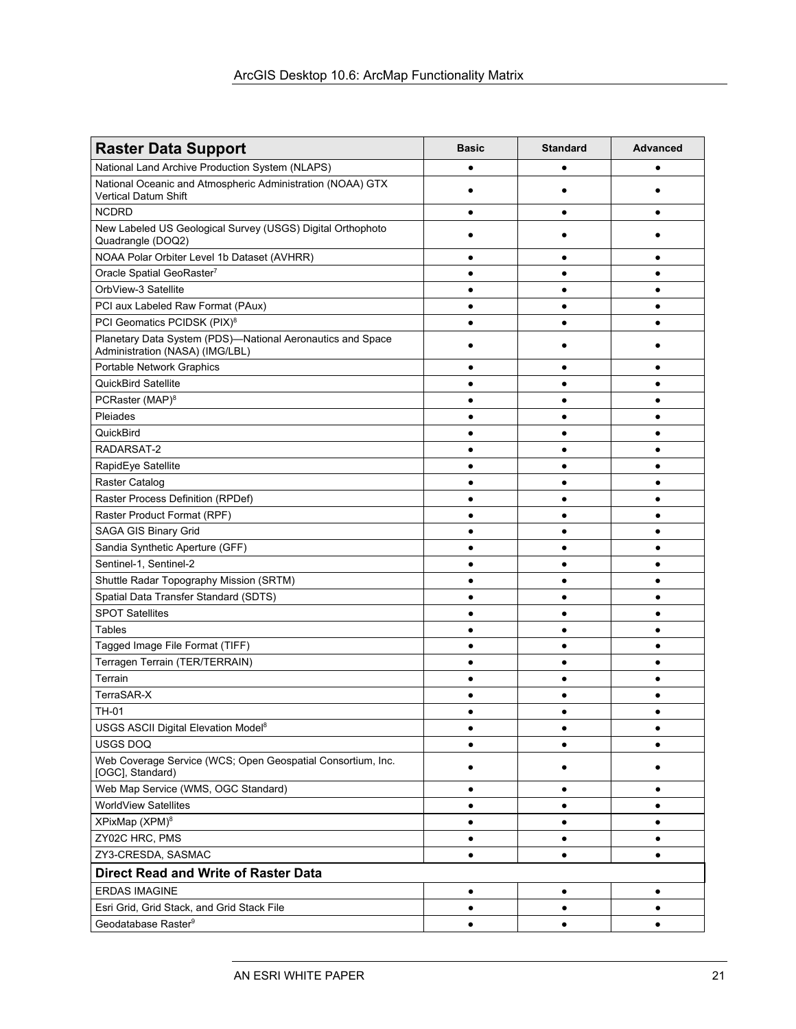| Raster Data Support | Basic | Standard | Advanced |
|---|---|---|---|
| National Land Archive Production System (NLAPS) | ● | ● | ● |
| National Oceanic and Atmospheric Administration (NOAA) GTX Vertical Datum Shift | ● | ● | ● |
| NCDRD | ● | ● | ● |
| New Labeled US Geological Survey (USGS) Digital Orthophoto Quadrangle (DOQ2) | ● | ● | ● |
| NOAA Polar Orbiter Level 1b Dataset (AVHRR) | ● | ● | ● |
| Oracle Spatial GeoRaster[7] | ● | ● | ● |
| OrbView-3 Satellite | ● | ● | ● |
| PCI aux Labeled Raw Format (PAux) | ● | ● | ● |
| PCI Geomatics PCIDSK (PIX)[8] | ● | ● | ● |
| Planetary Data System (PDS)—National Aeronautics and Space Administration (NASA) (IMG/LBL) | ● | ● | ● |
| Portable Network Graphics | ● | ● | ● |
| QuickBird Satellite | ● | ● | ● |
| PCRaster (MAP)[8] | ● | ● | ● |
| Pleiades | ● | ● | ● |
| QuickBird | ● | ● | ● |
| RADARSAT-2 | ● | ● | ● |
| RapidEye Satellite | ● | ● | ● |
| Raster Catalog | ● | ● | ● |
| Raster Process Definition (RPDef) | ● | ● | ● |
| Raster Product Format (RPF) | ● | ● | ● |
| SAGA GIS Binary Grid | ● | ● | ● |
| Sandia Synthetic Aperture (GFF) | ● | ● | ● |
| Sentinel-1, Sentinel-2 | ● | ● | ● |
| Shuttle Radar Topography Mission (SRTM) | ● | ● | ● |
| Spatial Data Transfer Standard (SDTS) | ● | ● | ● |
| SPOT Satellites | ● | ● | ● |
| Tables | ● | ● | ● |
| Tagged Image File Format (TIFF) | ● | ● | ● |
| Terragen Terrain (TER/TERRAIN) | ● | ● | ● |
| Terrain | ● | ● | ● |
| TerraSAR-X | ● | ● | ● |
| TH-01 | ● | ● | ● |
| USGS ASCII Digital Elevation Model[8] | ● | ● | ● |
| USGS DOQ | ● | ● | ● |
| Web Coverage Service (WCS; Open Geospatial Consortium, Inc. [OGC], Standard) | ● | ● | ● |
| Web Map Service (WMS, OGC Standard) | ● | ● | ● |
| WorldView Satellites | ● | ● | ● |
| XPixMap (XPM)[8] | ● | ● | ● |
| ZY02C HRC, PMS | ● | ● | ● |
| ZY3-CRESDA, SASMAC | ● | ● | ● |
| **Direct Read and Write of Raster Data** | | | |
| ERDAS IMAGINE | ● | ● | ● |
| Esri Grid, Grid Stack, and Grid Stack File | ● | ● | ● |
| Geodatabase Raster[9] | ● | ● | ● |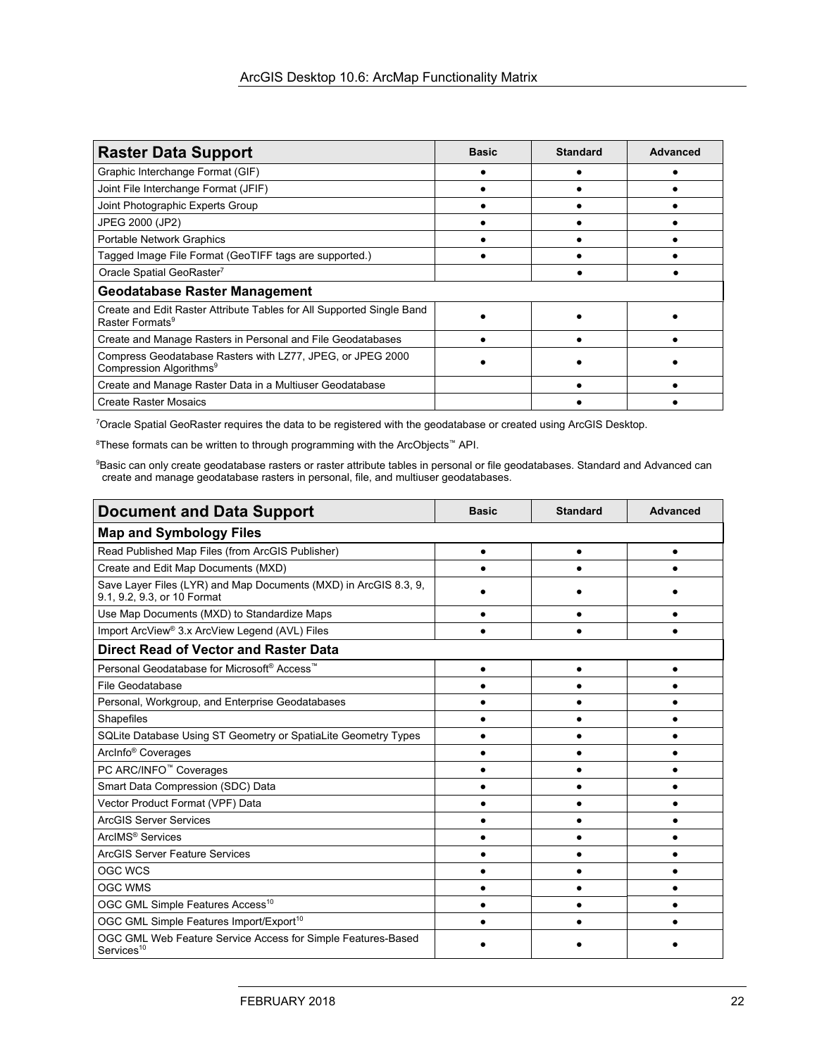| Raster Data Support | Basic | Standard | Advanced |
|---|---|---|---|
| Graphic Interchange Format (GIF) | ● | ● | ● |
| Joint File Interchange Format (JFIF) | ● | ● | ● |
| Joint Photographic Experts Group | ● | ● | ● |
| JPEG 2000 (JP2) | ● | ● | ● |
| Portable Network Graphics | ● | ● | ● |
| Tagged Image File Format (GeoTIFF tags are supported.) | ● | ● | ● |
| Oracle Spatial GeoRaster[7] | | ● | ● |
| **Geodatabase Raster Management** | | | |
| Create and Edit Raster Attribute Tables for All Supported Single Band Raster Formats[9] | ● | ● | ● |
| Create and Manage Rasters in Personal and File Geodatabases | ● | ● | ● |
| Compress Geodatabase Rasters with LZ77, JPEG, or JPEG 2000 Compression Algorithms[9] | ● | ● | ● |
| Create and Manage Raster Data in a Multiuser Geodatabase | | ● | ● |
| Create Raster Mosaics | | ● | ● |

[7]Oracle Spatial GeoRaster requires the data to be registered with the geodatabase or created using ArcGIS Desktop.

[8]These formats can be written to through programming with the ArcObjects™ API.

[9]Basic can only create geodatabase rasters or raster attribute tables in personal or file geodatabases. Standard and Advanced can create and manage geodatabase rasters in personal, file, and multiuser geodatabases.

| Document and Data Support | Basic | Standard | Advanced |
|---|---|---|---|
| **Map and Symbology Files** | | | |
| Read Published Map Files (from ArcGIS Publisher) | ● | ● | ● |
| Create and Edit Map Documents (MXD) | ● | ● | ● |
| Save Layer Files (LYR) and Map Documents (MXD) in ArcGIS 8.3, 9, 9.1, 9.2, 9.3, or 10 Format | ● | ● | ● |
| Use Map Documents (MXD) to Standardize Maps | ● | ● | ● |
| Import ArcView® 3.x ArcView Legend (AVL) Files | ● | ● | ● |
| **Direct Read of Vector and Raster Data** | | | |
| Personal Geodatabase for Microsoft® Access™ | ● | ● | ● |
| File Geodatabase | ● | ● | ● |
| Personal, Workgroup, and Enterprise Geodatabases | ● | ● | ● |
| Shapefiles | ● | ● | ● |
| SQLite Database Using ST Geometry or SpatiaLite Geometry Types | ● | ● | ● |
| ArcInfo® Coverages | ● | ● | ● |
| PC ARC/INFO™ Coverages | ● | ● | ● |
| Smart Data Compression (SDC) Data | ● | ● | ● |
| Vector Product Format (VPF) Data | ● | ● | ● |
| ArcGIS Server Services | ● | ● | ● |
| ArcIMS® Services | ● | ● | ● |
| ArcGIS Server Feature Services | ● | ● | ● |
| OGC WCS | ● | ● | ● |
| OGC WMS | ● | ● | ● |
| OGC GML Simple Features Access[10] | ● | ● | ● |
| OGC GML Simple Features Import/Export[10] | ● | ● | ● |
| OGC GML Web Feature Service Access for Simple Features-Based Services[10] | ● | ● | ● |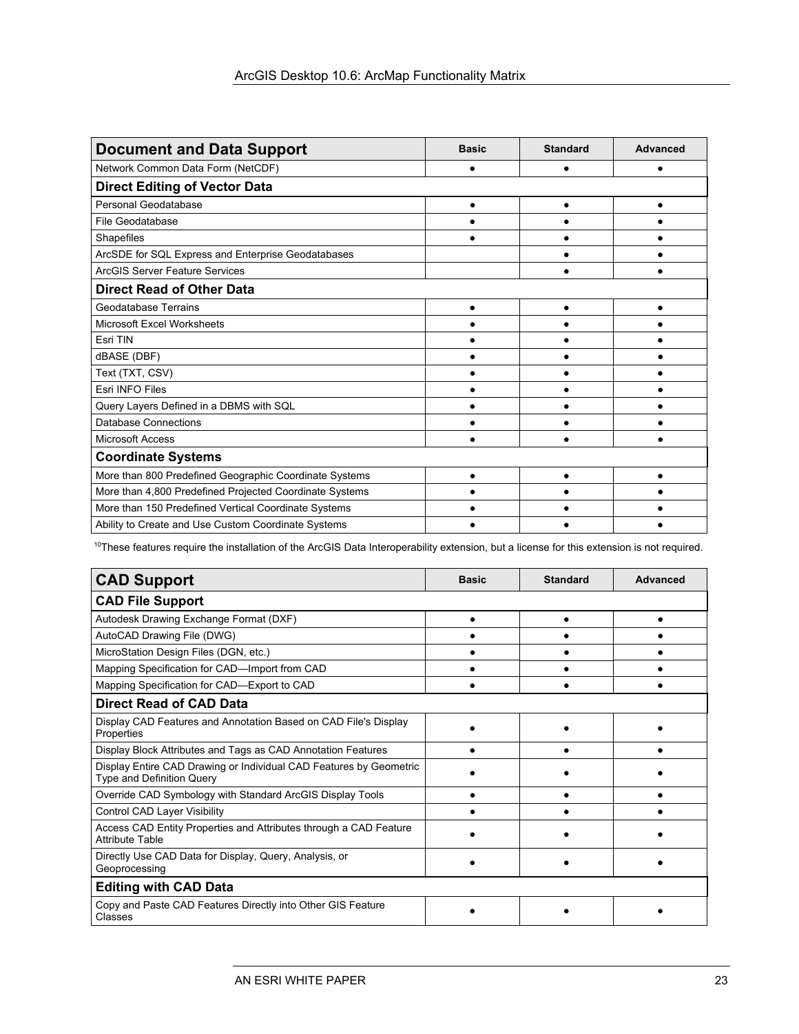| **Document and Data Support** | **Basic** | **Standard** | **Advanced** |
|---|---|---|---|
| Network Common Data Form (NetCDF) | ● | ● | ● |
| **Direct Editing of Vector Data** | | | |
| Personal Geodatabase | ● | ● | ● |
| File Geodatabase | ● | ● | ● |
| Shapefiles | ● | ● | ● |
| ArcSDE for SQL Express and Enterprise Geodatabases | | ● | ● |
| ArcGIS Server Feature Services | | ● | ● |
| **Direct Read of Other Data** | | | |
| Geodatabase Terrains | ● | ● | ● |
| Microsoft Excel Worksheets | ● | ● | ● |
| Esri TIN | ● | ● | ● |
| dBASE (DBF) | ● | ● | ● |
| Text (TXT, CSV) | ● | ● | ● |
| Esri INFO Files | ● | ● | ● |
| Query Layers Defined in a DBMS with SQL | ● | ● | ● |
| Database Connections | ● | ● | ● |
| Microsoft Access | ● | ● | ● |
| **Coordinate Systems** | | | |
| More than 800 Predefined Geographic Coordinate Systems | ● | ● | ● |
| More than 4,800 Predefined Projected Coordinate Systems | ● | ● | ● |
| More than 150 Predefined Vertical Coordinate Systems | ● | ● | ● |
| Ability to Create and Use Custom Coordinate Systems | ● | ● | ● |

[10]These features require the installation of the ArcGIS Data Interoperability extension, but a license for this extension is not required.

| **CAD Support** | **Basic** | **Standard** | **Advanced** |
|---|---|---|---|
| **CAD File Support** | | | |
| Autodesk Drawing Exchange Format (DXF) | ● | ● | ● |
| AutoCAD Drawing File (DWG) | ● | ● | ● |
| MicroStation Design Files (DGN, etc.) | ● | ● | ● |
| Mapping Specification for CAD—Import from CAD | ● | ● | ● |
| Mapping Specification for CAD—Export to CAD | ● | ● | ● |
| **Direct Read of CAD Data** | | | |
| Display CAD Features and Annotation Based on CAD File's Display Properties | ● | ● | ● |
| Display Block Attributes and Tags as CAD Annotation Features | ● | ● | ● |
| Display Entire CAD Drawing or Individual CAD Features by Geometric Type and Definition Query | ● | ● | ● |
| Override CAD Symbology with Standard ArcGIS Display Tools | ● | ● | ● |
| Control CAD Layer Visibility | ● | ● | ● |
| Access CAD Entity Properties and Attributes through a CAD Feature Attribute Table | ● | ● | ● |
| Directly Use CAD Data for Display, Query, Analysis, or Geoprocessing | ● | ● | ● |
| **Editing with CAD Data** | | | |
| Copy and Paste CAD Features Directly into Other GIS Feature Classes | ● | ● | ● |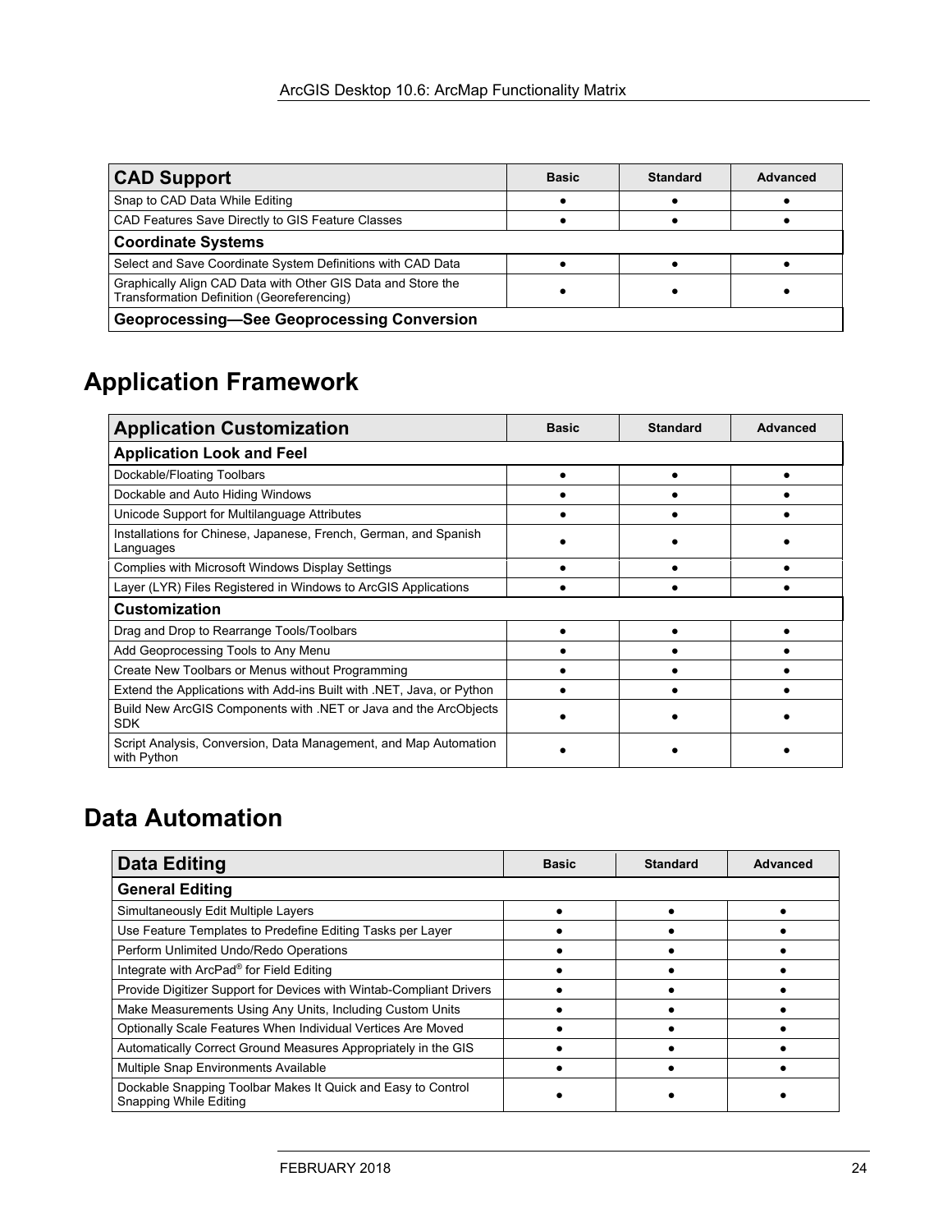| CAD Support | Basic | Standard | Advanced |
|---|---|---|---|
| Snap to CAD Data While Editing | ● | ● | ● |
| CAD Features Save Directly to GIS Feature Classes | ● | ● | ● |
| **Coordinate Systems** | | | |
| Select and Save Coordinate System Definitions with CAD Data | ● | ● | ● |
| Graphically Align CAD Data with Other GIS Data and Store the Transformation Definition (Georeferencing) | ● | ● | ● |
| **Geoprocessing—See Geoprocessing Conversion** | | | |

# Application Framework

| Application Customization | Basic | Standard | Advanced |
|---|---|---|---|
| **Application Look and Feel** | | | |
| Dockable/Floating Toolbars | ● | ● | ● |
| Dockable and Auto Hiding Windows | ● | ● | ● |
| Unicode Support for Multilanguage Attributes | ● | ● | ● |
| Installations for Chinese, Japanese, French, German, and Spanish Languages | ● | ● | ● |
| Complies with Microsoft Windows Display Settings | ● | ● | ● |
| Layer (LYR) Files Registered in Windows to ArcGIS Applications | ● | ● | ● |
| **Customization** | | | |
| Drag and Drop to Rearrange Tools/Toolbars | ● | ● | ● |
| Add Geoprocessing Tools to Any Menu | ● | ● | ● |
| Create New Toolbars or Menus without Programming | ● | ● | ● |
| Extend the Applications with Add-ins Built with .NET, Java, or Python | ● | ● | ● |
| Build New ArcGIS Components with .NET or Java and the ArcObjects SDK | ● | ● | ● |
| Script Analysis, Conversion, Data Management, and Map Automation with Python | ● | ● | ● |

# Data Automation

| Data Editing | Basic | Standard | Advanced |
|---|---|---|---|
| **General Editing** | | | |
| Simultaneously Edit Multiple Layers | ● | ● | ● |
| Use Feature Templates to Predefine Editing Tasks per Layer | ● | ● | ● |
| Perform Unlimited Undo/Redo Operations | ● | ● | ● |
| Integrate with ArcPad® for Field Editing | ● | ● | ● |
| Provide Digitizer Support for Devices with Wintab-Compliant Drivers | ● | ● | ● |
| Make Measurements Using Any Units, Including Custom Units | ● | ● | ● |
| Optionally Scale Features When Individual Vertices Are Moved | ● | ● | ● |
| Automatically Correct Ground Measures Appropriately in the GIS | ● | ● | ● |
| Multiple Snap Environments Available | ● | ● | ● |
| Dockable Snapping Toolbar Makes It Quick and Easy to Control Snapping While Editing | ● | ● | ● |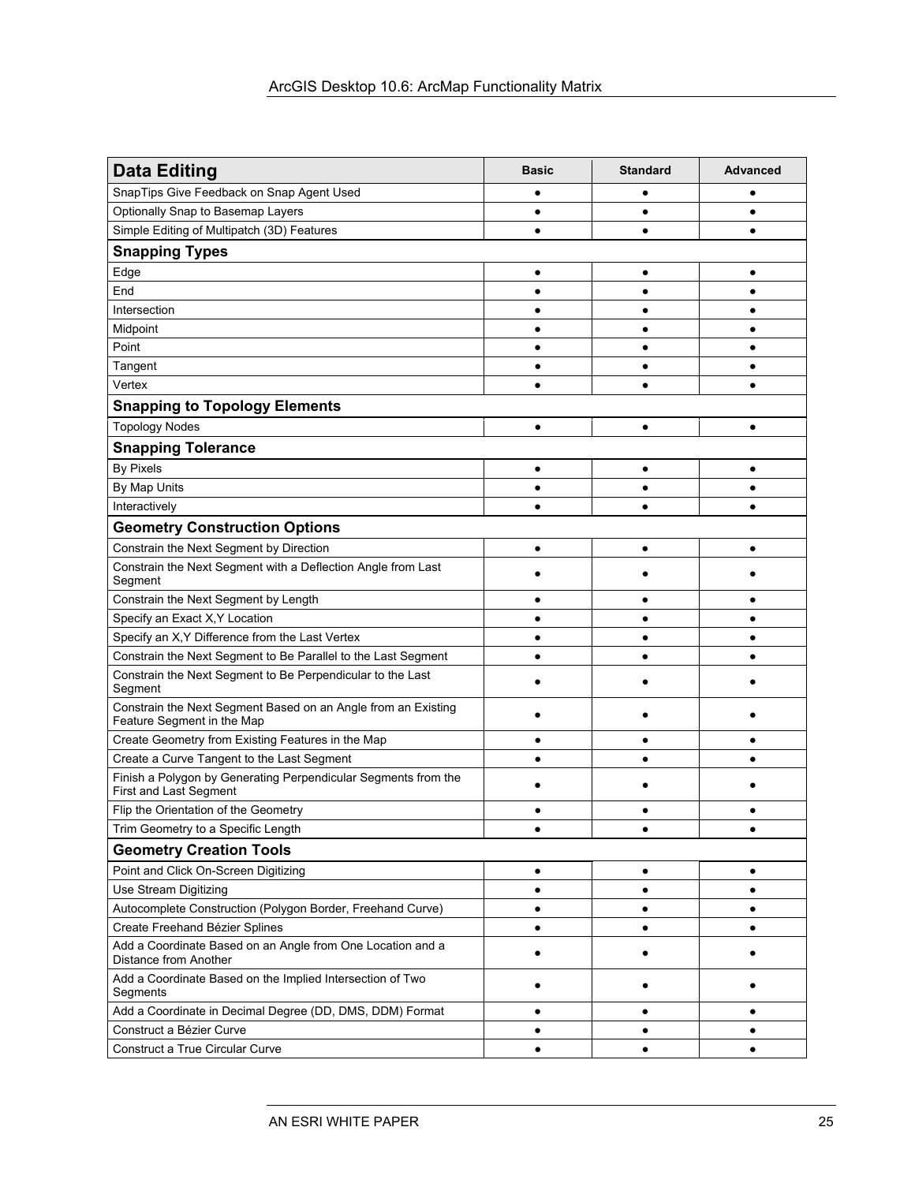| Data Editing | Basic | Standard | Advanced |
|---|---|---|---|
| SnapTips Give Feedback on Snap Agent Used | ● | ● | ● |
| Optionally Snap to Basemap Layers | ● | ● | ● |
| Simple Editing of Multipatch (3D) Features | ● | ● | ● |
| **Snapping Types** | | | |
| Edge | ● | ● | ● |
| End | ● | ● | ● |
| Intersection | ● | ● | ● |
| Midpoint | ● | ● | ● |
| Point | ● | ● | ● |
| Tangent | ● | ● | ● |
| Vertex | ● | ● | ● |
| **Snapping to Topology Elements** | | | |
| Topology Nodes | ● | ● | ● |
| **Snapping Tolerance** | | | |
| By Pixels | ● | ● | ● |
| By Map Units | ● | ● | ● |
| Interactively | ● | ● | ● |
| **Geometry Construction Options** | | | |
| Constrain the Next Segment by Direction | ● | ● | ● |
| Constrain the Next Segment with a Deflection Angle from Last Segment | ● | ● | ● |
| Constrain the Next Segment by Length | ● | ● | ● |
| Specify an Exact X,Y Location | ● | ● | ● |
| Specify an X,Y Difference from the Last Vertex | ● | ● | ● |
| Constrain the Next Segment to Be Parallel to the Last Segment | ● | ● | ● |
| Constrain the Next Segment to Be Perpendicular to the Last Segment | ● | ● | ● |
| Constrain the Next Segment Based on an Angle from an Existing Feature Segment in the Map | ● | ● | ● |
| Create Geometry from Existing Features in the Map | ● | ● | ● |
| Create a Curve Tangent to the Last Segment | ● | ● | ● |
| Finish a Polygon by Generating Perpendicular Segments from the First and Last Segment | ● | ● | ● |
| Flip the Orientation of the Geometry | ● | ● | ● |
| Trim Geometry to a Specific Length | ● | ● | ● |
| **Geometry Creation Tools** | | | |
| Point and Click On-Screen Digitizing | ● | ● | ● |
| Use Stream Digitizing | ● | ● | ● |
| Autocomplete Construction (Polygon Border, Freehand Curve) | ● | ● | ● |
| Create Freehand Bézier Splines | ● | ● | ● |
| Add a Coordinate Based on an Angle from One Location and a Distance from Another | ● | ● | ● |
| Add a Coordinate Based on the Implied Intersection of Two Segments | ● | ● | ● |
| Add a Coordinate in Decimal Degree (DD, DMS, DDM) Format | ● | ● | ● |
| Construct a Bézier Curve | ● | ● | ● |
| Construct a True Circular Curve | ● | ● | ● |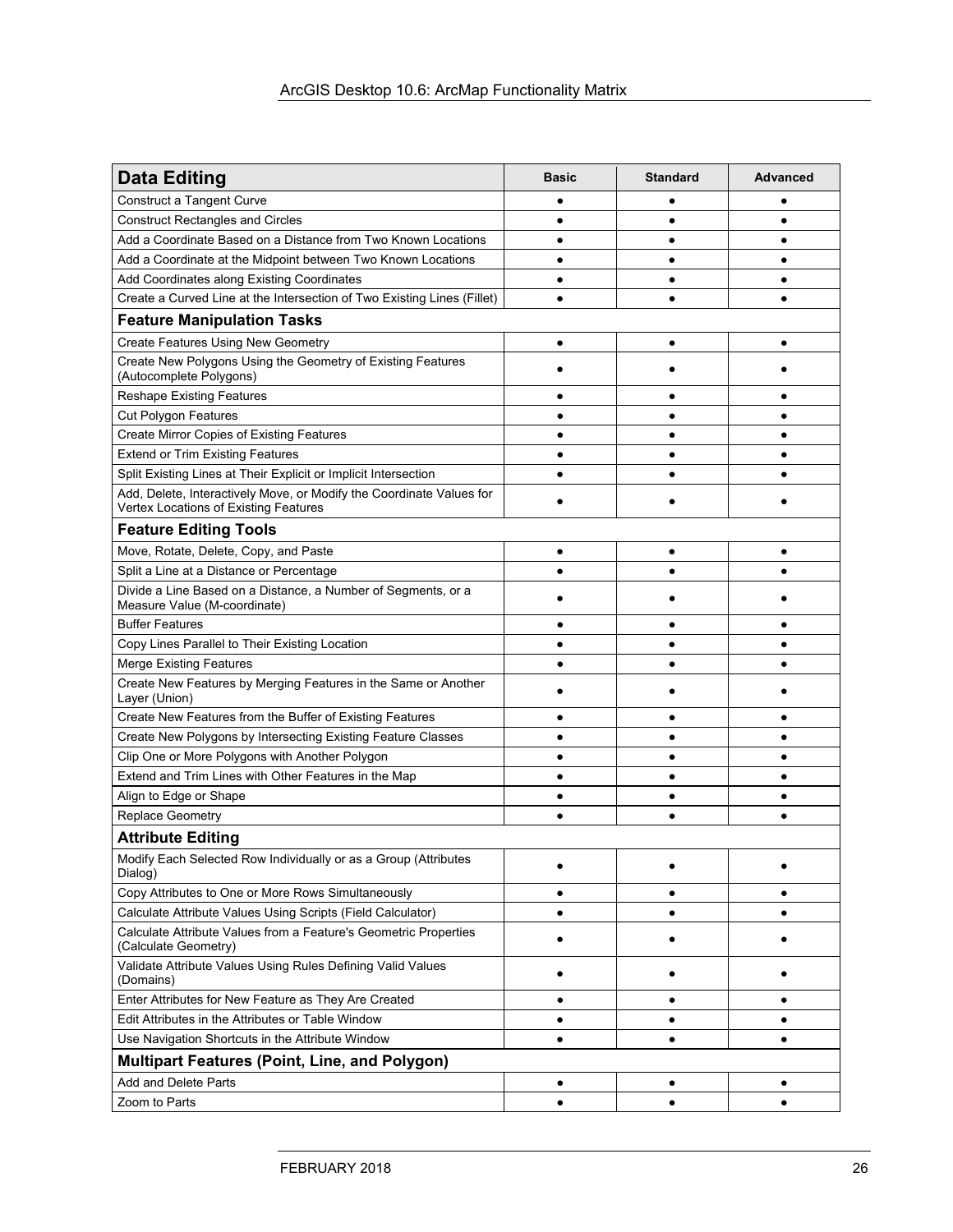| Data Editing | Basic | Standard | Advanced |
|---|---|---|---|
| Construct a Tangent Curve | ● | ● | ● |
| Construct Rectangles and Circles | ● | ● | ● |
| Add a Coordinate Based on a Distance from Two Known Locations | ● | ● | ● |
| Add a Coordinate at the Midpoint between Two Known Locations | ● | ● | ● |
| Add Coordinates along Existing Coordinates | ● | ● | ● |
| Create a Curved Line at the Intersection of Two Existing Lines (Fillet) | ● | ● | ● |
| **Feature Manipulation Tasks** | | | |
| Create Features Using New Geometry | ● | ● | ● |
| Create New Polygons Using the Geometry of Existing Features (Autocomplete Polygons) | ● | ● | ● |
| Reshape Existing Features | ● | ● | ● |
| Cut Polygon Features | ● | ● | ● |
| Create Mirror Copies of Existing Features | ● | ● | ● |
| Extend or Trim Existing Features | ● | ● | ● |
| Split Existing Lines at Their Explicit or Implicit Intersection | ● | ● | ● |
| Add, Delete, Interactively Move, or Modify the Coordinate Values for Vertex Locations of Existing Features | ● | ● | ● |
| **Feature Editing Tools** | | | |
| Move, Rotate, Delete, Copy, and Paste | ● | ● | ● |
| Split a Line at a Distance or Percentage | ● | ● | ● |
| Divide a Line Based on a Distance, a Number of Segments, or a Measure Value (M-coordinate) | ● | ● | ● |
| Buffer Features | ● | ● | ● |
| Copy Lines Parallel to Their Existing Location | ● | ● | ● |
| Merge Existing Features | ● | ● | ● |
| Create New Features by Merging Features in the Same or Another Layer (Union) | ● | ● | ● |
| Create New Features from the Buffer of Existing Features | ● | ● | ● |
| Create New Polygons by Intersecting Existing Feature Classes | ● | ● | ● |
| Clip One or More Polygons with Another Polygon | ● | ● | ● |
| Extend and Trim Lines with Other Features in the Map | ● | ● | ● |
| Align to Edge or Shape | ● | ● | ● |
| Replace Geometry | ● | ● | ● |
| **Attribute Editing** | | | |
| Modify Each Selected Row Individually or as a Group (Attributes Dialog) | ● | ● | ● |
| Copy Attributes to One or More Rows Simultaneously | ● | ● | ● |
| Calculate Attribute Values Using Scripts (Field Calculator) | ● | ● | ● |
| Calculate Attribute Values from a Feature's Geometric Properties (Calculate Geometry) | ● | ● | ● |
| Validate Attribute Values Using Rules Defining Valid Values (Domains) | ● | ● | ● |
| Enter Attributes for New Feature as They Are Created | ● | ● | ● |
| Edit Attributes in the Attributes or Table Window | ● | ● | ● |
| Use Navigation Shortcuts in the Attribute Window | ● | ● | ● |
| **Multipart Features (Point, Line, and Polygon)** | | | |
| Add and Delete Parts | ● | ● | ● |
| Zoom to Parts | ● | ● | ● |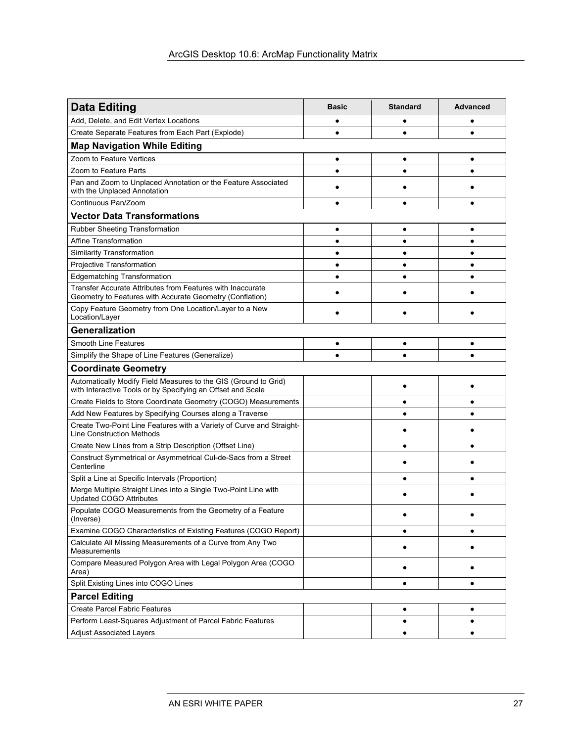| Data Editing | Basic | Standard | Advanced |
|---|---|---|---|
| Add, Delete, and Edit Vertex Locations | ● | ● | ● |
| Create Separate Features from Each Part (Explode) | ● | ● | ● |
| **Map Navigation While Editing** | | | |
| Zoom to Feature Vertices | ● | ● | ● |
| Zoom to Feature Parts | ● | ● | ● |
| Pan and Zoom to Unplaced Annotation or the Feature Associated with the Unplaced Annotation | ● | ● | ● |
| Continuous Pan/Zoom | ● | ● | ● |
| **Vector Data Transformations** | | | |
| Rubber Sheeting Transformation | ● | ● | ● |
| Affine Transformation | ● | ● | ● |
| Similarity Transformation | ● | ● | ● |
| Projective Transformation | ● | ● | ● |
| Edgematching Transformation | ● | ● | ● |
| Transfer Accurate Attributes from Features with Inaccurate Geometry to Features with Accurate Geometry (Conflation) | ● | ● | ● |
| Copy Feature Geometry from One Location/Layer to a New Location/Layer | ● | ● | ● |
| **Generalization** | | | |
| Smooth Line Features | ● | ● | ● |
| Simplify the Shape of Line Features (Generalize) | ● | ● | ● |
| **Coordinate Geometry** | | | |
| Automatically Modify Field Measures to the GIS (Ground to Grid) with Interactive Tools or by Specifying an Offset and Scale | | ● | ● |
| Create Fields to Store Coordinate Geometry (COGO) Measurements | | ● | ● |
| Add New Features by Specifying Courses along a Traverse | | ● | ● |
| Create Two-Point Line Features with a Variety of Curve and Straight-Line Construction Methods | | ● | ● |
| Create New Lines from a Strip Description (Offset Line) | | ● | ● |
| Construct Symmetrical or Asymmetrical Cul-de-Sacs from a Street Centerline | | ● | ● |
| Split a Line at Specific Intervals (Proportion) | | ● | ● |
| Merge Multiple Straight Lines into a Single Two-Point Line with Updated COGO Attributes | | ● | ● |
| Populate COGO Measurements from the Geometry of a Feature (Inverse) | | ● | ● |
| Examine COGO Characteristics of Existing Features (COGO Report) | | ● | ● |
| Calculate All Missing Measurements of a Curve from Any Two Measurements | | ● | ● |
| Compare Measured Polygon Area with Legal Polygon Area (COGO Area) | | ● | ● |
| Split Existing Lines into COGO Lines | | ● | ● |
| **Parcel Editing** | | | |
| Create Parcel Fabric Features | | ● | ● |
| Perform Least-Squares Adjustment of Parcel Fabric Features | | ● | ● |
| Adjust Associated Layers | | ● | ● |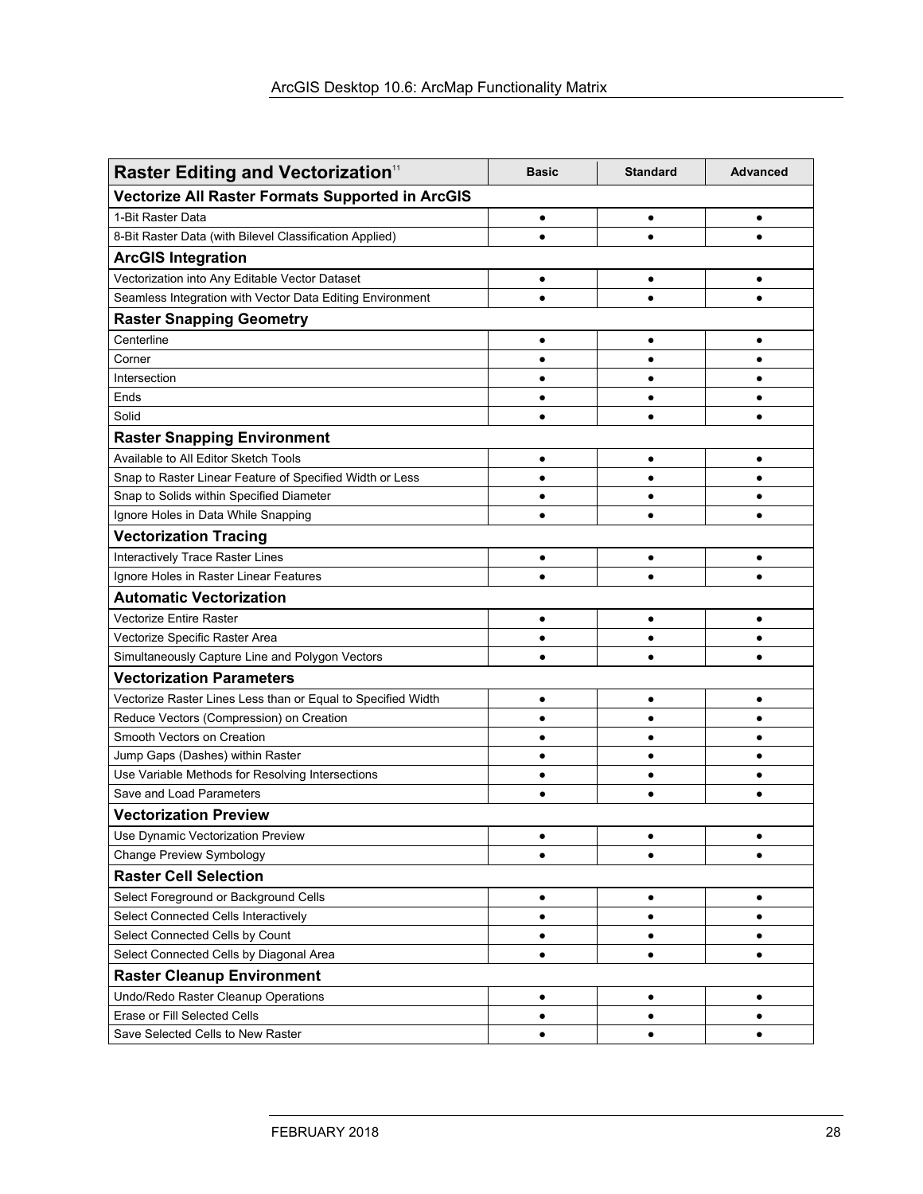| Raster Editing and Vectorization[11] | Basic | Standard | Advanced |
|---|---|---|---|
| **Vectorize All Raster Formats Supported in ArcGIS** | | | |
| 1-Bit Raster Data | ● | ● | ● |
| 8-Bit Raster Data (with Bilevel Classification Applied) | ● | ● | ● |
| **ArcGIS Integration** | | | |
| Vectorization into Any Editable Vector Dataset | ● | ● | ● |
| Seamless Integration with Vector Data Editing Environment | ● | ● | ● |
| **Raster Snapping Geometry** | | | |
| Centerline | ● | ● | ● |
| Corner | ● | ● | ● |
| Intersection | ● | ● | ● |
| Ends | ● | ● | ● |
| Solid | ● | ● | ● |
| **Raster Snapping Environment** | | | |
| Available to All Editor Sketch Tools | ● | ● | ● |
| Snap to Raster Linear Feature of Specified Width or Less | ● | ● | ● |
| Snap to Solids within Specified Diameter | ● | ● | ● |
| Ignore Holes in Data While Snapping | ● | ● | ● |
| **Vectorization Tracing** | | | |
| Interactively Trace Raster Lines | ● | ● | ● |
| Ignore Holes in Raster Linear Features | ● | ● | ● |
| **Automatic Vectorization** | | | |
| Vectorize Entire Raster | ● | ● | ● |
| Vectorize Specific Raster Area | ● | ● | ● |
| Simultaneously Capture Line and Polygon Vectors | ● | ● | ● |
| **Vectorization Parameters** | | | |
| Vectorize Raster Lines Less than or Equal to Specified Width | ● | ● | ● |
| Reduce Vectors (Compression) on Creation | ● | ● | ● |
| Smooth Vectors on Creation | ● | ● | ● |
| Jump Gaps (Dashes) within Raster | ● | ● | ● |
| Use Variable Methods for Resolving Intersections | ● | ● | ● |
| Save and Load Parameters | ● | ● | ● |
| **Vectorization Preview** | | | |
| Use Dynamic Vectorization Preview | ● | ● | ● |
| Change Preview Symbology | ● | ● | ● |
| **Raster Cell Selection** | | | |
| Select Foreground or Background Cells | ● | ● | ● |
| Select Connected Cells Interactively | ● | ● | ● |
| Select Connected Cells by Count | ● | ● | ● |
| Select Connected Cells by Diagonal Area | ● | ● | ● |
| **Raster Cleanup Environment** | | | |
| Undo/Redo Raster Cleanup Operations | ● | ● | ● |
| Erase or Fill Selected Cells | ● | ● | ● |
| Save Selected Cells to New Raster | ● | ● | ● |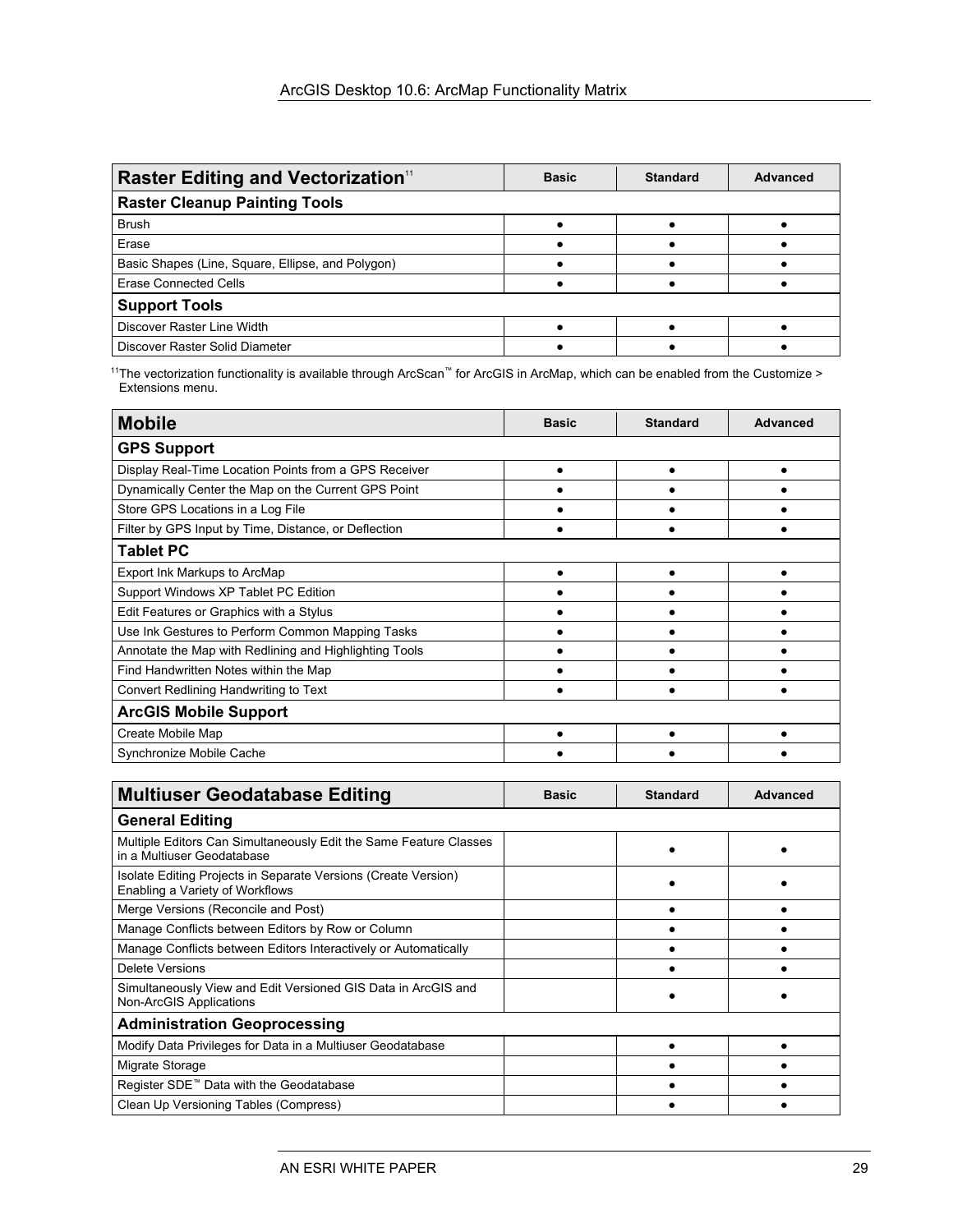| Raster Editing and Vectorization[11] | Basic | Standard | Advanced |
|---|---|---|---|
| **Raster Cleanup Painting Tools** | | | |
| Brush | ● | ● | ● |
| Erase | ● | ● | ● |
| Basic Shapes (Line, Square, Ellipse, and Polygon) | ● | ● | ● |
| Erase Connected Cells | ● | ● | ● |
| **Support Tools** | | | |
| Discover Raster Line Width | ● | ● | ● |
| Discover Raster Solid Diameter | ● | ● | ● |

[11]The vectorization functionality is available through ArcScan™ for ArcGIS in ArcMap, which can be enabled from the Customize > Extensions menu.

| Mobile | Basic | Standard | Advanced |
|---|---|---|---|
| **GPS Support** | | | |
| Display Real-Time Location Points from a GPS Receiver | ● | ● | ● |
| Dynamically Center the Map on the Current GPS Point | ● | ● | ● |
| Store GPS Locations in a Log File | ● | ● | ● |
| Filter by GPS Input by Time, Distance, or Deflection | ● | ● | ● |
| **Tablet PC** | | | |
| Export Ink Markups to ArcMap | ● | ● | ● |
| Support Windows XP Tablet PC Edition | ● | ● | ● |
| Edit Features or Graphics with a Stylus | ● | ● | ● |
| Use Ink Gestures to Perform Common Mapping Tasks | ● | ● | ● |
| Annotate the Map with Redlining and Highlighting Tools | ● | ● | ● |
| Find Handwritten Notes within the Map | ● | ● | ● |
| Convert Redlining Handwriting to Text | ● | ● | ● |
| **ArcGIS Mobile Support** | | | |
| Create Mobile Map | ● | ● | ● |
| Synchronize Mobile Cache | ● | ● | ● |

| Multiuser Geodatabase Editing | Basic | Standard | Advanced |
|---|---|---|---|
| **General Editing** | | | |
| Multiple Editors Can Simultaneously Edit the Same Feature Classes in a Multiuser Geodatabase | | ● | ● |
| Isolate Editing Projects in Separate Versions (Create Version) Enabling a Variety of Workflows | | ● | ● |
| Merge Versions (Reconcile and Post) | | ● | ● |
| Manage Conflicts between Editors by Row or Column | | ● | ● |
| Manage Conflicts between Editors Interactively or Automatically | | ● | ● |
| Delete Versions | | ● | ● |
| Simultaneously View and Edit Versioned GIS Data in ArcGIS and Non-ArcGIS Applications | | ● | ● |
| **Administration Geoprocessing** | | | |
| Modify Data Privileges for Data in a Multiuser Geodatabase | | ● | ● |
| Migrate Storage | | ● | ● |
| Register SDE™ Data with the Geodatabase | | ● | ● |
| Clean Up Versioning Tables (Compress) | | ● | ● |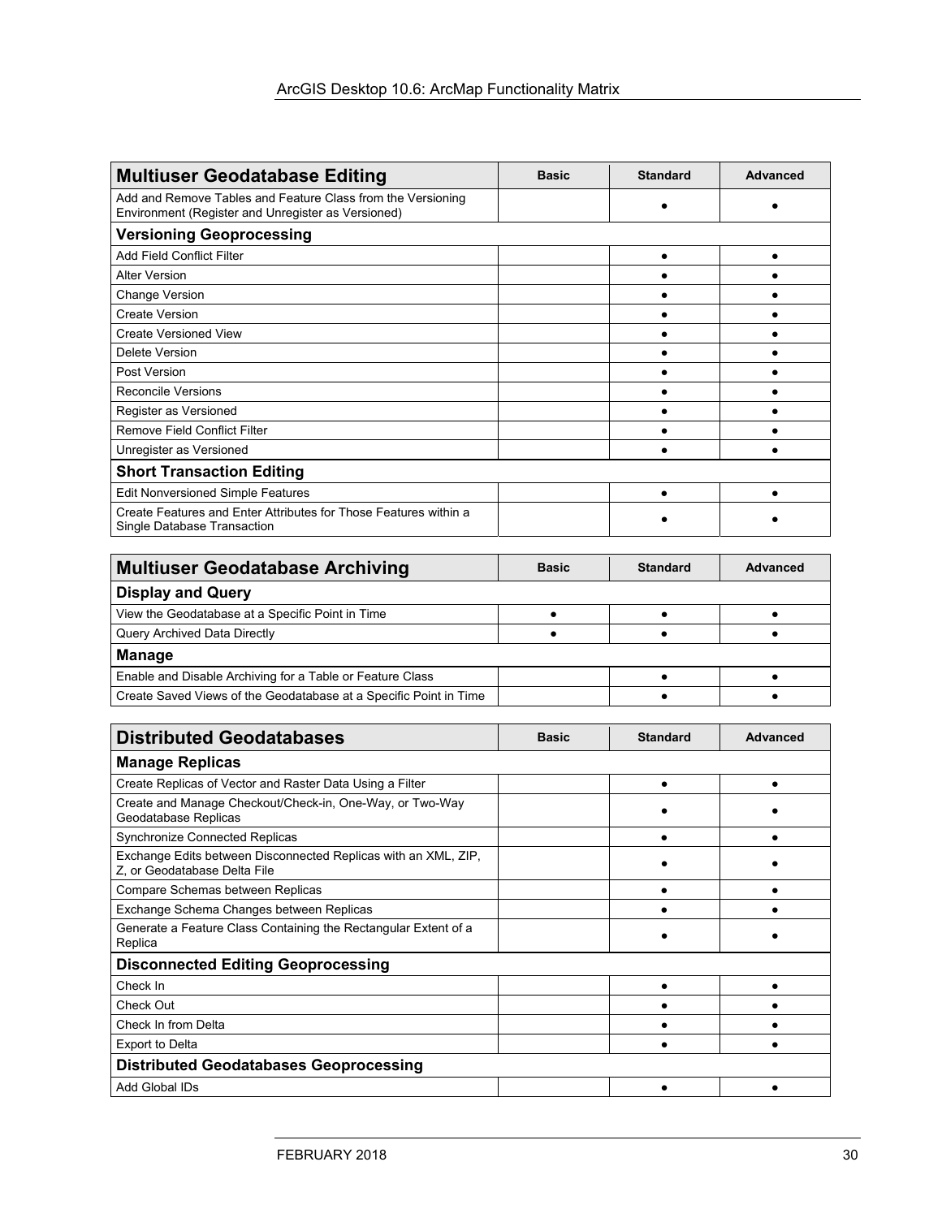| Multiuser Geodatabase Editing | Basic | Standard | Advanced |
|---|---|---|---|
| Add and Remove Tables and Feature Class from the Versioning Environment (Register and Unregister as Versioned) | | ● | ● |
| **Versioning Geoprocessing** | | | |
| Add Field Conflict Filter | | ● | ● |
| Alter Version | | ● | ● |
| Change Version | | ● | ● |
| Create Version | | ● | ● |
| Create Versioned View | | ● | ● |
| Delete Version | | ● | ● |
| Post Version | | ● | ● |
| Reconcile Versions | | ● | ● |
| Register as Versioned | | ● | ● |
| Remove Field Conflict Filter | | ● | ● |
| Unregister as Versioned | | ● | ● |
| **Short Transaction Editing** | | | |
| Edit Nonversioned Simple Features | | ● | ● |
| Create Features and Enter Attributes for Those Features within a Single Database Transaction | | ● | ● |

| Multiuser Geodatabase Archiving | Basic | Standard | Advanced |
|---|---|---|---|
| **Display and Query** | | | |
| View the Geodatabase at a Specific Point in Time | ● | ● | ● |
| Query Archived Data Directly | ● | ● | ● |
| **Manage** | | | |
| Enable and Disable Archiving for a Table or Feature Class | | ● | ● |
| Create Saved Views of the Geodatabase at a Specific Point in Time | | ● | ● |

| Distributed Geodatabases | Basic | Standard | Advanced |
|---|---|---|---|
| **Manage Replicas** | | | |
| Create Replicas of Vector and Raster Data Using a Filter | | ● | ● |
| Create and Manage Checkout/Check-in, One-Way, or Two-Way Geodatabase Replicas | | ● | ● |
| Synchronize Connected Replicas | | ● | ● |
| Exchange Edits between Disconnected Replicas with an XML, ZIP, Z, or Geodatabase Delta File | | ● | ● |
| Compare Schemas between Replicas | | ● | ● |
| Exchange Schema Changes between Replicas | | ● | ● |
| Generate a Feature Class Containing the Rectangular Extent of a Replica | | ● | ● |
| **Disconnected Editing Geoprocessing** | | | |
| Check In | | ● | ● |
| Check Out | | ● | ● |
| Check In from Delta | | ● | ● |
| Export to Delta | | ● | ● |
| **Distributed Geodatabases Geoprocessing** | | | |
| Add Global IDs | | ● | ● |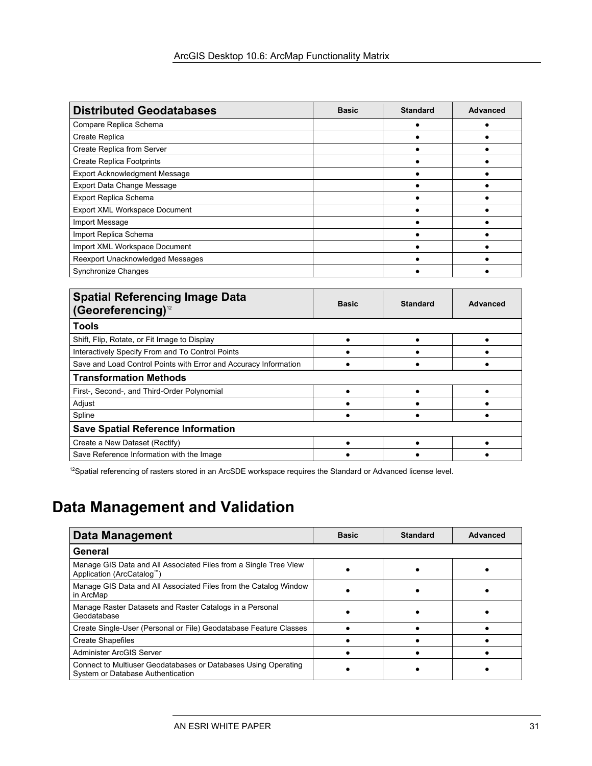| Distributed Geodatabases | Basic | Standard | Advanced |
|---|---|---|---|
| Compare Replica Schema | | ● | ● |
| Create Replica | | ● | ● |
| Create Replica from Server | | ● | ● |
| Create Replica Footprints | | ● | ● |
| Export Acknowledgment Message | | ● | ● |
| Export Data Change Message | | ● | ● |
| Export Replica Schema | | ● | ● |
| Export XML Workspace Document | | ● | ● |
| Import Message | | ● | ● |
| Import Replica Schema | | ● | ● |
| Import XML Workspace Document | | ● | ● |
| Reexport Unacknowledged Messages | | ● | ● |
| Synchronize Changes | | ● | ● |

| Spatial Referencing Image Data (Georeferencing)[12] | Basic | Standard | Advanced |
|---|---|---|---|
| **Tools** | | | |
| Shift, Flip, Rotate, or Fit Image to Display | ● | ● | ● |
| Interactively Specify From and To Control Points | ● | ● | ● |
| Save and Load Control Points with Error and Accuracy Information | ● | ● | ● |
| **Transformation Methods** | | | |
| First-, Second-, and Third-Order Polynomial | ● | ● | ● |
| Adjust | ● | ● | ● |
| Spline | ● | ● | ● |
| **Save Spatial Reference Information** | | | |
| Create a New Dataset (Rectify) | ● | ● | ● |
| Save Reference Information with the Image | ● | ● | ● |

[12]Spatial referencing of rasters stored in an ArcSDE workspace requires the Standard or Advanced license level.

# Data Management and Validation

| Data Management | Basic | Standard | Advanced |
|---|---|---|---|
| **General** | | | |
| Manage GIS Data and All Associated Files from a Single Tree View Application (ArcCatalog™) | ● | ● | ● |
| Manage GIS Data and All Associated Files from the Catalog Window in ArcMap | ● | ● | ● |
| Manage Raster Datasets and Raster Catalogs in a Personal Geodatabase | ● | ● | ● |
| Create Single-User (Personal or File) Geodatabase Feature Classes | ● | ● | ● |
| Create Shapefiles | ● | ● | ● |
| Administer ArcGIS Server | ● | ● | ● |
| Connect to Multiuser Geodatabases or Databases Using Operating System or Database Authentication | ● | ● | ● |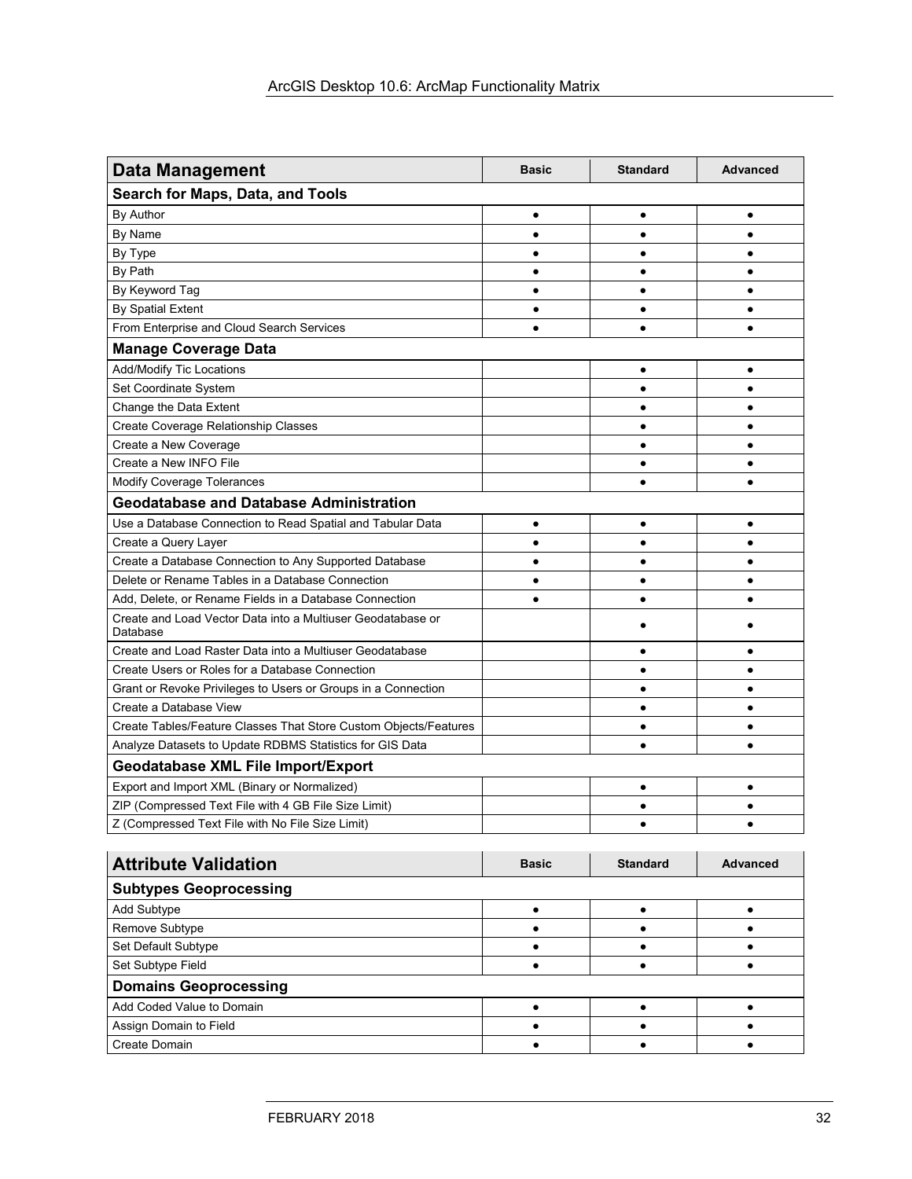| Data Management | Basic | Standard | Advanced |
|---|---|---|---|
| **Search for Maps, Data, and Tools** | | | |
| By Author | ● | ● | ● |
| By Name | ● | ● | ● |
| By Type | ● | ● | ● |
| By Path | ● | ● | ● |
| By Keyword Tag | ● | ● | ● |
| By Spatial Extent | ● | ● | ● |
| From Enterprise and Cloud Search Services | ● | ● | ● |
| **Manage Coverage Data** | | | |
| Add/Modify Tic Locations | | ● | ● |
| Set Coordinate System | | ● | ● |
| Change the Data Extent | | ● | ● |
| Create Coverage Relationship Classes | | ● | ● |
| Create a New Coverage | | ● | ● |
| Create a New INFO File | | ● | ● |
| Modify Coverage Tolerances | | ● | ● |
| **Geodatabase and Database Administration** | | | |
| Use a Database Connection to Read Spatial and Tabular Data | ● | ● | ● |
| Create a Query Layer | ● | ● | ● |
| Create a Database Connection to Any Supported Database | ● | ● | ● |
| Delete or Rename Tables in a Database Connection | ● | ● | ● |
| Add, Delete, or Rename Fields in a Database Connection | ● | ● | ● |
| Create and Load Vector Data into a Multiuser Geodatabase or Database | | ● | ● |
| Create and Load Raster Data into a Multiuser Geodatabase | | ● | ● |
| Create Users or Roles for a Database Connection | | ● | ● |
| Grant or Revoke Privileges to Users or Groups in a Connection | | ● | ● |
| Create a Database View | | ● | ● |
| Create Tables/Feature Classes That Store Custom Objects/Features | | ● | ● |
| Analyze Datasets to Update RDBMS Statistics for GIS Data | | ● | ● |
| **Geodatabase XML File Import/Export** | | | |
| Export and Import XML (Binary or Normalized) | | ● | ● |
| ZIP (Compressed Text File with 4 GB File Size Limit) | | ● | ● |
| Z (Compressed Text File with No File Size Limit) | | ● | ● |

| Attribute Validation | Basic | Standard | Advanced |
|---|---|---|---|
| **Subtypes Geoprocessing** | | | |
| Add Subtype | ● | ● | ● |
| Remove Subtype | ● | ● | ● |
| Set Default Subtype | ● | ● | ● |
| Set Subtype Field | ● | ● | ● |
| **Domains Geoprocessing** | | | |
| Add Coded Value to Domain | ● | ● | ● |
| Assign Domain to Field | ● | ● | ● |
| Create Domain | ● | ● | ● |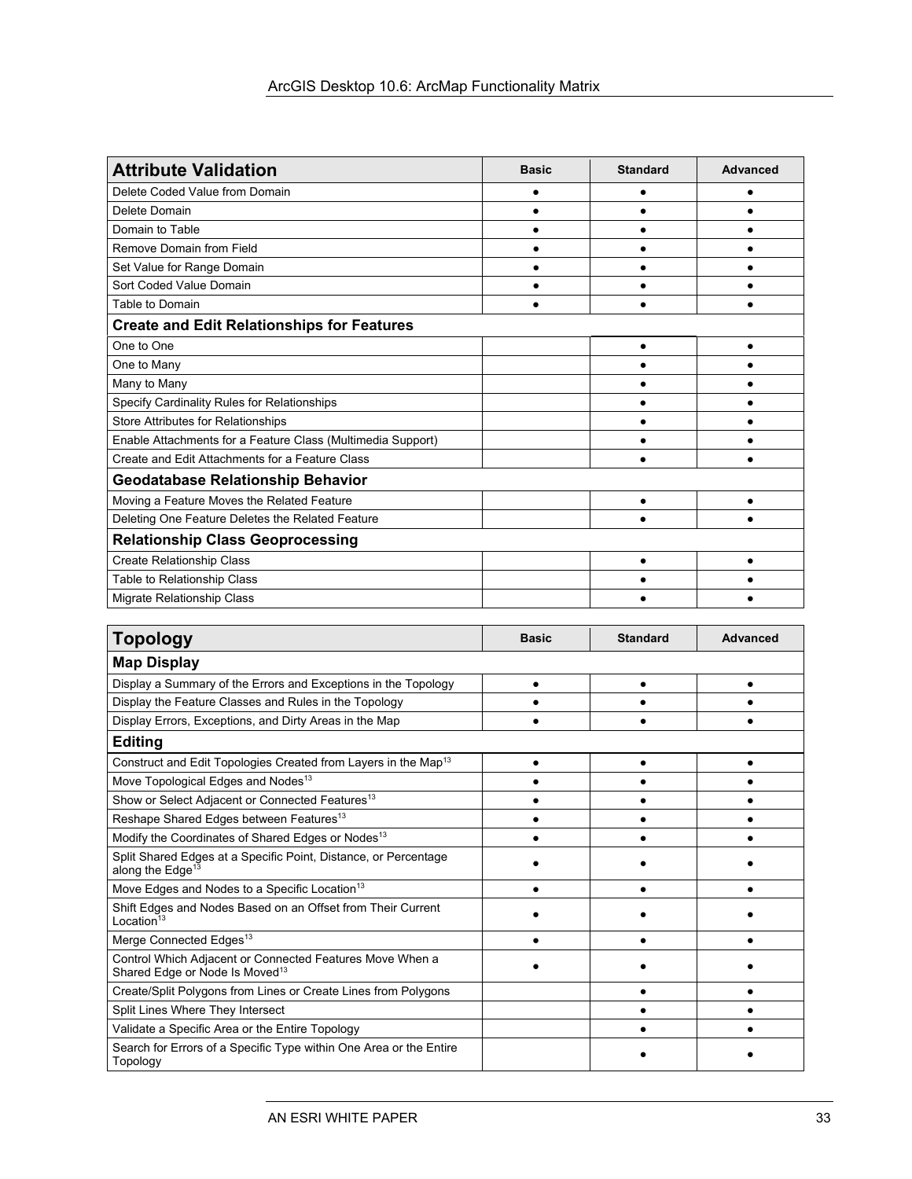| **Attribute Validation** | **Basic** | **Standard** | **Advanced** |
|---|---|---|---|
| Delete Coded Value from Domain | ● | ● | ● |
| Delete Domain | ● | ● | ● |
| Domain to Table | ● | ● | ● |
| Remove Domain from Field | ● | ● | ● |
| Set Value for Range Domain | ● | ● | ● |
| Sort Coded Value Domain | ● | ● | ● |
| Table to Domain | ● | ● | ● |
| **Create and Edit Relationships for Features** | | | |
| One to One | | ● | ● |
| One to Many | | ● | ● |
| Many to Many | | ● | ● |
| Specify Cardinality Rules for Relationships | | ● | ● |
| Store Attributes for Relationships | | ● | ● |
| Enable Attachments for a Feature Class (Multimedia Support) | | ● | ● |
| Create and Edit Attachments for a Feature Class | | ● | ● |
| **Geodatabase Relationship Behavior** | | | |
| Moving a Feature Moves the Related Feature | | ● | ● |
| Deleting One Feature Deletes the Related Feature | | ● | ● |
| **Relationship Class Geoprocessing** | | | |
| Create Relationship Class | | ● | ● |
| Table to Relationship Class | | ● | ● |
| Migrate Relationship Class | | ● | ● |

| **Topology** | **Basic** | **Standard** | **Advanced** |
|---|---|---|---|
| **Map Display** | | | |
| Display a Summary of the Errors and Exceptions in the Topology | ● | ● | ● |
| Display the Feature Classes and Rules in the Topology | ● | ● | ● |
| Display Errors, Exceptions, and Dirty Areas in the Map | ● | ● | ● |
| **Editing** | | | |
| Construct and Edit Topologies Created from Layers in the Map[13] | ● | ● | ● |
| Move Topological Edges and Nodes[13] | ● | ● | ● |
| Show or Select Adjacent or Connected Features[13] | ● | ● | ● |
| Reshape Shared Edges between Features[13] | ● | ● | ● |
| Modify the Coordinates of Shared Edges or Nodes[13] | ● | ● | ● |
| Split Shared Edges at a Specific Point, Distance, or Percentage along the Edge[13] | ● | ● | ● |
| Move Edges and Nodes to a Specific Location[13] | ● | ● | ● |
| Shift Edges and Nodes Based on an Offset from Their Current Location[13] | ● | ● | ● |
| Merge Connected Edges[13] | ● | ● | ● |
| Control Which Adjacent or Connected Features Move When a Shared Edge or Node Is Moved[13] | ● | ● | ● |
| Create/Split Polygons from Lines or Create Lines from Polygons | | ● | ● |
| Split Lines Where They Intersect | | ● | ● |
| Validate a Specific Area or the Entire Topology | | ● | ● |
| Search for Errors of a Specific Type within One Area or the Entire Topology | | ● | ● |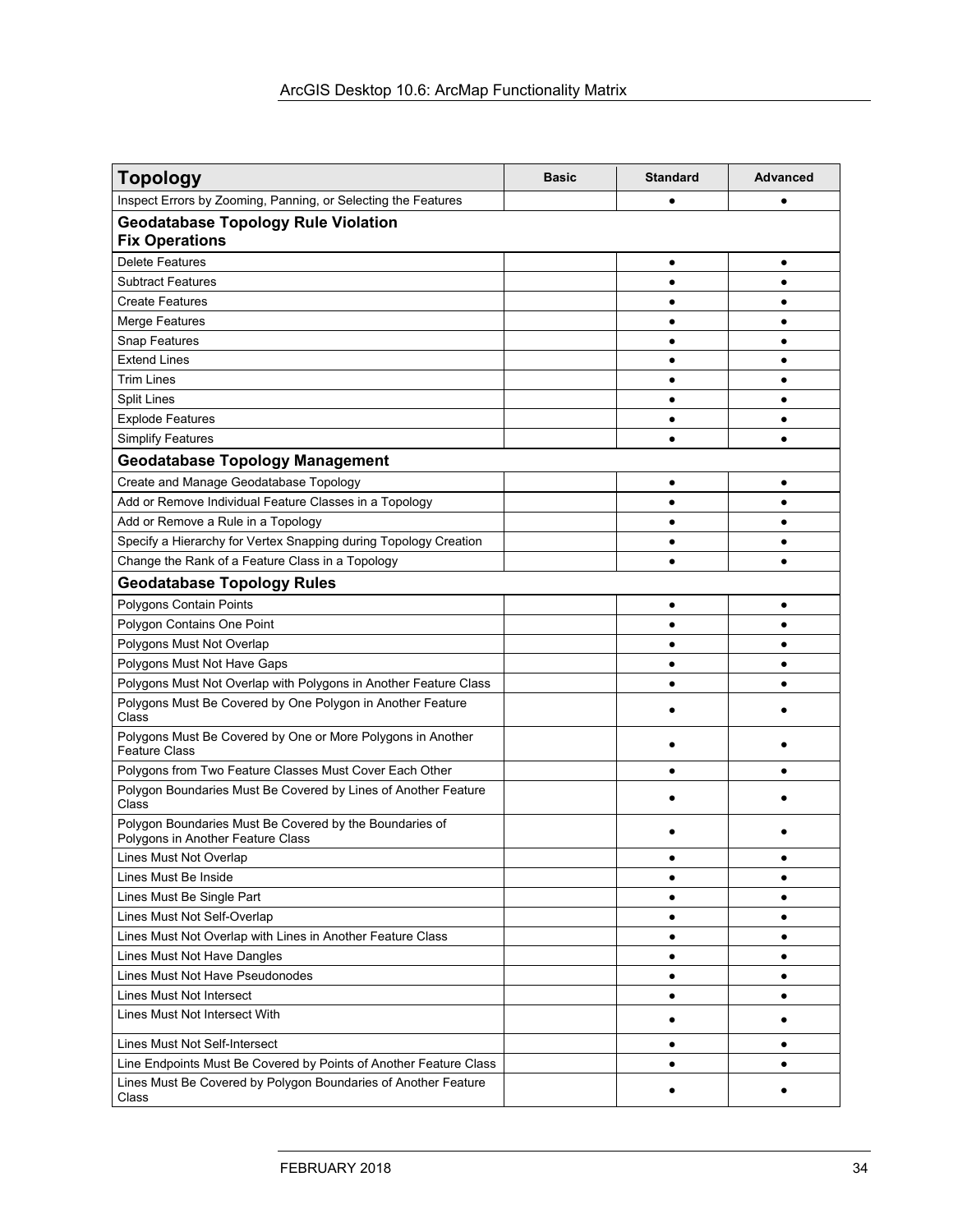| Topology | Basic | Standard | Advanced |
|---|---|---|---|
| Inspect Errors by Zooming, Panning, or Selecting the Features | | ● | ● |
| **Geodatabase Topology Rule Violation Fix Operations** | | | |
| Delete Features | | ● | ● |
| Subtract Features | | ● | ● |
| Create Features | | ● | ● |
| Merge Features | | ● | ● |
| Snap Features | | ● | ● |
| Extend Lines | | ● | ● |
| Trim Lines | | ● | ● |
| Split Lines | | ● | ● |
| Explode Features | | ● | ● |
| Simplify Features | | ● | ● |
| **Geodatabase Topology Management** | | | |
| Create and Manage Geodatabase Topology | | ● | ● |
| Add or Remove Individual Feature Classes in a Topology | | ● | ● |
| Add or Remove a Rule in a Topology | | ● | ● |
| Specify a Hierarchy for Vertex Snapping during Topology Creation | | ● | ● |
| Change the Rank of a Feature Class in a Topology | | ● | ● |
| **Geodatabase Topology Rules** | | | |
| Polygons Contain Points | | ● | ● |
| Polygon Contains One Point | | ● | ● |
| Polygons Must Not Overlap | | ● | ● |
| Polygons Must Not Have Gaps | | ● | ● |
| Polygons Must Not Overlap with Polygons in Another Feature Class | | ● | ● |
| Polygons Must Be Covered by One Polygon in Another Feature Class | | ● | ● |
| Polygons Must Be Covered by One or More Polygons in Another Feature Class | | ● | ● |
| Polygons from Two Feature Classes Must Cover Each Other | | ● | ● |
| Polygon Boundaries Must Be Covered by Lines of Another Feature Class | | ● | ● |
| Polygon Boundaries Must Be Covered by the Boundaries of Polygons in Another Feature Class | | ● | ● |
| Lines Must Not Overlap | | ● | ● |
| Lines Must Be Inside | | ● | ● |
| Lines Must Be Single Part | | ● | ● |
| Lines Must Not Self-Overlap | | ● | ● |
| Lines Must Not Overlap with Lines in Another Feature Class | | ● | ● |
| Lines Must Not Have Dangles | | ● | ● |
| Lines Must Not Have Pseudonodes | | ● | ● |
| Lines Must Not Intersect | | ● | ● |
| Lines Must Not Intersect With | | ● | ● |
| Lines Must Not Self-Intersect | | ● | ● |
| Line Endpoints Must Be Covered by Points of Another Feature Class | | ● | ● |
| Lines Must Be Covered by Polygon Boundaries of Another Feature Class | | ● | ● |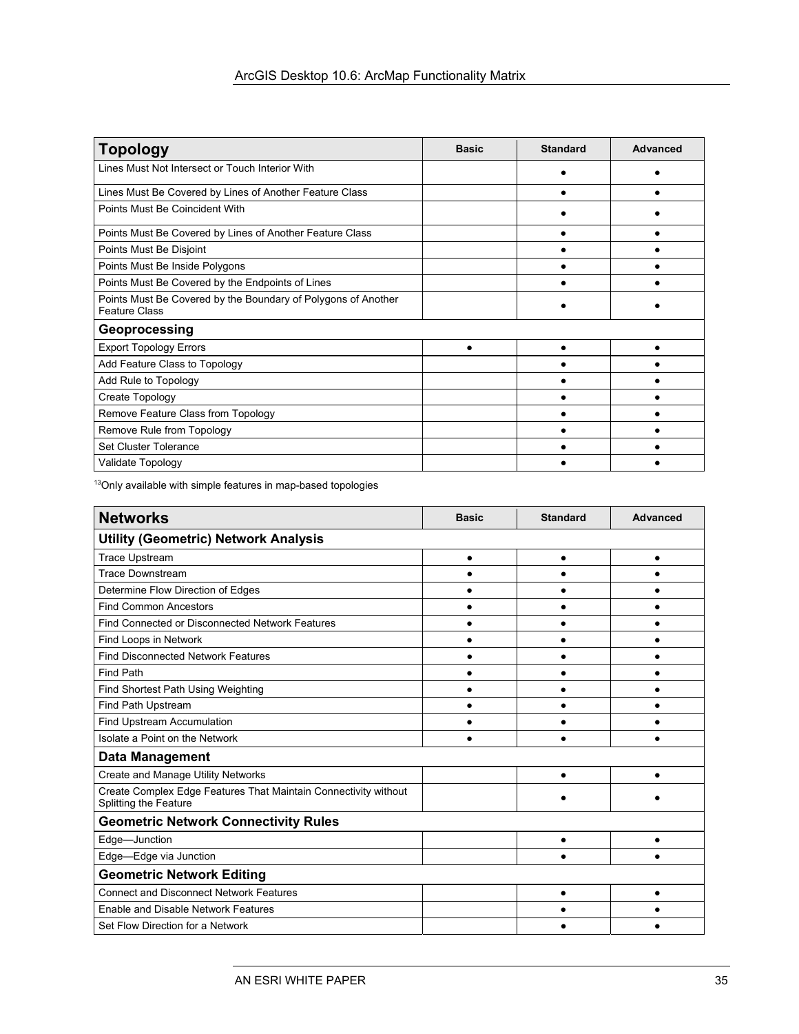| Topology | Basic | Standard | Advanced |
| --- | --- | --- | --- |
| Lines Must Not Intersect or Touch Interior With | | ● | ● |
| Lines Must Be Covered by Lines of Another Feature Class | | ● | ● |
| Points Must Be Coincident With | | ● | ● |
| Points Must Be Covered by Lines of Another Feature Class | | ● | ● |
| Points Must Be Disjoint | | ● | ● |
| Points Must Be Inside Polygons | | ● | ● |
| Points Must Be Covered by the Endpoints of Lines | | ● | ● |
| Points Must Be Covered by the Boundary of Polygons of Another Feature Class | | ● | ● |
| **Geoprocessing** | | | |
| Export Topology Errors | ● | ● | ● |
| Add Feature Class to Topology | | ● | ● |
| Add Rule to Topology | | ● | ● |
| Create Topology | | ● | ● |
| Remove Feature Class from Topology | | ● | ● |
| Remove Rule from Topology | | ● | ● |
| Set Cluster Tolerance | | ● | ● |
| Validate Topology | | ● | ● |

[13]Only available with simple features in map-based topologies

| Networks | Basic | Standard | Advanced |
| --- | --- | --- | --- |
| **Utility (Geometric) Network Analysis** | | | |
| Trace Upstream | ● | ● | ● |
| Trace Downstream | ● | ● | ● |
| Determine Flow Direction of Edges | ● | ● | ● |
| Find Common Ancestors | ● | ● | ● |
| Find Connected or Disconnected Network Features | ● | ● | ● |
| Find Loops in Network | ● | ● | ● |
| Find Disconnected Network Features | ● | ● | ● |
| Find Path | ● | ● | ● |
| Find Shortest Path Using Weighting | ● | ● | ● |
| Find Path Upstream | ● | ● | ● |
| Find Upstream Accumulation | ● | ● | ● |
| Isolate a Point on the Network | ● | ● | ● |
| **Data Management** | | | |
| Create and Manage Utility Networks | | ● | ● |
| Create Complex Edge Features That Maintain Connectivity without Splitting the Feature | | ● | ● |
| **Geometric Network Connectivity Rules** | | | |
| Edge—Junction | | ● | ● |
| Edge—Edge via Junction | | ● | ● |
| **Geometric Network Editing** | | | |
| Connect and Disconnect Network Features | | ● | ● |
| Enable and Disable Network Features | | ● | ● |
| Set Flow Direction for a Network | | ● | ● |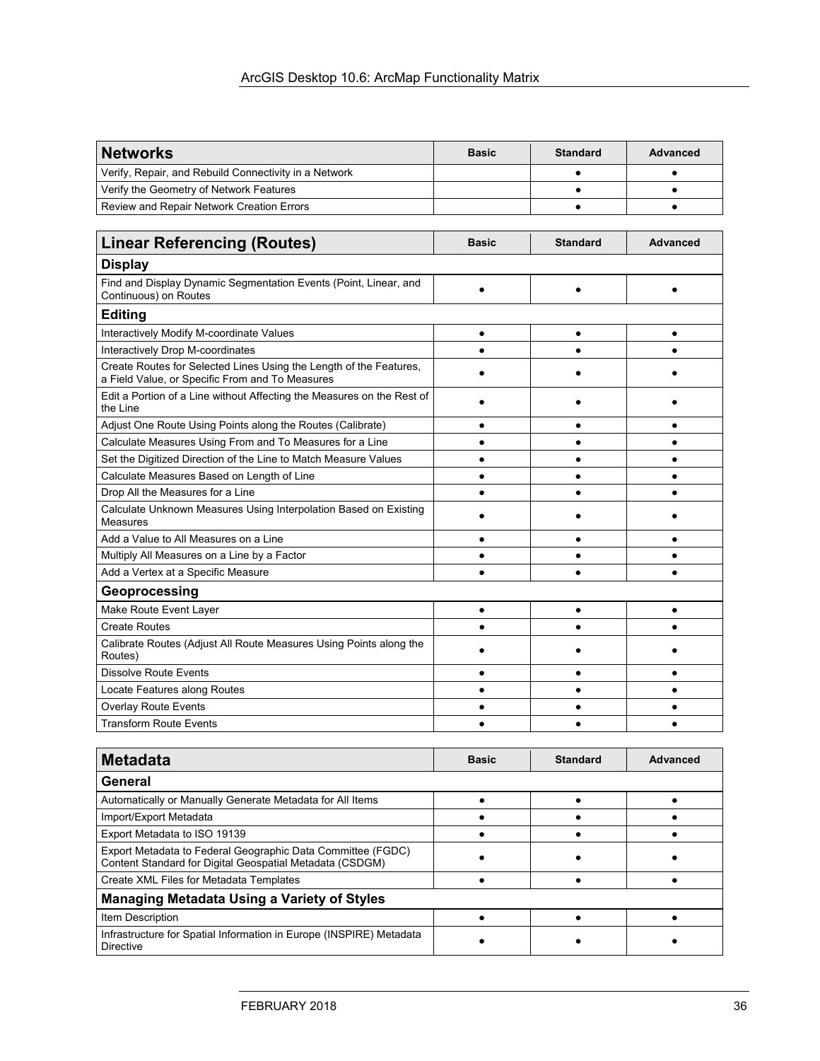| Networks | Basic | Standard | Advanced |
| --- | --- | --- | --- |
| Verify, Repair, and Rebuild Connectivity in a Network | | ● | ● |
| Verify the Geometry of Network Features | | ● | ● |
| Review and Repair Network Creation Errors | | ● | ● |

| Linear Referencing (Routes) | Basic | Standard | Advanced |
| --- | --- | --- | --- |
| **Display** | | | |
| Find and Display Dynamic Segmentation Events (Point, Linear, and Continuous) on Routes | ● | ● | ● |
| **Editing** | | | |
| Interactively Modify M-coordinate Values | ● | ● | ● |
| Interactively Drop M-coordinates | ● | ● | ● |
| Create Routes for Selected Lines Using the Length of the Features, a Field Value, or Specific From and To Measures | ● | ● | ● |
| Edit a Portion of a Line without Affecting the Measures on the Rest of the Line | ● | ● | ● |
| Adjust One Route Using Points along the Routes (Calibrate) | ● | ● | ● |
| Calculate Measures Using From and To Measures for a Line | ● | ● | ● |
| Set the Digitized Direction of the Line to Match Measure Values | ● | ● | ● |
| Calculate Measures Based on Length of Line | ● | ● | ● |
| Drop All the Measures for a Line | ● | ● | ● |
| Calculate Unknown Measures Using Interpolation Based on Existing Measures | ● | ● | ● |
| Add a Value to All Measures on a Line | ● | ● | ● |
| Multiply All Measures on a Line by a Factor | ● | ● | ● |
| Add a Vertex at a Specific Measure | ● | ● | ● |
| **Geoprocessing** | | | |
| Make Route Event Layer | ● | ● | ● |
| Create Routes | ● | ● | ● |
| Calibrate Routes (Adjust All Route Measures Using Points along the Routes) | ● | ● | ● |
| Dissolve Route Events | ● | ● | ● |
| Locate Features along Routes | ● | ● | ● |
| Overlay Route Events | ● | ● | ● |
| Transform Route Events | ● | ● | ● |

| Metadata | Basic | Standard | Advanced |
| --- | --- | --- | --- |
| **General** | | | |
| Automatically or Manually Generate Metadata for All Items | ● | ● | ● |
| Import/Export Metadata | ● | ● | ● |
| Export Metadata to ISO 19139 | ● | ● | ● |
| Export Metadata to Federal Geographic Data Committee (FGDC) Content Standard for Digital Geospatial Metadata (CSDGM) | ● | ● | ● |
| Create XML Files for Metadata Templates | ● | ● | ● |
| **Managing Metadata Using a Variety of Styles** | | | |
| Item Description | ● | ● | ● |
| Infrastructure for Spatial Information in Europe (INSPIRE) Metadata Directive | ● | ● | ● |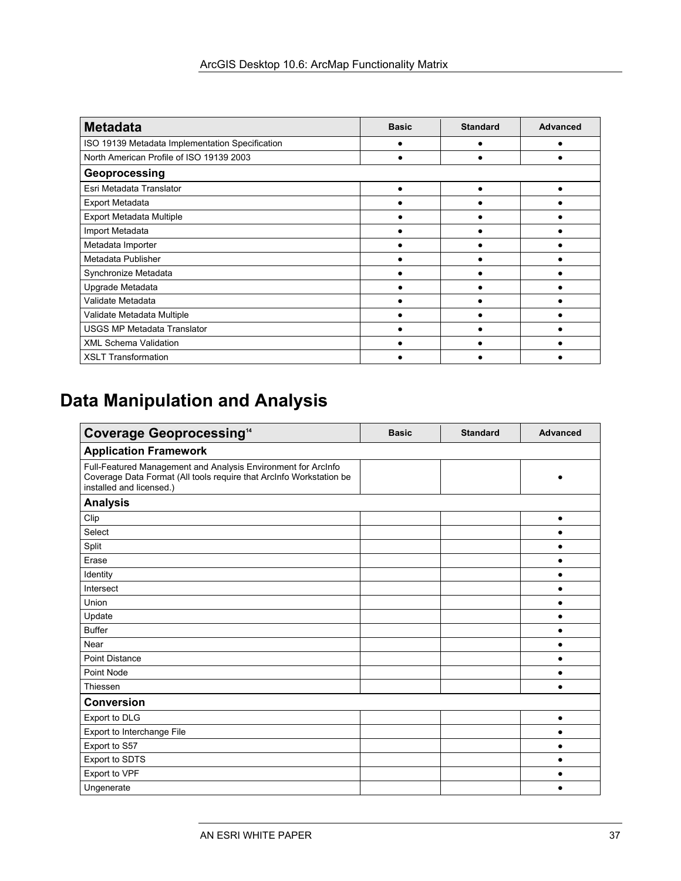| Metadata | Basic | Standard | Advanced |
| --- | --- | --- | --- |
| ISO 19139 Metadata Implementation Specification | ● | ● | ● |
| North American Profile of ISO 19139 2003 | ● | ● | ● |
| **Geoprocessing** | | | |
| Esri Metadata Translator | ● | ● | ● |
| Export Metadata | ● | ● | ● |
| Export Metadata Multiple | ● | ● | ● |
| Import Metadata | ● | ● | ● |
| Metadata Importer | ● | ● | ● |
| Metadata Publisher | ● | ● | ● |
| Synchronize Metadata | ● | ● | ● |
| Upgrade Metadata | ● | ● | ● |
| Validate Metadata | ● | ● | ● |
| Validate Metadata Multiple | ● | ● | ● |
| USGS MP Metadata Translator | ● | ● | ● |
| XML Schema Validation | ● | ● | ● |
| XSLT Transformation | ● | ● | ● |

# Data Manipulation and Analysis

| Coverage Geoprocessing[14] | Basic | Standard | Advanced |
| --- | --- | --- | --- |
| **Application Framework** | | | |
| Full-Featured Management and Analysis Environment for ArcInfo Coverage Data Format (All tools require that ArcInfo Workstation be installed and licensed.) | | | ● |
| **Analysis** | | | |
| Clip | | | ● |
| Select | | | ● |
| Split | | | ● |
| Erase | | | ● |
| Identity | | | ● |
| Intersect | | | ● |
| Union | | | ● |
| Update | | | ● |
| Buffer | | | ● |
| Near | | | ● |
| Point Distance | | | ● |
| Point Node | | | ● |
| Thiessen | | | ● |
| **Conversion** | | | |
| Export to DLG | | | ● |
| Export to Interchange File | | | ● |
| Export to S57 | | | ● |
| Export to SDTS | | | ● |
| Export to VPF | | | ● |
| Ungenerate | | | ● |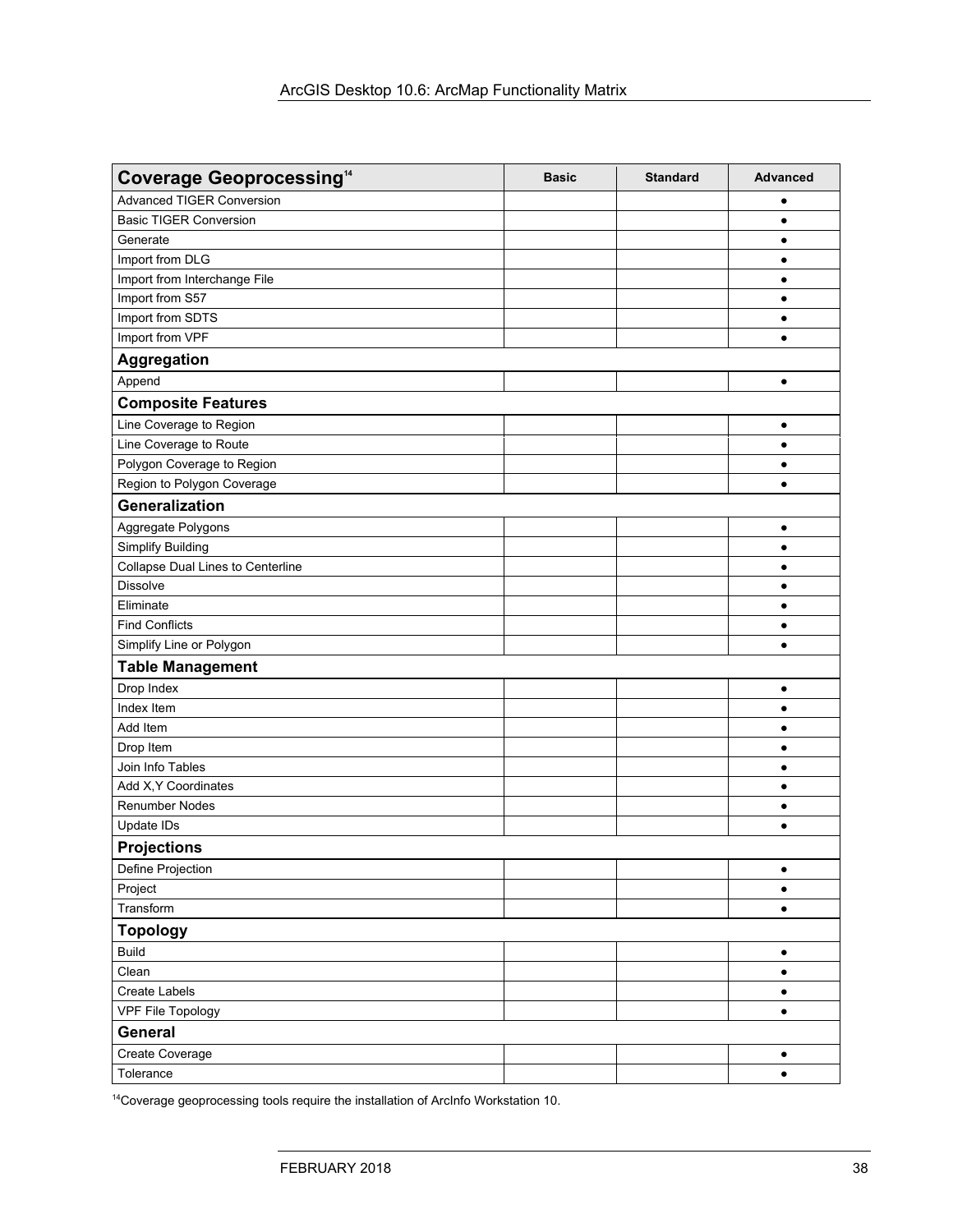| Coverage Geoprocessing[14] | Basic | Standard | Advanced |
|---|---|---|---|
| Advanced TIGER Conversion | | | ● |
| Basic TIGER Conversion | | | ● |
| Generate | | | ● |
| Import from DLG | | | ● |
| Import from Interchange File | | | ● |
| Import from S57 | | | ● |
| Import from SDTS | | | ● |
| Import from VPF | | | ● |
| **Aggregation** | | | |
| Append | | | ● |
| **Composite Features** | | | |
| Line Coverage to Region | | | ● |
| Line Coverage to Route | | | ● |
| Polygon Coverage to Region | | | ● |
| Region to Polygon Coverage | | | ● |
| **Generalization** | | | |
| Aggregate Polygons | | | ● |
| Simplify Building | | | ● |
| Collapse Dual Lines to Centerline | | | ● |
| Dissolve | | | ● |
| Eliminate | | | ● |
| Find Conflicts | | | ● |
| Simplify Line or Polygon | | | ● |
| **Table Management** | | | |
| Drop Index | | | ● |
| Index Item | | | ● |
| Add Item | | | ● |
| Drop Item | | | ● |
| Join Info Tables | | | ● |
| Add X,Y Coordinates | | | ● |
| Renumber Nodes | | | ● |
| Update IDs | | | ● |
| **Projections** | | | |
| Define Projection | | | ● |
| Project | | | ● |
| Transform | | | ● |
| **Topology** | | | |
| Build | | | ● |
| Clean | | | ● |
| Create Labels | | | ● |
| VPF File Topology | | | ● |
| **General** | | | |
| Create Coverage | | | ● |
| Tolerance | | | ● |

[14]Coverage geoprocessing tools require the installation of ArcInfo Workstation 10.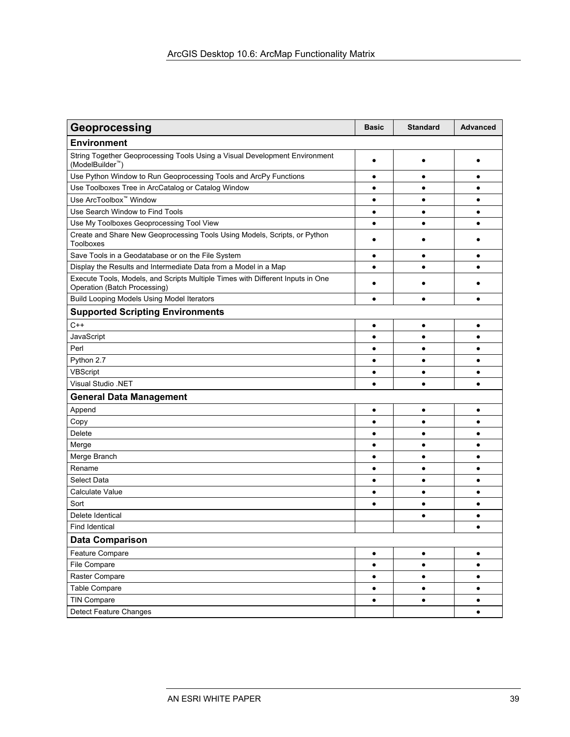| Geoprocessing | Basic | Standard | Advanced |
|---|---|---|---|
| **Environment** | | | |
| String Together Geoprocessing Tools Using a Visual Development Environment (ModelBuilder™) | ● | ● | ● |
| Use Python Window to Run Geoprocessing Tools and ArcPy Functions | ● | ● | ● |
| Use Toolboxes Tree in ArcCatalog or Catalog Window | ● | ● | ● |
| Use ArcToolbox™ Window | ● | ● | ● |
| Use Search Window to Find Tools | ● | ● | ● |
| Use My Toolboxes Geoprocessing Tool View | ● | ● | ● |
| Create and Share New Geoprocessing Tools Using Models, Scripts, or Python Toolboxes | ● | ● | ● |
| Save Tools in a Geodatabase or on the File System | ● | ● | ● |
| Display the Results and Intermediate Data from a Model in a Map | ● | ● | ● |
| Execute Tools, Models, and Scripts Multiple Times with Different Inputs in One Operation (Batch Processing) | ● | ● | ● |
| Build Looping Models Using Model Iterators | ● | ● | ● |
| **Supported Scripting Environments** | | | |
| C++ | ● | ● | ● |
| JavaScript | ● | ● | ● |
| Perl | ● | ● | ● |
| Python 2.7 | ● | ● | ● |
| VBScript | ● | ● | ● |
| Visual Studio .NET | ● | ● | ● |
| **General Data Management** | | | |
| Append | ● | ● | ● |
| Copy | ● | ● | ● |
| Delete | ● | ● | ● |
| Merge | ● | ● | ● |
| Merge Branch | ● | ● | ● |
| Rename | ● | ● | ● |
| Select Data | ● | ● | ● |
| Calculate Value | ● | ● | ● |
| Sort | ● | ● | ● |
| Delete Identical | | ● | ● |
| Find Identical | | | ● |
| **Data Comparison** | | | |
| Feature Compare | ● | ● | ● |
| File Compare | ● | ● | ● |
| Raster Compare | ● | ● | ● |
| Table Compare | ● | ● | ● |
| TIN Compare | ● | ● | ● |
| Detect Feature Changes | | | ● |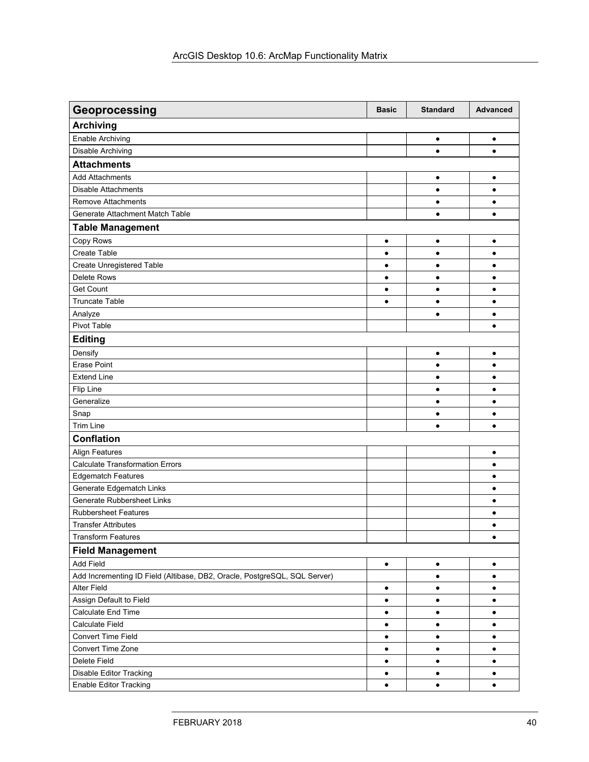| Geoprocessing | Basic | Standard | Advanced |
|---|---|---|---|
| **Archiving** | | | |
| Enable Archiving | | ● | ● |
| Disable Archiving | | ● | ● |
| **Attachments** | | | |
| Add Attachments | | ● | ● |
| Disable Attachments | | ● | ● |
| Remove Attachments | | ● | ● |
| Generate Attachment Match Table | | ● | ● |
| **Table Management** | | | |
| Copy Rows | ● | ● | ● |
| Create Table | ● | ● | ● |
| Create Unregistered Table | ● | ● | ● |
| Delete Rows | ● | ● | ● |
| Get Count | ● | ● | ● |
| Truncate Table | ● | ● | ● |
| Analyze | | ● | ● |
| Pivot Table | | | ● |
| **Editing** | | | |
| Densify | | ● | ● |
| Erase Point | | ● | ● |
| Extend Line | | ● | ● |
| Flip Line | | ● | ● |
| Generalize | | ● | ● |
| Snap | | ● | ● |
| Trim Line | | ● | ● |
| **Conflation** | | | |
| Align Features | | | ● |
| Calculate Transformation Errors | | | ● |
| Edgematch Features | | | ● |
| Generate Edgematch Links | | | ● |
| Generate Rubbersheet Links | | | ● |
| Rubbersheet Features | | | ● |
| Transfer Attributes | | | ● |
| Transform Features | | | ● |
| **Field Management** | | | |
| Add Field | ● | ● | ● |
| Add Incrementing ID Field (Altibase, DB2, Oracle, PostgreSQL, SQL Server) | | ● | ● |
| Alter Field | ● | ● | ● |
| Assign Default to Field | ● | ● | ● |
| Calculate End Time | ● | ● | ● |
| Calculate Field | ● | ● | ● |
| Convert Time Field | ● | ● | ● |
| Convert Time Zone | ● | ● | ● |
| Delete Field | ● | ● | ● |
| Disable Editor Tracking | ● | ● | ● |
| Enable Editor Tracking | ● | ● | ● |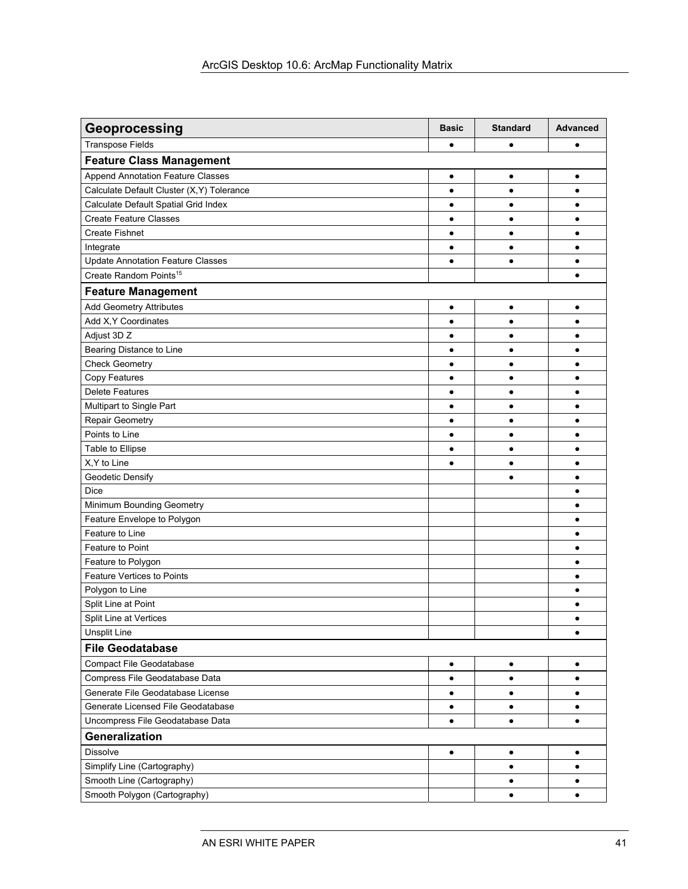| Geoprocessing | Basic | Standard | Advanced |
|---|---|---|---|
| Transpose Fields | ● | ● | ● |
| **Feature Class Management** | | | |
| Append Annotation Feature Classes | ● | ● | ● |
| Calculate Default Cluster (X,Y) Tolerance | ● | ● | ● |
| Calculate Default Spatial Grid Index | ● | ● | ● |
| Create Feature Classes | ● | ● | ● |
| Create Fishnet | ● | ● | ● |
| Integrate | ● | ● | ● |
| Update Annotation Feature Classes | ● | ● | ● |
| Create Random Points[15] | | | ● |
| **Feature Management** | | | |
| Add Geometry Attributes | ● | ● | ● |
| Add X,Y Coordinates | ● | ● | ● |
| Adjust 3D Z | ● | ● | ● |
| Bearing Distance to Line | ● | ● | ● |
| Check Geometry | ● | ● | ● |
| Copy Features | ● | ● | ● |
| Delete Features | ● | ● | ● |
| Multipart to Single Part | ● | ● | ● |
| Repair Geometry | ● | ● | ● |
| Points to Line | ● | ● | ● |
| Table to Ellipse | ● | ● | ● |
| X,Y to Line | ● | ● | ● |
| Geodetic Densify | | ● | ● |
| Dice | | | ● |
| Minimum Bounding Geometry | | | ● |
| Feature Envelope to Polygon | | | ● |
| Feature to Line | | | ● |
| Feature to Point | | | ● |
| Feature to Polygon | | | ● |
| Feature Vertices to Points | | | ● |
| Polygon to Line | | | ● |
| Split Line at Point | | | ● |
| Split Line at Vertices | | | ● |
| Unsplit Line | | | ● |
| **File Geodatabase** | | | |
| Compact File Geodatabase | ● | ● | ● |
| Compress File Geodatabase Data | ● | ● | ● |
| Generate File Geodatabase License | ● | ● | ● |
| Generate Licensed File Geodatabase | ● | ● | ● |
| Uncompress File Geodatabase Data | ● | ● | ● |
| **Generalization** | | | |
| Dissolve | ● | ● | ● |
| Simplify Line (Cartography) | | ● | ● |
| Smooth Line (Cartography) | | ● | ● |
| Smooth Polygon (Cartography) | | ● | ● |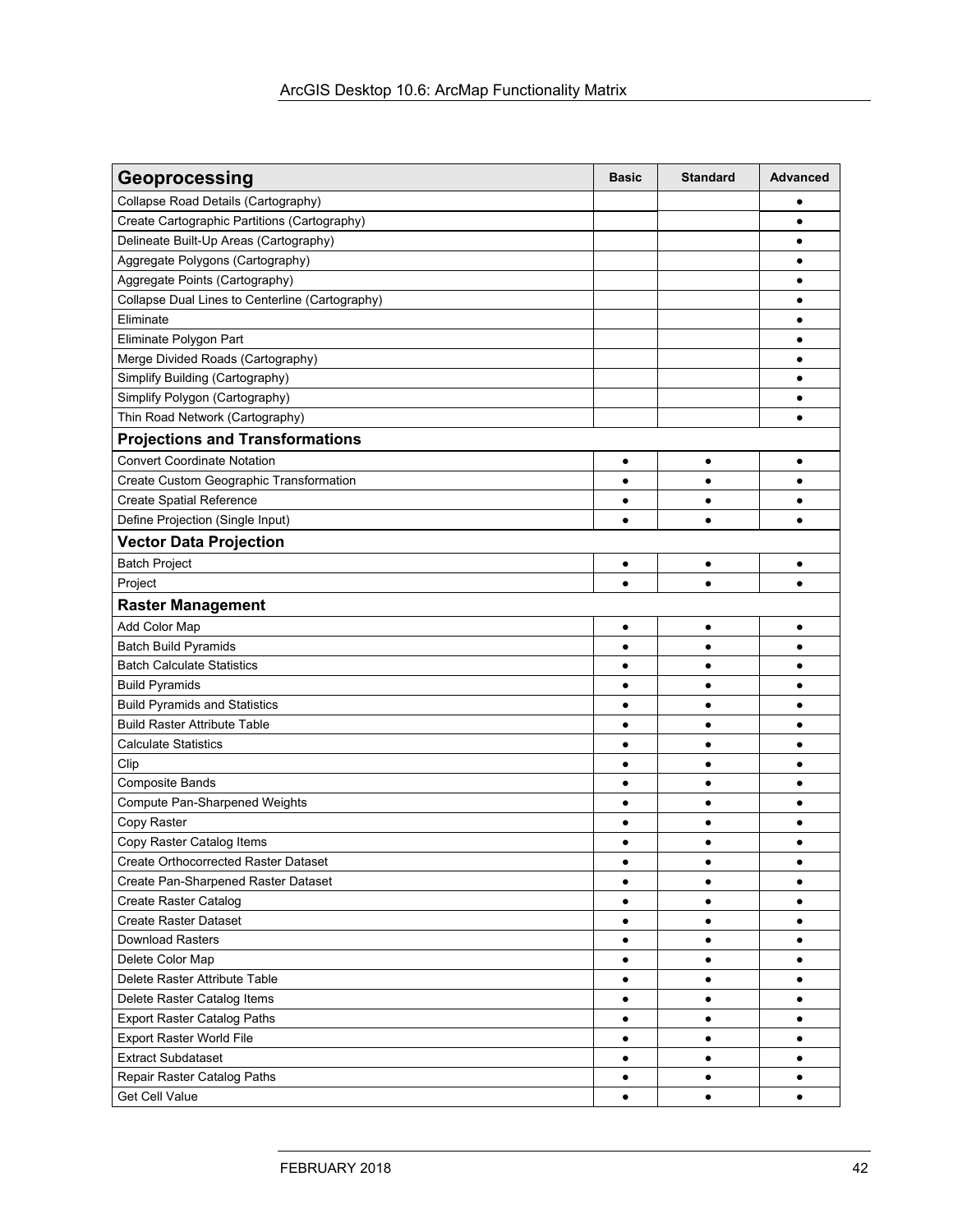| Geoprocessing | Basic | Standard | Advanced |
|---|---|---|---|
| Collapse Road Details (Cartography) | | | ● |
| Create Cartographic Partitions (Cartography) | | | ● |
| Delineate Built-Up Areas (Cartography) | | | ● |
| Aggregate Polygons (Cartography) | | | ● |
| Aggregate Points (Cartography) | | | ● |
| Collapse Dual Lines to Centerline (Cartography) | | | ● |
| Eliminate | | | ● |
| Eliminate Polygon Part | | | ● |
| Merge Divided Roads (Cartography) | | | ● |
| Simplify Building (Cartography) | | | ● |
| Simplify Polygon (Cartography) | | | ● |
| Thin Road Network (Cartography) | | | ● |
| **Projections and Transformations** | | | |
| Convert Coordinate Notation | ● | ● | ● |
| Create Custom Geographic Transformation | ● | ● | ● |
| Create Spatial Reference | ● | ● | ● |
| Define Projection (Single Input) | ● | ● | ● |
| **Vector Data Projection** | | | |
| Batch Project | ● | ● | ● |
| Project | ● | ● | ● |
| **Raster Management** | | | |
| Add Color Map | ● | ● | ● |
| Batch Build Pyramids | ● | ● | ● |
| Batch Calculate Statistics | ● | ● | ● |
| Build Pyramids | ● | ● | ● |
| Build Pyramids and Statistics | ● | ● | ● |
| Build Raster Attribute Table | ● | ● | ● |
| Calculate Statistics | ● | ● | ● |
| Clip | ● | ● | ● |
| Composite Bands | ● | ● | ● |
| Compute Pan-Sharpened Weights | ● | ● | ● |
| Copy Raster | ● | ● | ● |
| Copy Raster Catalog Items | ● | ● | ● |
| Create Orthocorrected Raster Dataset | ● | ● | ● |
| Create Pan-Sharpened Raster Dataset | ● | ● | ● |
| Create Raster Catalog | ● | ● | ● |
| Create Raster Dataset | ● | ● | ● |
| Download Rasters | ● | ● | ● |
| Delete Color Map | ● | ● | ● |
| Delete Raster Attribute Table | ● | ● | ● |
| Delete Raster Catalog Items | ● | ● | ● |
| Export Raster Catalog Paths | ● | ● | ● |
| Export Raster World File | ● | ● | ● |
| Extract Subdataset | ● | ● | ● |
| Repair Raster Catalog Paths | ● | ● | ● |
| Get Cell Value | ● | ● | ● |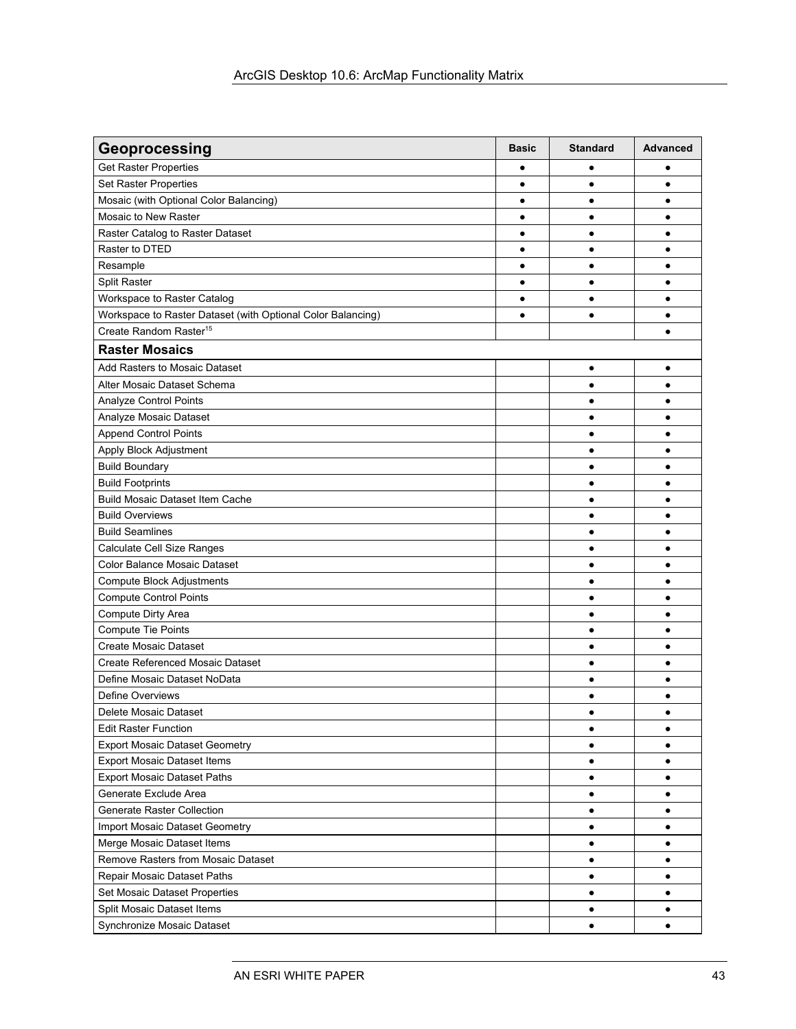| Geoprocessing | Basic | Standard | Advanced |
|---|---|---|---|
| Get Raster Properties | ● | ● | ● |
| Set Raster Properties | ● | ● | ● |
| Mosaic (with Optional Color Balancing) | ● | ● | ● |
| Mosaic to New Raster | ● | ● | ● |
| Raster Catalog to Raster Dataset | ● | ● | ● |
| Raster to DTED | ● | ● | ● |
| Resample | ● | ● | ● |
| Split Raster | ● | ● | ● |
| Workspace to Raster Catalog | ● | ● | ● |
| Workspace to Raster Dataset (with Optional Color Balancing) | ● | ● | ● |
| Create Random Raster[15] | | | ● |
| **Raster Mosaics** | | | |
| Add Rasters to Mosaic Dataset | | ● | ● |
| Alter Mosaic Dataset Schema | | ● | ● |
| Analyze Control Points | | ● | ● |
| Analyze Mosaic Dataset | | ● | ● |
| Append Control Points | | ● | ● |
| Apply Block Adjustment | | ● | ● |
| Build Boundary | | ● | ● |
| Build Footprints | | ● | ● |
| Build Mosaic Dataset Item Cache | | ● | ● |
| Build Overviews | | ● | ● |
| Build Seamlines | | ● | ● |
| Calculate Cell Size Ranges | | ● | ● |
| Color Balance Mosaic Dataset | | ● | ● |
| Compute Block Adjustments | | ● | ● |
| Compute Control Points | | ● | ● |
| Compute Dirty Area | | ● | ● |
| Compute Tie Points | | ● | ● |
| Create Mosaic Dataset | | ● | ● |
| Create Referenced Mosaic Dataset | | ● | ● |
| Define Mosaic Dataset NoData | | ● | ● |
| Define Overviews | | ● | ● |
| Delete Mosaic Dataset | | ● | ● |
| Edit Raster Function | | ● | ● |
| Export Mosaic Dataset Geometry | | ● | ● |
| Export Mosaic Dataset Items | | ● | ● |
| Export Mosaic Dataset Paths | | ● | ● |
| Generate Exclude Area | | ● | ● |
| Generate Raster Collection | | ● | ● |
| Import Mosaic Dataset Geometry | | ● | ● |
| Merge Mosaic Dataset Items | | ● | ● |
| Remove Rasters from Mosaic Dataset | | ● | ● |
| Repair Mosaic Dataset Paths | | ● | ● |
| Set Mosaic Dataset Properties | | ● | ● |
| Split Mosaic Dataset Items | | ● | ● |
| Synchronize Mosaic Dataset | | ● | ● |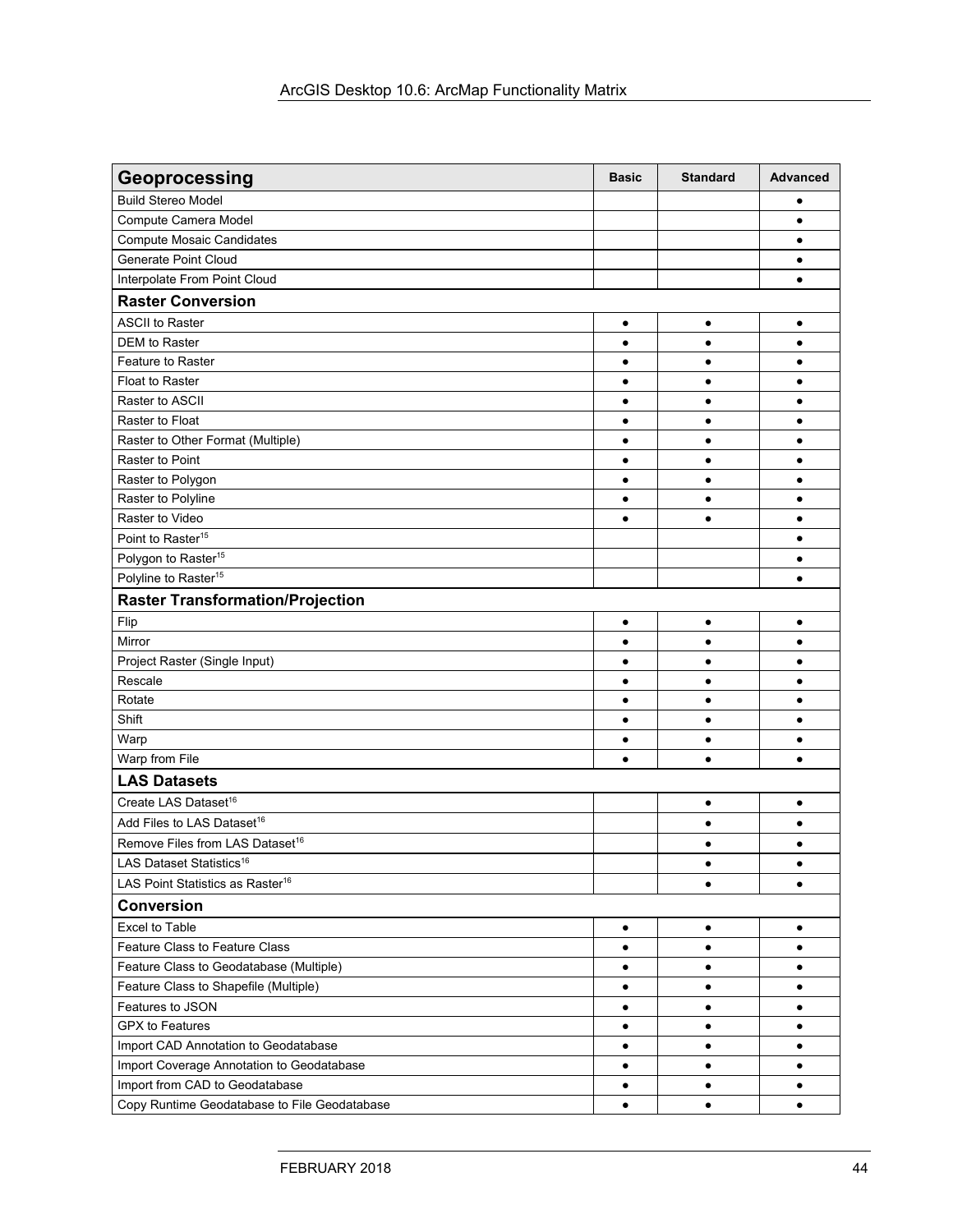| Geoprocessing | Basic | Standard | Advanced |
|---|---|---|---|
| Build Stereo Model | | | ● |
| Compute Camera Model | | | ● |
| Compute Mosaic Candidates | | | ● |
| Generate Point Cloud | | | ● |
| Interpolate From Point Cloud | | | ● |
| **Raster Conversion** | | | |
| ASCII to Raster | ● | ● | ● |
| DEM to Raster | ● | ● | ● |
| Feature to Raster | ● | ● | ● |
| Float to Raster | ● | ● | ● |
| Raster to ASCII | ● | ● | ● |
| Raster to Float | ● | ● | ● |
| Raster to Other Format (Multiple) | ● | ● | ● |
| Raster to Point | ● | ● | ● |
| Raster to Polygon | ● | ● | ● |
| Raster to Polyline | ● | ● | ● |
| Raster to Video | ● | ● | ● |
| Point to Raster[15] | | | ● |
| Polygon to Raster[15] | | | ● |
| Polyline to Raster[15] | | | ● |
| **Raster Transformation/Projection** | | | |
| Flip | ● | ● | ● |
| Mirror | ● | ● | ● |
| Project Raster (Single Input) | ● | ● | ● |
| Rescale | ● | ● | ● |
| Rotate | ● | ● | ● |
| Shift | ● | ● | ● |
| Warp | ● | ● | ● |
| Warp from File | ● | ● | ● |
| **LAS Datasets** | | | |
| Create LAS Dataset[16] | | ● | ● |
| Add Files to LAS Dataset[16] | | ● | ● |
| Remove Files from LAS Dataset[16] | | ● | ● |
| LAS Dataset Statistics[16] | | ● | ● |
| LAS Point Statistics as Raster[16] | | ● | ● |
| **Conversion** | | | |
| Excel to Table | ● | ● | ● |
| Feature Class to Feature Class | ● | ● | ● |
| Feature Class to Geodatabase (Multiple) | ● | ● | ● |
| Feature Class to Shapefile (Multiple) | ● | ● | ● |
| Features to JSON | ● | ● | ● |
| GPX to Features | ● | ● | ● |
| Import CAD Annotation to Geodatabase | ● | ● | ● |
| Import Coverage Annotation to Geodatabase | ● | ● | ● |
| Import from CAD to Geodatabase | ● | ● | ● |
| Copy Runtime Geodatabase to File Geodatabase | ● | ● | ● |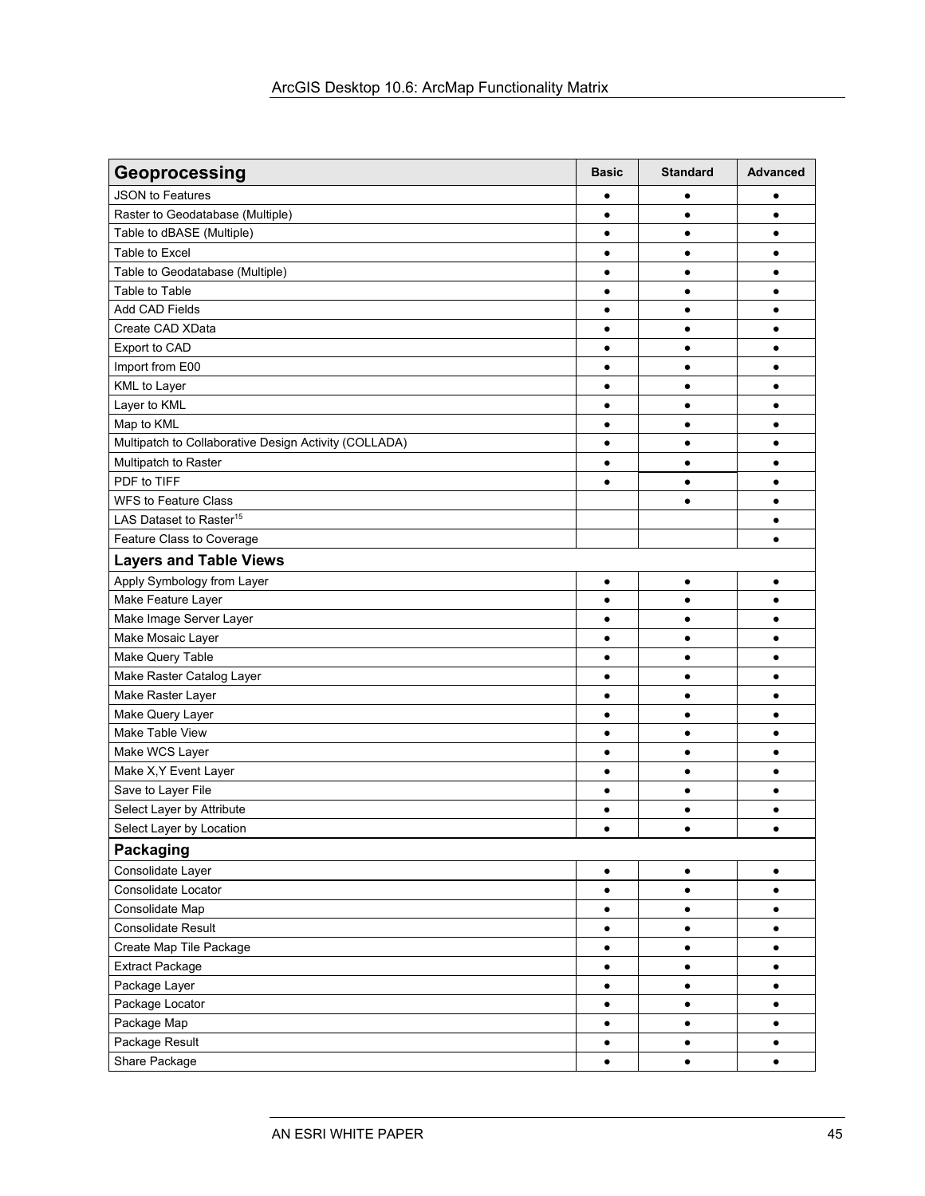| Geoprocessing | Basic | Standard | Advanced |
|---|---|---|---|
| JSON to Features | ● | ● | ● |
| Raster to Geodatabase (Multiple) | ● | ● | ● |
| Table to dBASE (Multiple) | ● | ● | ● |
| Table to Excel | ● | ● | ● |
| Table to Geodatabase (Multiple) | ● | ● | ● |
| Table to Table | ● | ● | ● |
| Add CAD Fields | ● | ● | ● |
| Create CAD XData | ● | ● | ● |
| Export to CAD | ● | ● | ● |
| Import from E00 | ● | ● | ● |
| KML to Layer | ● | ● | ● |
| Layer to KML | ● | ● | ● |
| Map to KML | ● | ● | ● |
| Multipatch to Collaborative Design Activity (COLLADA) | ● | ● | ● |
| Multipatch to Raster | ● | ● | ● |
| PDF to TIFF | ● | ● | ● |
| WFS to Feature Class | | ● | ● |
| LAS Dataset to Raster[15] | | | ● |
| Feature Class to Coverage | | | ● |
| **Layers and Table Views** | | | |
| Apply Symbology from Layer | ● | ● | ● |
| Make Feature Layer | ● | ● | ● |
| Make Image Server Layer | ● | ● | ● |
| Make Mosaic Layer | ● | ● | ● |
| Make Query Table | ● | ● | ● |
| Make Raster Catalog Layer | ● | ● | ● |
| Make Raster Layer | ● | ● | ● |
| Make Query Layer | ● | ● | ● |
| Make Table View | ● | ● | ● |
| Make WCS Layer | ● | ● | ● |
| Make X,Y Event Layer | ● | ● | ● |
| Save to Layer File | ● | ● | ● |
| Select Layer by Attribute | ● | ● | ● |
| Select Layer by Location | ● | ● | ● |
| **Packaging** | | | |
| Consolidate Layer | ● | ● | ● |
| Consolidate Locator | ● | ● | ● |
| Consolidate Map | ● | ● | ● |
| Consolidate Result | ● | ● | ● |
| Create Map Tile Package | ● | ● | ● |
| Extract Package | ● | ● | ● |
| Package Layer | ● | ● | ● |
| Package Locator | ● | ● | ● |
| Package Map | ● | ● | ● |
| Package Result | ● | ● | ● |
| Share Package | ● | ● | ● |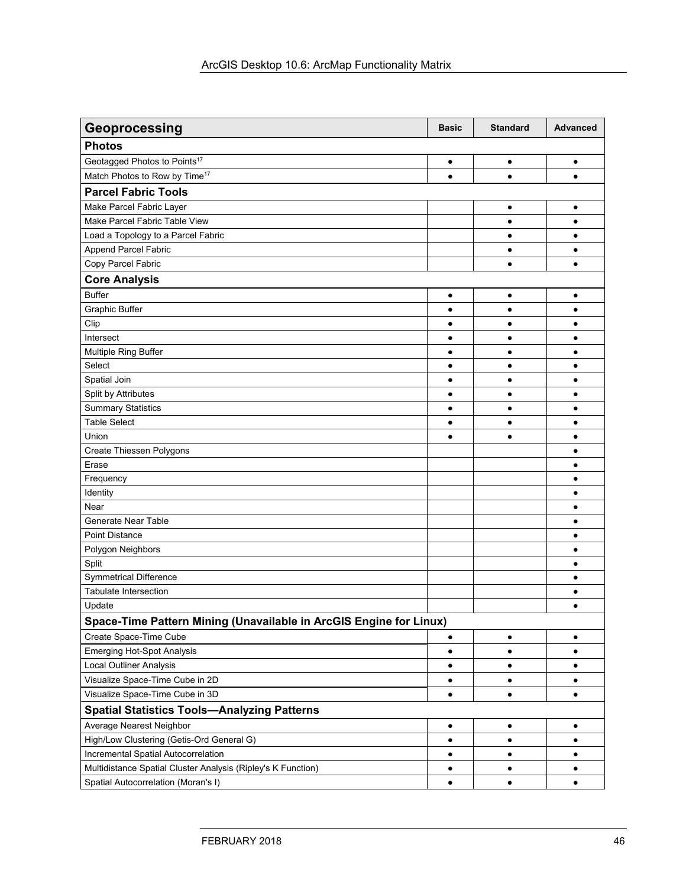| Geoprocessing | Basic | Standard | Advanced |
|---|---|---|---|
| **Photos** | | | |
| Geotagged Photos to Points[17] | ● | ● | ● |
| Match Photos to Row by Time[17] | ● | ● | ● |
| **Parcel Fabric Tools** | | | |
| Make Parcel Fabric Layer | | ● | ● |
| Make Parcel Fabric Table View | | ● | ● |
| Load a Topology to a Parcel Fabric | | ● | ● |
| Append Parcel Fabric | | ● | ● |
| Copy Parcel Fabric | | ● | ● |
| **Core Analysis** | | | |
| Buffer | ● | ● | ● |
| Graphic Buffer | ● | ● | ● |
| Clip | ● | ● | ● |
| Intersect | ● | ● | ● |
| Multiple Ring Buffer | ● | ● | ● |
| Select | ● | ● | ● |
| Spatial Join | ● | ● | ● |
| Split by Attributes | ● | ● | ● |
| Summary Statistics | ● | ● | ● |
| Table Select | ● | ● | ● |
| Union | ● | ● | ● |
| Create Thiessen Polygons | | | ● |
| Erase | | | ● |
| Frequency | | | ● |
| Identity | | | ● |
| Near | | | ● |
| Generate Near Table | | | ● |
| Point Distance | | | ● |
| Polygon Neighbors | | | ● |
| Split | | | ● |
| Symmetrical Difference | | | ● |
| Tabulate Intersection | | | ● |
| Update | | | ● |
| **Space-Time Pattern Mining (Unavailable in ArcGIS Engine for Linux)** | | | |
| Create Space-Time Cube | ● | ● | ● |
| Emerging Hot-Spot Analysis | ● | ● | ● |
| Local Outliner Analysis | ● | ● | ● |
| Visualize Space-Time Cube in 2D | ● | ● | ● |
| Visualize Space-Time Cube in 3D | ● | ● | ● |
| **Spatial Statistics Tools—Analyzing Patterns** | | | |
| Average Nearest Neighbor | ● | ● | ● |
| High/Low Clustering (Getis-Ord General G) | ● | ● | ● |
| Incremental Spatial Autocorrelation | ● | ● | ● |
| Multidistance Spatial Cluster Analysis (Ripley's K Function) | ● | ● | ● |
| Spatial Autocorrelation (Moran's I) | ● | ● | ● |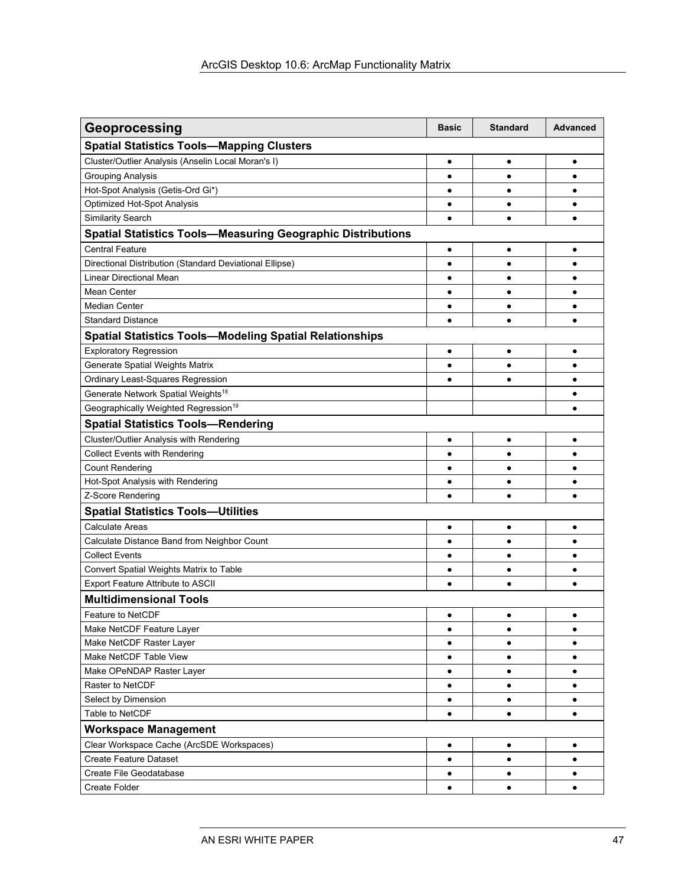| Geoprocessing | Basic | Standard | Advanced |
|---|---|---|---|
| **Spatial Statistics Tools—Mapping Clusters** | | | |
| Cluster/Outlier Analysis (Anselin Local Moran's I) | ● | ● | ● |
| Grouping Analysis | ● | ● | ● |
| Hot-Spot Analysis (Getis-Ord Gi*) | ● | ● | ● |
| Optimized Hot-Spot Analysis | ● | ● | ● |
| Similarity Search | ● | ● | ● |
| **Spatial Statistics Tools—Measuring Geographic Distributions** | | | |
| Central Feature | ● | ● | ● |
| Directional Distribution (Standard Deviational Ellipse) | ● | ● | ● |
| Linear Directional Mean | ● | ● | ● |
| Mean Center | ● | ● | ● |
| Median Center | ● | ● | ● |
| Standard Distance | ● | ● | ● |
| **Spatial Statistics Tools—Modeling Spatial Relationships** | | | |
| Exploratory Regression | ● | ● | ● |
| Generate Spatial Weights Matrix | ● | ● | ● |
| Ordinary Least-Squares Regression | ● | ● | ● |
| Generate Network Spatial Weights[18] | | | ● |
| Geographically Weighted Regression[19] | | | ● |
| **Spatial Statistics Tools—Rendering** | | | |
| Cluster/Outlier Analysis with Rendering | ● | ● | ● |
| Collect Events with Rendering | ● | ● | ● |
| Count Rendering | ● | ● | ● |
| Hot-Spot Analysis with Rendering | ● | ● | ● |
| Z-Score Rendering | ● | ● | ● |
| **Spatial Statistics Tools—Utilities** | | | |
| Calculate Areas | ● | ● | ● |
| Calculate Distance Band from Neighbor Count | ● | ● | ● |
| Collect Events | ● | ● | ● |
| Convert Spatial Weights Matrix to Table | ● | ● | ● |
| Export Feature Attribute to ASCII | ● | ● | ● |
| **Multidimensional Tools** | | | |
| Feature to NetCDF | ● | ● | ● |
| Make NetCDF Feature Layer | ● | ● | ● |
| Make NetCDF Raster Layer | ● | ● | ● |
| Make NetCDF Table View | ● | ● | ● |
| Make OPeNDAP Raster Layer | ● | ● | ● |
| Raster to NetCDF | ● | ● | ● |
| Select by Dimension | ● | ● | ● |
| Table to NetCDF | ● | ● | ● |
| **Workspace Management** | | | |
| Clear Workspace Cache (ArcSDE Workspaces) | ● | ● | ● |
| Create Feature Dataset | ● | ● | ● |
| Create File Geodatabase | ● | ● | ● |
| Create Folder | ● | ● | ● |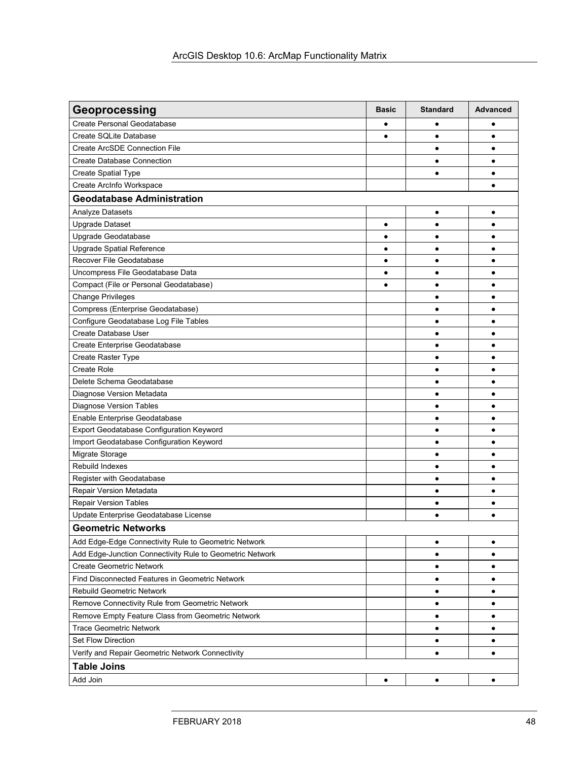| Geoprocessing | Basic | Standard | Advanced |
|---|---|---|---|
| Create Personal Geodatabase | ● | ● | ● |
| Create SQLite Database | ● | ● | ● |
| Create ArcSDE Connection File | | ● | ● |
| Create Database Connection | | ● | ● |
| Create Spatial Type | | ● | ● |
| Create ArcInfo Workspace | | | ● |
| **Geodatabase Administration** | | | |
| Analyze Datasets | | ● | ● |
| Upgrade Dataset | ● | ● | ● |
| Upgrade Geodatabase | ● | ● | ● |
| Upgrade Spatial Reference | ● | ● | ● |
| Recover File Geodatabase | ● | ● | ● |
| Uncompress File Geodatabase Data | ● | ● | ● |
| Compact (File or Personal Geodatabase) | ● | ● | ● |
| Change Privileges | | ● | ● |
| Compress (Enterprise Geodatabase) | | ● | ● |
| Configure Geodatabase Log File Tables | | ● | ● |
| Create Database User | | ● | ● |
| Create Enterprise Geodatabase | | ● | ● |
| Create Raster Type | | ● | ● |
| Create Role | | ● | ● |
| Delete Schema Geodatabase | | ● | ● |
| Diagnose Version Metadata | | ● | ● |
| Diagnose Version Tables | | ● | ● |
| Enable Enterprise Geodatabase | | ● | ● |
| Export Geodatabase Configuration Keyword | | ● | ● |
| Import Geodatabase Configuration Keyword | | ● | ● |
| Migrate Storage | | ● | ● |
| Rebuild Indexes | | ● | ● |
| Register with Geodatabase | | ● | ● |
| Repair Version Metadata | | ● | ● |
| Repair Version Tables | | ● | ● |
| Update Enterprise Geodatabase License | | ● | ● |
| **Geometric Networks** | | | |
| Add Edge-Edge Connectivity Rule to Geometric Network | | ● | ● |
| Add Edge-Junction Connectivity Rule to Geometric Network | | ● | ● |
| Create Geometric Network | | ● | ● |
| Find Disconnected Features in Geometric Network | | ● | ● |
| Rebuild Geometric Network | | ● | ● |
| Remove Connectivity Rule from Geometric Network | | ● | ● |
| Remove Empty Feature Class from Geometric Network | | ● | ● |
| Trace Geometric Network | | ● | ● |
| Set Flow Direction | | ● | ● |
| Verify and Repair Geometric Network Connectivity | | ● | ● |
| **Table Joins** | | | |
| Add Join | ● | ● | ● |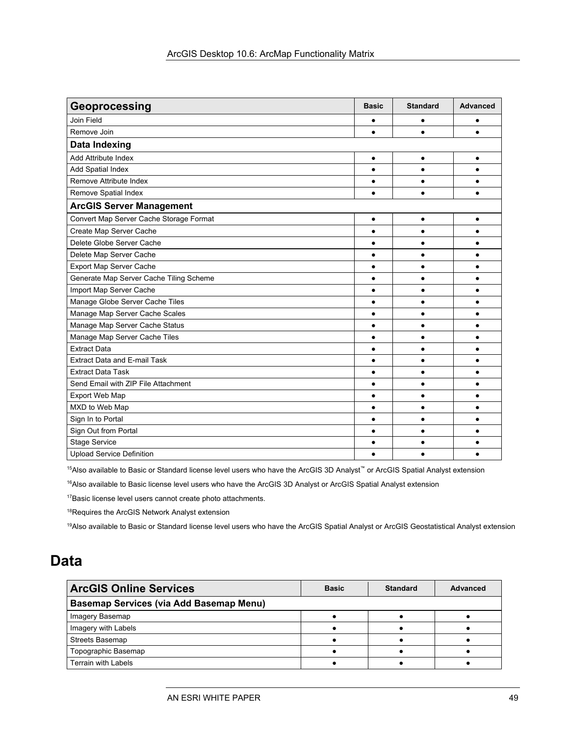| Geoprocessing | Basic | Standard | Advanced |
|---|---|---|---|
| Join Field | ● | ● | ● |
| Remove Join | ● | ● | ● |
| **Data Indexing** | | | |
| Add Attribute Index | ● | ● | ● |
| Add Spatial Index | ● | ● | ● |
| Remove Attribute Index | ● | ● | ● |
| Remove Spatial Index | ● | ● | ● |
| **ArcGIS Server Management** | | | |
| Convert Map Server Cache Storage Format | ● | ● | ● |
| Create Map Server Cache | ● | ● | ● |
| Delete Globe Server Cache | ● | ● | ● |
| Delete Map Server Cache | ● | ● | ● |
| Export Map Server Cache | ● | ● | ● |
| Generate Map Server Cache Tiling Scheme | ● | ● | ● |
| Import Map Server Cache | ● | ● | ● |
| Manage Globe Server Cache Tiles | ● | ● | ● |
| Manage Map Server Cache Scales | ● | ● | ● |
| Manage Map Server Cache Status | ● | ● | ● |
| Manage Map Server Cache Tiles | ● | ● | ● |
| Extract Data | ● | ● | ● |
| Extract Data and E-mail Task | ● | ● | ● |
| Extract Data Task | ● | ● | ● |
| Send Email with ZIP File Attachment | ● | ● | ● |
| Export Web Map | ● | ● | ● |
| MXD to Web Map | ● | ● | ● |
| Sign In to Portal | ● | ● | ● |
| Sign Out from Portal | ● | ● | ● |
| Stage Service | ● | ● | ● |
| Upload Service Definition | ● | ● | ● |

[15]Also available to Basic or Standard license level users who have the ArcGIS 3D Analyst™ or ArcGIS Spatial Analyst extension

[16]Also available to Basic license level users who have the ArcGIS 3D Analyst or ArcGIS Spatial Analyst extension

[17]Basic license level users cannot create photo attachments.

[18]Requires the ArcGIS Network Analyst extension

[19]Also available to Basic or Standard license level users who have the ArcGIS Spatial Analyst or ArcGIS Geostatistical Analyst extension

# Data

| ArcGIS Online Services | Basic | Standard | Advanced |
|---|---|---|---|
| **Basemap Services (via Add Basemap Menu)** | | | |
| Imagery Basemap | ● | ● | ● |
| Imagery with Labels | ● | ● | ● |
| Streets Basemap | ● | ● | ● |
| Topographic Basemap | ● | ● | ● |
| Terrain with Labels | ● | ● | ● |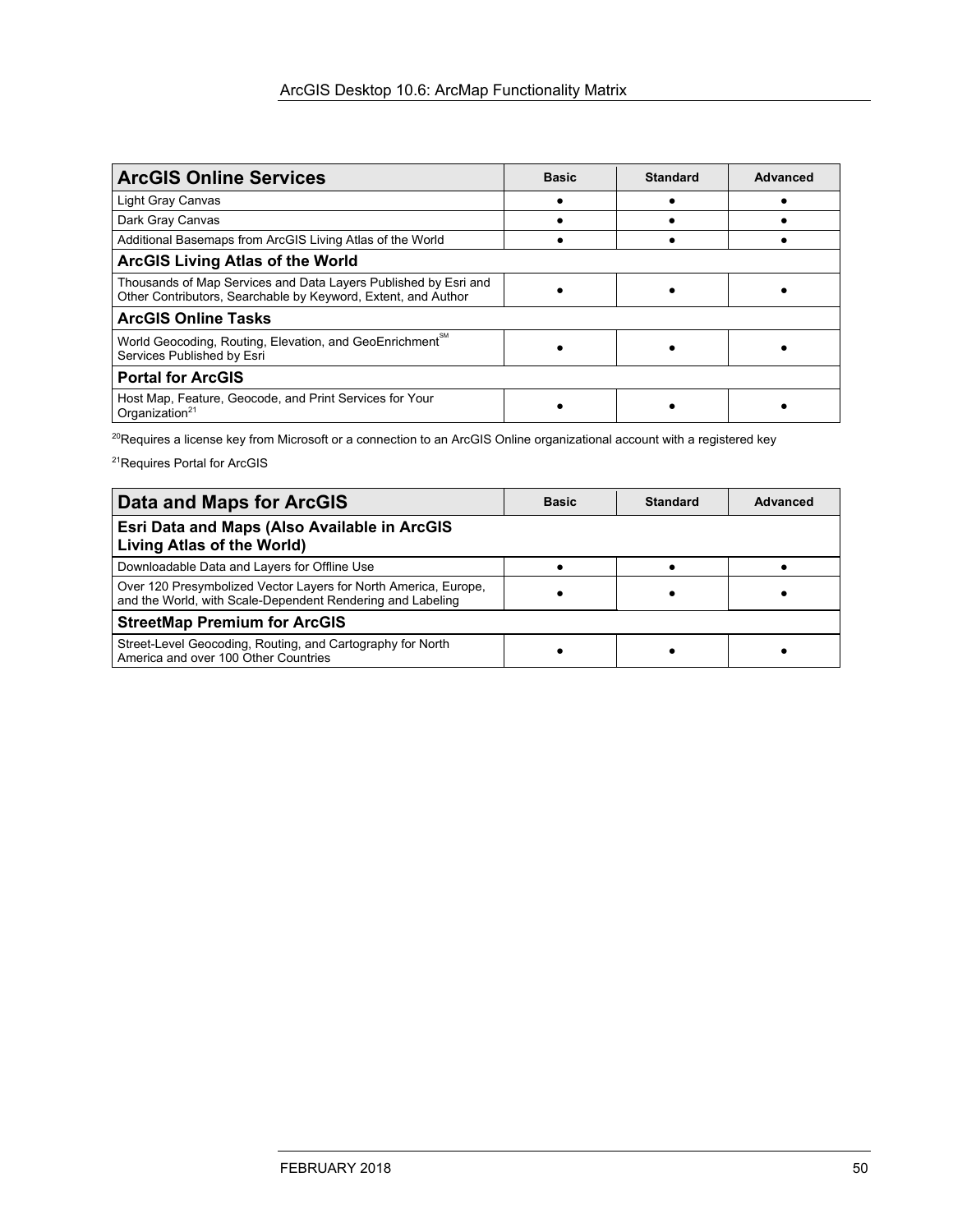| ArcGIS Online Services | Basic | Standard | Advanced |
| --- | --- | --- | --- |
| Light Gray Canvas | ● | ● | ● |
| Dark Gray Canvas | ● | ● | ● |
| Additional Basemaps from ArcGIS Living Atlas of the World | ● | ● | ● |
| **ArcGIS Living Atlas of the World** | | | |
| Thousands of Map Services and Data Layers Published by Esri and Other Contributors, Searchable by Keyword, Extent, and Author | ● | ● | ● |
| **ArcGIS Online Tasks** | | | |
| World Geocoding, Routing, Elevation, and GeoEnrichment℠ Services Published by Esri | ● | ● | ● |
| **Portal for ArcGIS** | | | |
| Host Map, Feature, Geocode, and Print Services for Your Organization[21] | ● | ● | ● |

[20]Requires a license key from Microsoft or a connection to an ArcGIS Online organizational account with a registered key

[21]Requires Portal for ArcGIS

| Data and Maps for ArcGIS | Basic | Standard | Advanced |
| --- | --- | --- | --- |
| **Esri Data and Maps (Also Available in ArcGIS Living Atlas of the World)** | | | |
| Downloadable Data and Layers for Offline Use | ● | ● | ● |
| Over 120 Presymbolized Vector Layers for North America, Europe, and the World, with Scale-Dependent Rendering and Labeling | ● | ● | ● |
| **StreetMap Premium for ArcGIS** | | | |
| Street-Level Geocoding, Routing, and Cartography for North America and over 100 Other Countries | ● | ● | ● |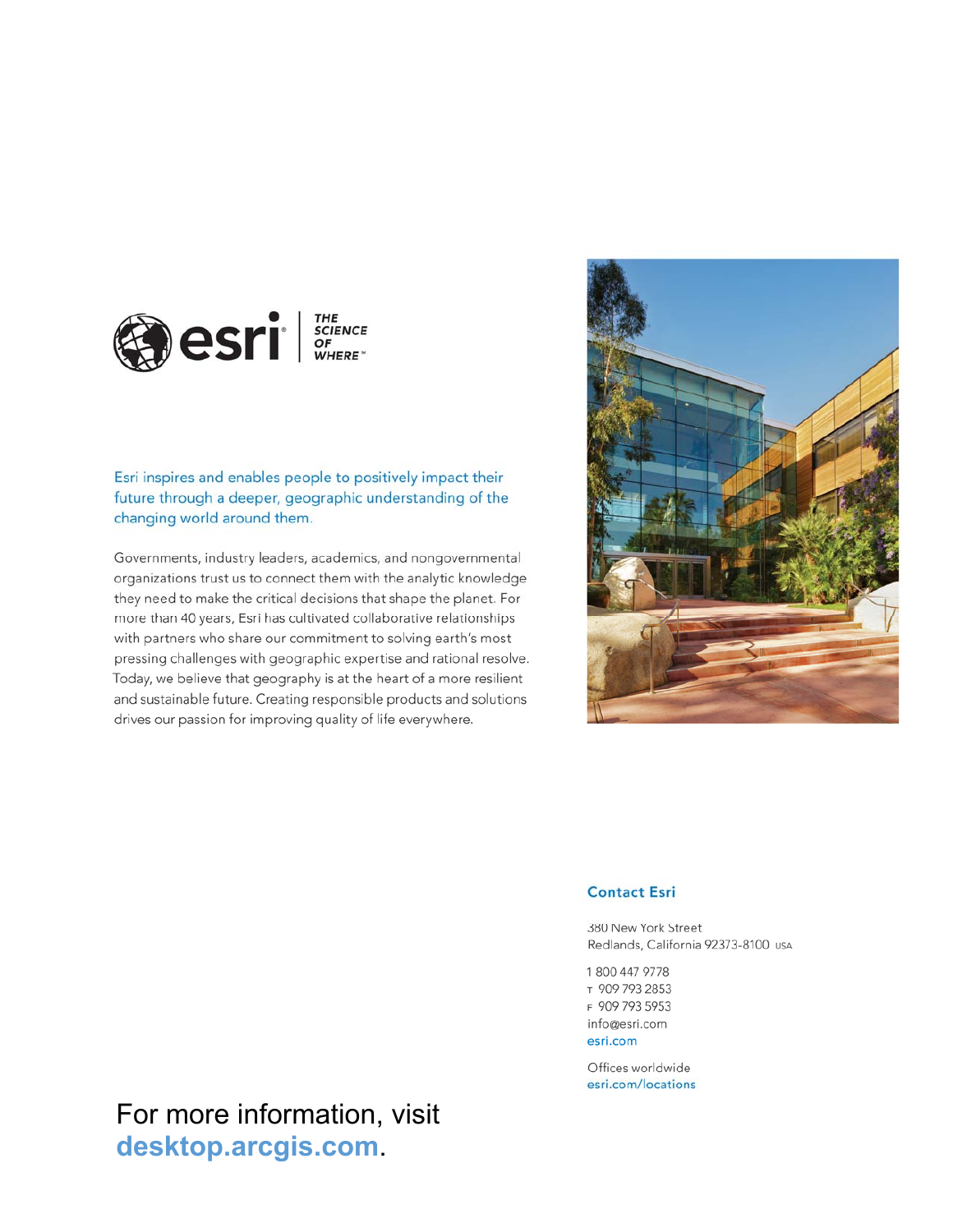esri | THE SCIENCE OF WHERE™

Esri inspires and enables people to positively impact their future through a deeper, geographic understanding of the changing world around them.

Governments, industry leaders, academics, and nongovernmental organizations trust us to connect them with the analytic knowledge they need to make the critical decisions that shape the planet. For more than 40 years, Esri has cultivated collaborative relationships with partners who share our commitment to solving earth's most pressing challenges with geographic expertise and rational resolve. Today, we believe that geography is at the heart of a more resilient and sustainable future. Creating responsible products and solutions drives our passion for improving quality of life everywhere.

## Contact Esri

380 New York Street
Redlands, California 92373-8100 USA

1 800 447 9778
T 909 793 2853
F 909 793 5953
info@esri.com
esri.com

Offices worldwide
esri.com/locations

For more information, visit **desktop.arcgis.com**.